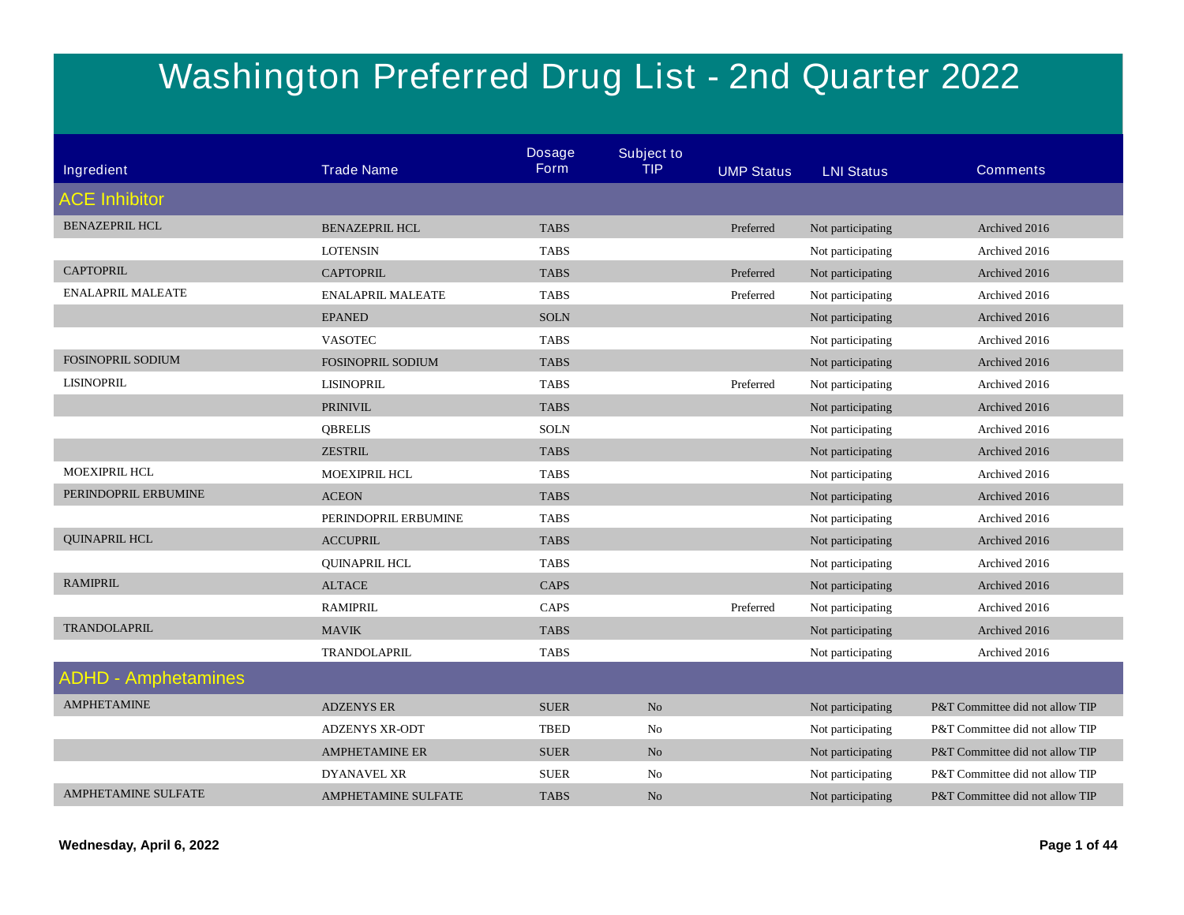# Washington Preferred Drug List - 2nd Quarter 2022

| Ingredient | Trade Name | Dosage Form | Subject to TIP | UMP Status | LNI Status | Comments |
|---|---|---|---|---|---|---|
| **ACE Inhibitor** | | | | | | |
| BENAZEPRIL HCL | BENAZEPRIL HCL | TABS | | Preferred | Not participating | Archived 2016 |
| | LOTENSIN | TABS | | | Not participating | Archived 2016 |
| CAPTOPRIL | CAPTOPRIL | TABS | | Preferred | Not participating | Archived 2016 |
| ENALAPRIL MALEATE | ENALAPRIL MALEATE | TABS | | Preferred | Not participating | Archived 2016 |
| | EPANED | SOLN | | | Not participating | Archived 2016 |
| | VASOTEC | TABS | | | Not participating | Archived 2016 |
| FOSINOPRIL SODIUM | FOSINOPRIL SODIUM | TABS | | | Not participating | Archived 2016 |
| LISINOPRIL | LISINOPRIL | TABS | | Preferred | Not participating | Archived 2016 |
| | PRINIVIL | TABS | | | Not participating | Archived 2016 |
| | QBRELIS | SOLN | | | Not participating | Archived 2016 |
| | ZESTRIL | TABS | | | Not participating | Archived 2016 |
| MOEXIPRIL HCL | MOEXIPRIL HCL | TABS | | | Not participating | Archived 2016 |
| PERINDOPRIL ERBUMINE | ACEON | TABS | | | Not participating | Archived 2016 |
| | PERINDOPRIL ERBUMINE | TABS | | | Not participating | Archived 2016 |
| QUINAPRIL HCL | ACCUPRIL | TABS | | | Not participating | Archived 2016 |
| | QUINAPRIL HCL | TABS | | | Not participating | Archived 2016 |
| RAMIPRIL | ALTACE | CAPS | | | Not participating | Archived 2016 |
| | RAMIPRIL | CAPS | | Preferred | Not participating | Archived 2016 |
| TRANDOLAPRIL | MAVIK | TABS | | | Not participating | Archived 2016 |
| | TRANDOLAPRIL | TABS | | | Not participating | Archived 2016 |
| **ADHD - Amphetamines** | | | | | | |
| AMPHETAMINE | ADZENYS ER | SUER | No | | Not participating | P&T Committee did not allow TIP |
| | ADZENYS XR-ODT | TBED | No | | Not participating | P&T Committee did not allow TIP |
| | AMPHETAMINE ER | SUER | No | | Not participating | P&T Committee did not allow TIP |
| | DYANAVEL XR | SUER | No | | Not participating | P&T Committee did not allow TIP |
| AMPHETAMINE SULFATE | AMPHETAMINE SULFATE | TABS | No | | Not participating | P&T Committee did not allow TIP |

Wednesday, April 6, 2022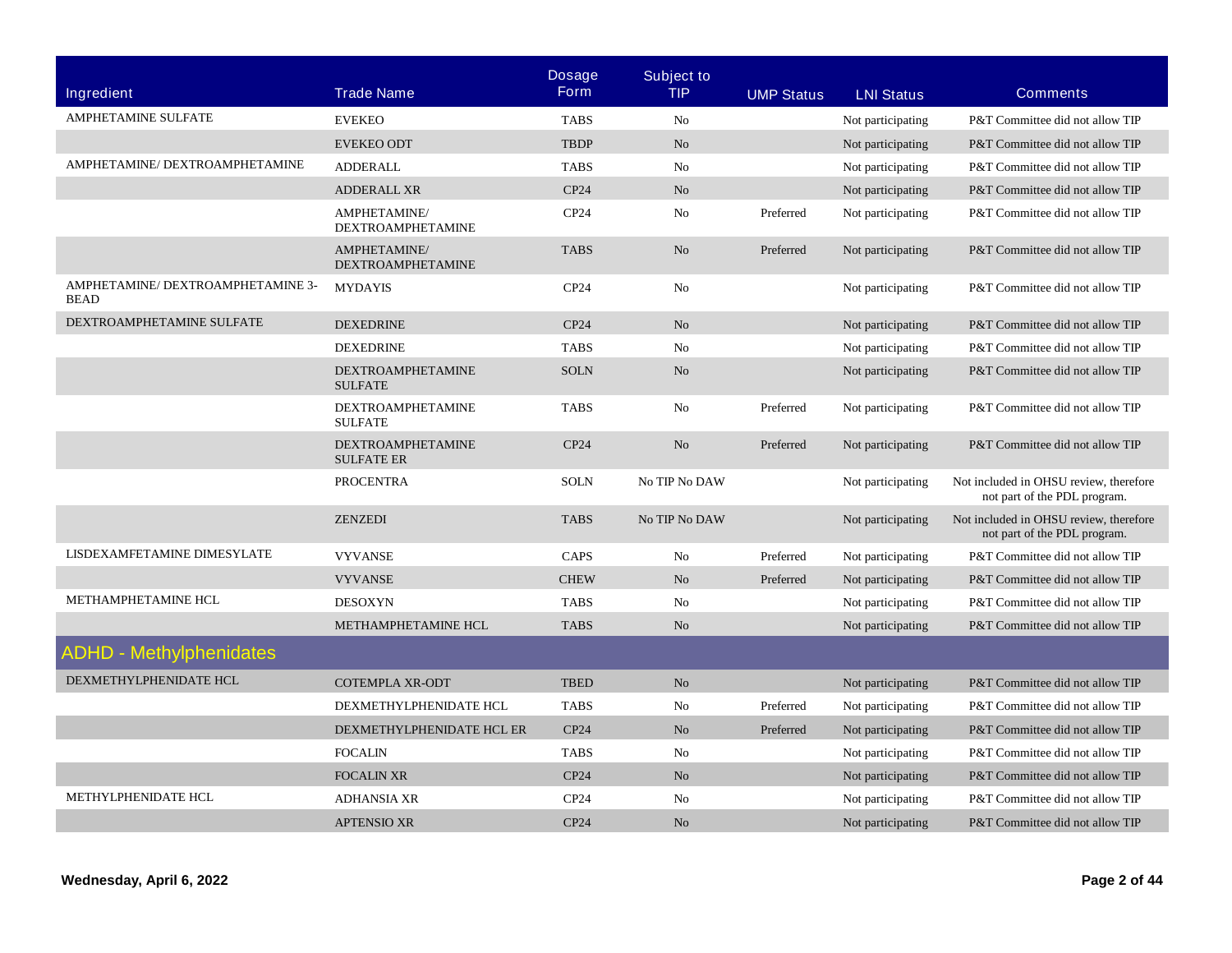| Ingredient | Trade Name | Dosage Form | Subject to TIP | UMP Status | LNI Status | Comments |
|---|---|---|---|---|---|---|
| AMPHETAMINE SULFATE | EVEKEO | TABS | No | | Not participating | P&T Committee did not allow TIP |
| | EVEKEO ODT | TBDP | No | | Not participating | P&T Committee did not allow TIP |
| AMPHETAMINE/ DEXTROAMPHETAMINE | ADDERALL | TABS | No | | Not participating | P&T Committee did not allow TIP |
| | ADDERALL XR | CP24 | No | | Not participating | P&T Committee did not allow TIP |
| | AMPHETAMINE/ DEXTROAMPHETAMINE | CP24 | No | Preferred | Not participating | P&T Committee did not allow TIP |
| | AMPHETAMINE/ DEXTROAMPHETAMINE | TABS | No | Preferred | Not participating | P&T Committee did not allow TIP |
| AMPHETAMINE/ DEXTROAMPHETAMINE 3-BEAD | MYDAYIS | CP24 | No | | Not participating | P&T Committee did not allow TIP |
| DEXTROAMPHETAMINE SULFATE | DEXEDRINE | CP24 | No | | Not participating | P&T Committee did not allow TIP |
| | DEXEDRINE | TABS | No | | Not participating | P&T Committee did not allow TIP |
| | DEXTROAMPHETAMINE SULFATE | SOLN | No | | Not participating | P&T Committee did not allow TIP |
| | DEXTROAMPHETAMINE SULFATE | TABS | No | Preferred | Not participating | P&T Committee did not allow TIP |
| | DEXTROAMPHETAMINE SULFATE ER | CP24 | No | Preferred | Not participating | P&T Committee did not allow TIP |
| | PROCENTRA | SOLN | No TIP No DAW | | Not participating | Not included in OHSU review, therefore not part of the PDL program. |
| | ZENZEDI | TABS | No TIP No DAW | | Not participating | Not included in OHSU review, therefore not part of the PDL program. |
| LISDEXAMFETAMINE DIMESYLATE | VYVANSE | CAPS | No | Preferred | Not participating | P&T Committee did not allow TIP |
| | VYVANSE | CHEW | No | Preferred | Not participating | P&T Committee did not allow TIP |
| METHAMPHETAMINE HCL | DESOXYN | TABS | No | | Not participating | P&T Committee did not allow TIP |
| | METHAMPHETAMINE HCL | TABS | No | | Not participating | P&T Committee did not allow TIP |
| **ADHD - Methylphenidates** | | | | | | |
| DEXMETHYLPHENIDATE HCL | COTEMPLA XR-ODT | TBED | No | | Not participating | P&T Committee did not allow TIP |
| | DEXMETHYLPHENIDATE HCL | TABS | No | Preferred | Not participating | P&T Committee did not allow TIP |
| | DEXMETHYLPHENIDATE HCL ER | CP24 | No | Preferred | Not participating | P&T Committee did not allow TIP |
| | FOCALIN | TABS | No | | Not participating | P&T Committee did not allow TIP |
| | FOCALIN XR | CP24 | No | | Not participating | P&T Committee did not allow TIP |
| METHYLPHENIDATE HCL | ADHANSIA XR | CP24 | No | | Not participating | P&T Committee did not allow TIP |
| | APTENSIO XR | CP24 | No | | Not participating | P&T Committee did not allow TIP |

**Wednesday, April 6, 2022**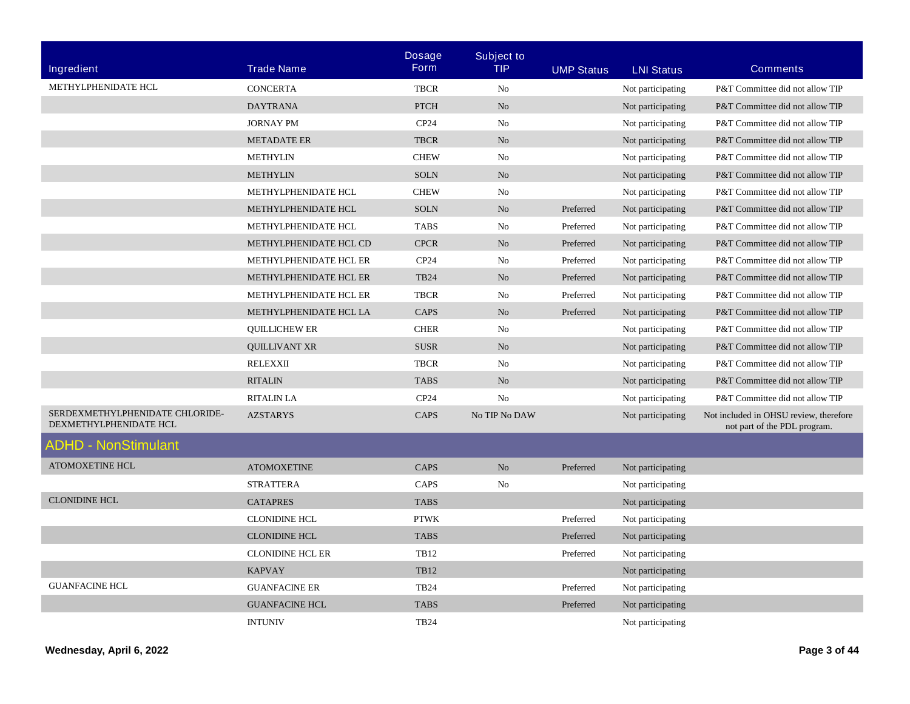| Ingredient | Trade Name | Dosage Form | Subject to TIP | UMP Status | LNI Status | Comments |
|---|---|---|---|---|---|---|
| METHYLPHENIDATE HCL | CONCERTA | TBCR | No | | Not participating | P&T Committee did not allow TIP |
| | DAYTRANA | PTCH | No | | Not participating | P&T Committee did not allow TIP |
| | JORNAY PM | CP24 | No | | Not participating | P&T Committee did not allow TIP |
| | METADATE ER | TBCR | No | | Not participating | P&T Committee did not allow TIP |
| | METHYLIN | CHEW | No | | Not participating | P&T Committee did not allow TIP |
| | METHYLIN | SOLN | No | | Not participating | P&T Committee did not allow TIP |
| | METHYLPHENIDATE HCL | CHEW | No | | Not participating | P&T Committee did not allow TIP |
| | METHYLPHENIDATE HCL | SOLN | No | Preferred | Not participating | P&T Committee did not allow TIP |
| | METHYLPHENIDATE HCL | TABS | No | Preferred | Not participating | P&T Committee did not allow TIP |
| | METHYLPHENIDATE HCL CD | CPCR | No | Preferred | Not participating | P&T Committee did not allow TIP |
| | METHYLPHENIDATE HCL ER | CP24 | No | Preferred | Not participating | P&T Committee did not allow TIP |
| | METHYLPHENIDATE HCL ER | TB24 | No | Preferred | Not participating | P&T Committee did not allow TIP |
| | METHYLPHENIDATE HCL ER | TBCR | No | Preferred | Not participating | P&T Committee did not allow TIP |
| | METHYLPHENIDATE HCL LA | CAPS | No | Preferred | Not participating | P&T Committee did not allow TIP |
| | QUILLICHEW ER | CHER | No | | Not participating | P&T Committee did not allow TIP |
| | QUILLIVANT XR | SUSR | No | | Not participating | P&T Committee did not allow TIP |
| | RELEXXII | TBCR | No | | Not participating | P&T Committee did not allow TIP |
| | RITALIN | TABS | No | | Not participating | P&T Committee did not allow TIP |
| | RITALIN LA | CP24 | No | | Not participating | P&T Committee did not allow TIP |
| SERDEXMETHYLPHENIDATE CHLORIDE-DEXMETHYLPHENIDATE HCL | AZSTARYS | CAPS | No TIP No DAW | | Not participating | Not included in OHSU review, therefore not part of the PDL program. |

## ADHD - NonStimulant

| Ingredient | Trade Name | Dosage Form | Subject to TIP | UMP Status | LNI Status | Comments |
|---|---|---|---|---|---|---|
| ATOMOXETINE HCL | ATOMOXETINE | CAPS | No | Preferred | Not participating | |
| | STRATTERA | CAPS | No | | Not participating | |
| CLONIDINE HCL | CATAPRES | TABS | | | Not participating | |
| | CLONIDINE HCL | PTWK | | Preferred | Not participating | |
| | CLONIDINE HCL | TABS | | Preferred | Not participating | |
| | CLONIDINE HCL ER | TB12 | | Preferred | Not participating | |
| | KAPVAY | TB12 | | | Not participating | |
| GUANFACINE HCL | GUANFACINE ER | TB24 | | Preferred | Not participating | |
| | GUANFACINE HCL | TABS | | Preferred | Not participating | |
| | INTUNIV | TB24 | | | Not participating | |

Wednesday, April 6, 2022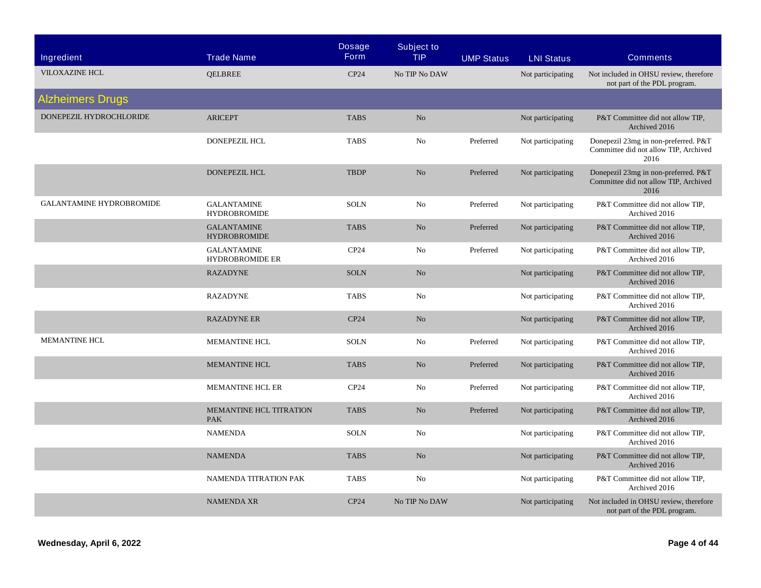| Ingredient | Trade Name | Dosage Form | Subject to TIP | UMP Status | LNI Status | Comments |
|---|---|---|---|---|---|---|
| VILOXAZINE HCL | QELBREE | CP24 | No TIP No DAW | | Not participating | Not included in OHSU review, therefore not part of the PDL program. |
| **Alzheimers Drugs** | | | | | | |
| DONEPEZIL HYDROCHLORIDE | ARICEPT | TABS | No | | Not participating | P&T Committee did not allow TIP, Archived 2016 |
| | DONEPEZIL HCL | TABS | No | Preferred | Not participating | Donepezil 23mg in non-preferred. P&T Committee did not allow TIP, Archived 2016 |
| | DONEPEZIL HCL | TBDP | No | Preferred | Not participating | Donepezil 23mg in non-preferred. P&T Committee did not allow TIP, Archived 2016 |
| GALANTAMINE HYDROBROMIDE | GALANTAMINE HYDROBROMIDE | SOLN | No | Preferred | Not participating | P&T Committee did not allow TIP, Archived 2016 |
| | GALANTAMINE HYDROBROMIDE | TABS | No | Preferred | Not participating | P&T Committee did not allow TIP, Archived 2016 |
| | GALANTAMINE HYDROBROMIDE ER | CP24 | No | Preferred | Not participating | P&T Committee did not allow TIP, Archived 2016 |
| | RAZADYNE | SOLN | No | | Not participating | P&T Committee did not allow TIP, Archived 2016 |
| | RAZADYNE | TABS | No | | Not participating | P&T Committee did not allow TIP, Archived 2016 |
| | RAZADYNE ER | CP24 | No | | Not participating | P&T Committee did not allow TIP, Archived 2016 |
| MEMANTINE HCL | MEMANTINE HCL | SOLN | No | Preferred | Not participating | P&T Committee did not allow TIP, Archived 2016 |
| | MEMANTINE HCL | TABS | No | Preferred | Not participating | P&T Committee did not allow TIP, Archived 2016 |
| | MEMANTINE HCL ER | CP24 | No | Preferred | Not participating | P&T Committee did not allow TIP, Archived 2016 |
| | MEMANTINE HCL TITRATION PAK | TABS | No | Preferred | Not participating | P&T Committee did not allow TIP, Archived 2016 |
| | NAMENDA | SOLN | No | | Not participating | P&T Committee did not allow TIP, Archived 2016 |
| | NAMENDA | TABS | No | | Not participating | P&T Committee did not allow TIP, Archived 2016 |
| | NAMENDA TITRATION PAK | TABS | No | | Not participating | P&T Committee did not allow TIP, Archived 2016 |
| | NAMENDA XR | CP24 | No TIP No DAW | | Not participating | Not included in OHSU review, therefore not part of the PDL program. |

**Wednesday, April 6, 2022**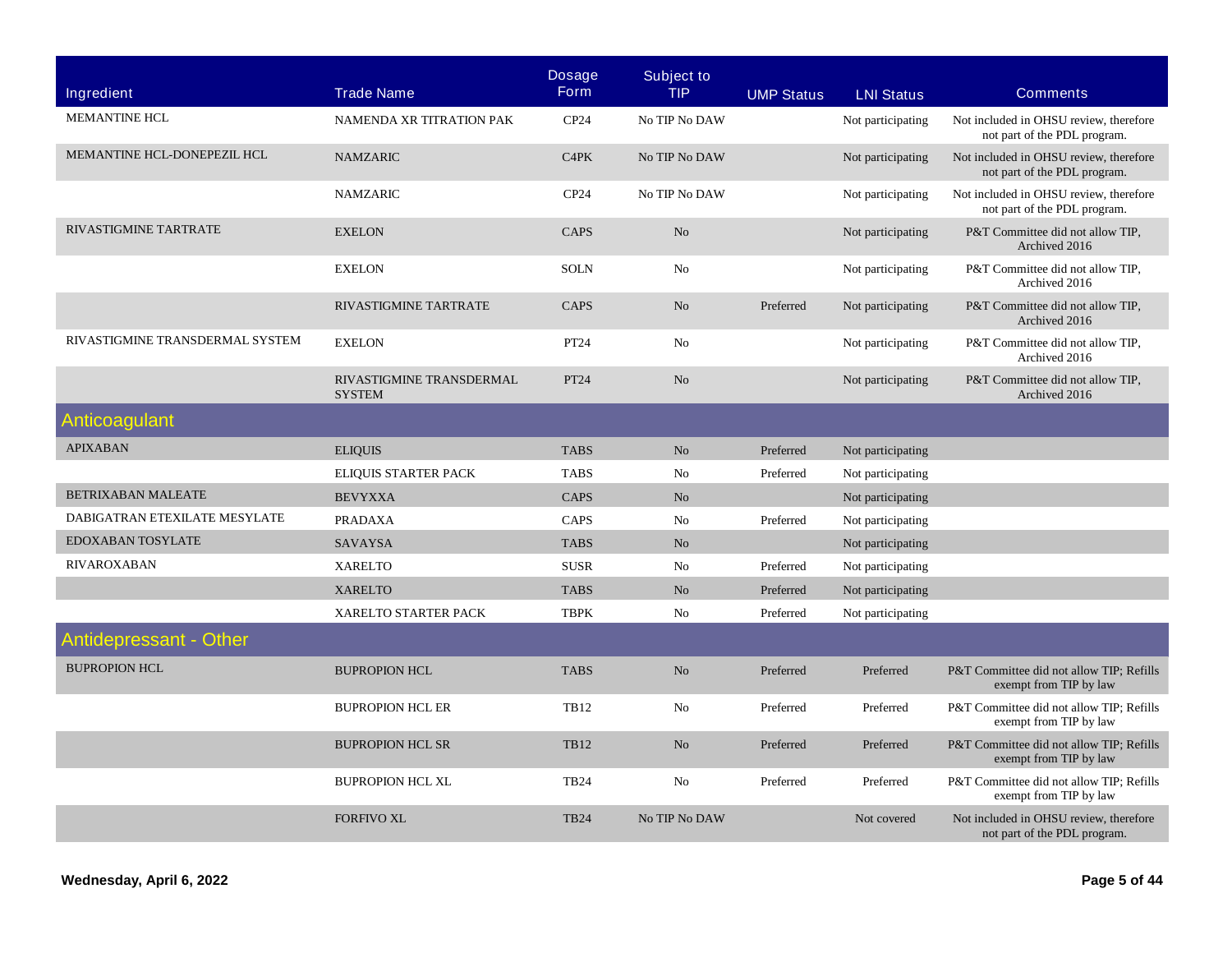| Ingredient | Trade Name | Dosage Form | Subject to TIP | UMP Status | LNI Status | Comments |
|---|---|---|---|---|---|---|
| MEMANTINE HCL | NAMENDA XR TITRATION PAK | CP24 | No TIP No DAW | | Not participating | Not included in OHSU review, therefore not part of the PDL program. |
| MEMANTINE HCL-DONEPEZIL HCL | NAMZARIC | C4PK | No TIP No DAW | | Not participating | Not included in OHSU review, therefore not part of the PDL program. |
| | NAMZARIC | CP24 | No TIP No DAW | | Not participating | Not included in OHSU review, therefore not part of the PDL program. |
| RIVASTIGMINE TARTRATE | EXELON | CAPS | No | | Not participating | P&T Committee did not allow TIP, Archived 2016 |
| | EXELON | SOLN | No | | Not participating | P&T Committee did not allow TIP, Archived 2016 |
| | RIVASTIGMINE TARTRATE | CAPS | No | Preferred | Not participating | P&T Committee did not allow TIP, Archived 2016 |
| RIVASTIGMINE TRANSDERMAL SYSTEM | EXELON | PT24 | No | | Not participating | P&T Committee did not allow TIP, Archived 2016 |
| | RIVASTIGMINE TRANSDERMAL SYSTEM | PT24 | No | | Not participating | P&T Committee did not allow TIP, Archived 2016 |
| **Anticoagulant** | | | | | | |
| APIXABAN | ELIQUIS | TABS | No | Preferred | Not participating | |
| | ELIQUIS STARTER PACK | TABS | No | Preferred | Not participating | |
| BETRIXABAN MALEATE | BEVYXXA | CAPS | No | | Not participating | |
| DABIGATRAN ETEXILATE MESYLATE | PRADAXA | CAPS | No | Preferred | Not participating | |
| EDOXABAN TOSYLATE | SAVAYSA | TABS | No | | Not participating | |
| RIVAROXABAN | XARELTO | SUSR | No | Preferred | Not participating | |
| | XARELTO | TABS | No | Preferred | Not participating | |
| | XARELTO STARTER PACK | TBPK | No | Preferred | Not participating | |
| **Antidepressant - Other** | | | | | | |
| BUPROPION HCL | BUPROPION HCL | TABS | No | Preferred | Preferred | P&T Committee did not allow TIP; Refills exempt from TIP by law |
| | BUPROPION HCL ER | TB12 | No | Preferred | Preferred | P&T Committee did not allow TIP; Refills exempt from TIP by law |
| | BUPROPION HCL SR | TB12 | No | Preferred | Preferred | P&T Committee did not allow TIP; Refills exempt from TIP by law |
| | BUPROPION HCL XL | TB24 | No | Preferred | Preferred | P&T Committee did not allow TIP; Refills exempt from TIP by law |
| | FORFIVO XL | TB24 | No TIP No DAW | | Not covered | Not included in OHSU review, therefore not part of the PDL program. |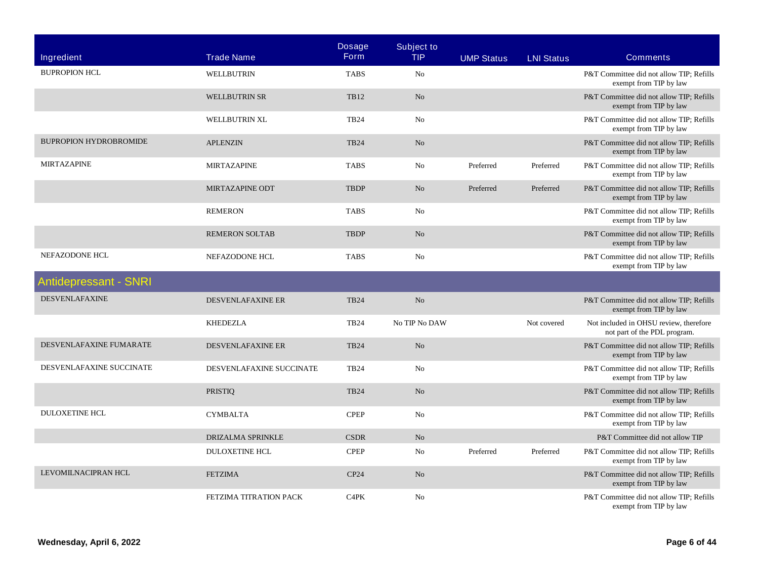| Ingredient | Trade Name | Dosage Form | Subject to TIP | UMP Status | LNI Status | Comments |
|---|---|---|---|---|---|---|
| BUPROPION HCL | WELLBUTRIN | TABS | No | | | P&T Committee did not allow TIP; Refills exempt from TIP by law |
| | WELLBUTRIN SR | TB12 | No | | | P&T Committee did not allow TIP; Refills exempt from TIP by law |
| | WELLBUTRIN XL | TB24 | No | | | P&T Committee did not allow TIP; Refills exempt from TIP by law |
| BUPROPION HYDROBROMIDE | APLENZIN | TB24 | No | | | P&T Committee did not allow TIP; Refills exempt from TIP by law |
| MIRTAZAPINE | MIRTAZAPINE | TABS | No | Preferred | Preferred | P&T Committee did not allow TIP; Refills exempt from TIP by law |
| | MIRTAZAPINE ODT | TBDP | No | Preferred | Preferred | P&T Committee did not allow TIP; Refills exempt from TIP by law |
| | REMERON | TABS | No | | | P&T Committee did not allow TIP; Refills exempt from TIP by law |
| | REMERON SOLTAB | TBDP | No | | | P&T Committee did not allow TIP; Refills exempt from TIP by law |
| NEFAZODONE HCL | NEFAZODONE HCL | TABS | No | | | P&T Committee did not allow TIP; Refills exempt from TIP by law |
| **Antidepressant - SNRI** | | | | | | |
| DESVENLAFAXINE | DESVENLAFAXINE ER | TB24 | No | | | P&T Committee did not allow TIP; Refills exempt from TIP by law |
| | KHEDEZLA | TB24 | No TIP No DAW | | Not covered | Not included in OHSU review, therefore not part of the PDL program. |
| DESVENLAFAXINE FUMARATE | DESVENLAFAXINE ER | TB24 | No | | | P&T Committee did not allow TIP; Refills exempt from TIP by law |
| DESVENLAFAXINE SUCCINATE | DESVENLAFAXINE SUCCINATE | TB24 | No | | | P&T Committee did not allow TIP; Refills exempt from TIP by law |
| | PRISTIQ | TB24 | No | | | P&T Committee did not allow TIP; Refills exempt from TIP by law |
| DULOXETINE HCL | CYMBALTA | CPEP | No | | | P&T Committee did not allow TIP; Refills exempt from TIP by law |
| | DRIZALMA SPRINKLE | CSDR | No | | | P&T Committee did not allow TIP |
| | DULOXETINE HCL | CPEP | No | Preferred | Preferred | P&T Committee did not allow TIP; Refills exempt from TIP by law |
| LEVOMILNACIPRAN HCL | FETZIMA | CP24 | No | | | P&T Committee did not allow TIP; Refills exempt from TIP by law |
| | FETZIMA TITRATION PACK | C4PK | No | | | P&T Committee did not allow TIP; Refills exempt from TIP by law |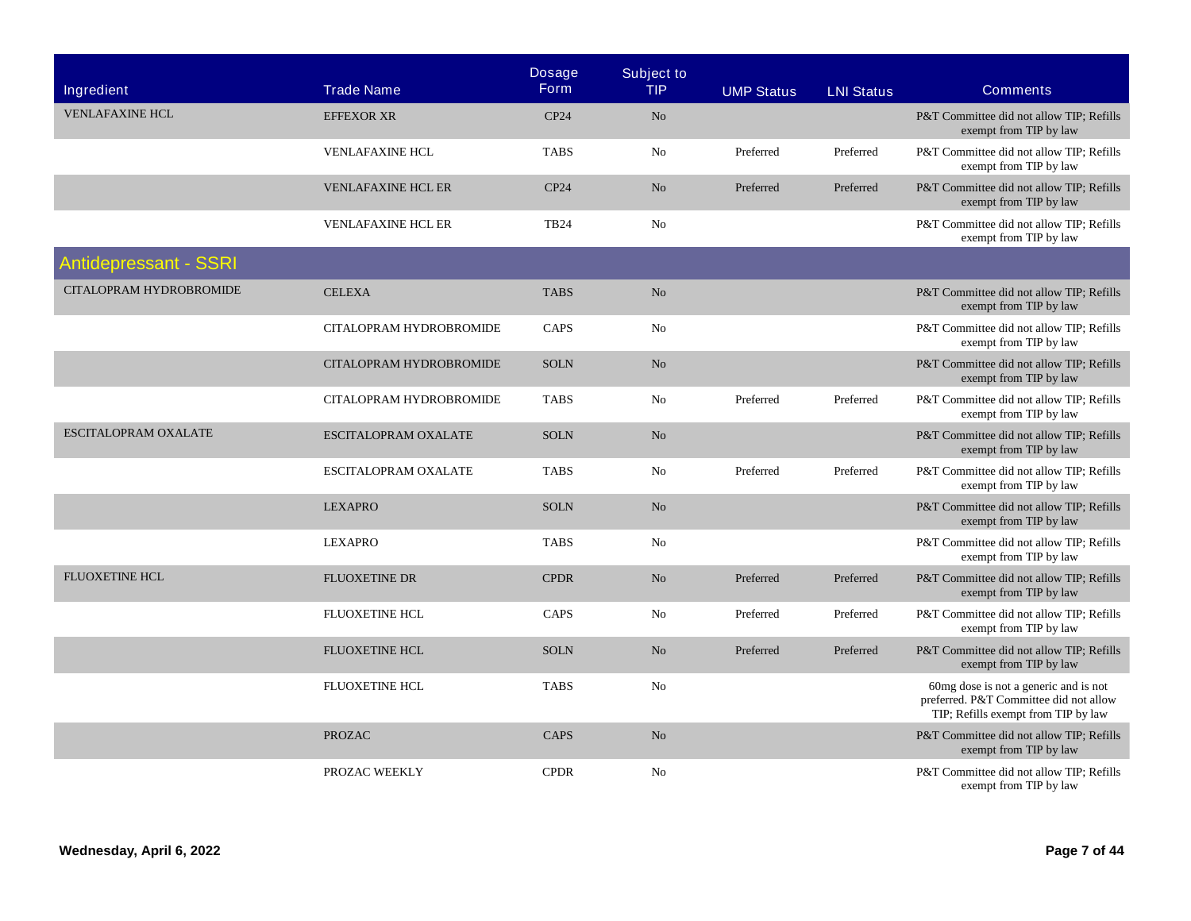| Ingredient | Trade Name | Dosage Form | Subject to TIP | UMP Status | LNI Status | Comments |
|---|---|---|---|---|---|---|
| VENLAFAXINE HCL | EFFEXOR XR | CP24 | No | | | P&T Committee did not allow TIP; Refills exempt from TIP by law |
| | VENLAFAXINE HCL | TABS | No | Preferred | Preferred | P&T Committee did not allow TIP; Refills exempt from TIP by law |
| | VENLAFAXINE HCL ER | CP24 | No | Preferred | Preferred | P&T Committee did not allow TIP; Refills exempt from TIP by law |
| | VENLAFAXINE HCL ER | TB24 | No | | | P&T Committee did not allow TIP; Refills exempt from TIP by law |
| **Antidepressant - SSRI** | | | | | | |
| CITALOPRAM HYDROBROMIDE | CELEXA | TABS | No | | | P&T Committee did not allow TIP; Refills exempt from TIP by law |
| | CITALOPRAM HYDROBROMIDE | CAPS | No | | | P&T Committee did not allow TIP; Refills exempt from TIP by law |
| | CITALOPRAM HYDROBROMIDE | SOLN | No | | | P&T Committee did not allow TIP; Refills exempt from TIP by law |
| | CITALOPRAM HYDROBROMIDE | TABS | No | Preferred | Preferred | P&T Committee did not allow TIP; Refills exempt from TIP by law |
| ESCITALOPRAM OXALATE | ESCITALOPRAM OXALATE | SOLN | No | | | P&T Committee did not allow TIP; Refills exempt from TIP by law |
| | ESCITALOPRAM OXALATE | TABS | No | Preferred | Preferred | P&T Committee did not allow TIP; Refills exempt from TIP by law |
| | LEXAPRO | SOLN | No | | | P&T Committee did not allow TIP; Refills exempt from TIP by law |
| | LEXAPRO | TABS | No | | | P&T Committee did not allow TIP; Refills exempt from TIP by law |
| FLUOXETINE HCL | FLUOXETINE DR | CPDR | No | Preferred | Preferred | P&T Committee did not allow TIP; Refills exempt from TIP by law |
| | FLUOXETINE HCL | CAPS | No | Preferred | Preferred | P&T Committee did not allow TIP; Refills exempt from TIP by law |
| | FLUOXETINE HCL | SOLN | No | Preferred | Preferred | P&T Committee did not allow TIP; Refills exempt from TIP by law |
| | FLUOXETINE HCL | TABS | No | | | 60mg dose is not a generic and is not preferred. P&T Committee did not allow TIP; Refills exempt from TIP by law |
| | PROZAC | CAPS | No | | | P&T Committee did not allow TIP; Refills exempt from TIP by law |
| | PROZAC WEEKLY | CPDR | No | | | P&T Committee did not allow TIP; Refills exempt from TIP by law |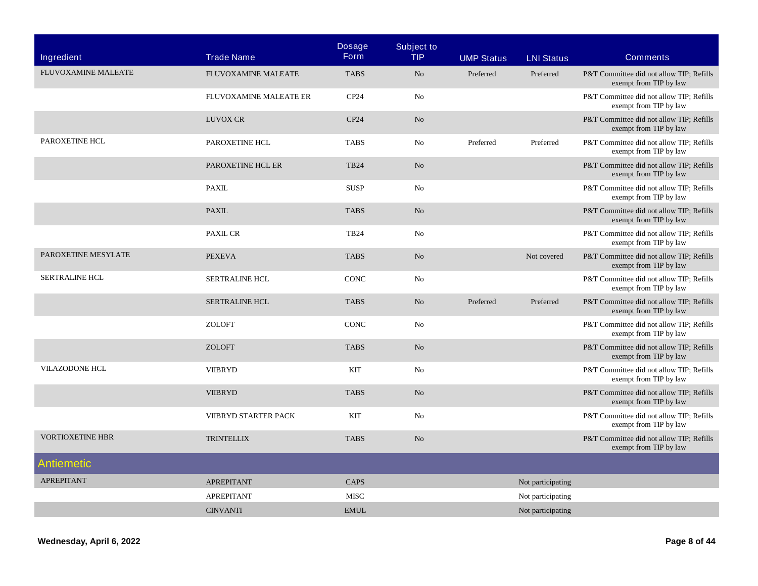| Ingredient | Trade Name | Dosage Form | Subject to TIP | UMP Status | LNI Status | Comments |
|---|---|---|---|---|---|---|
| FLUVOXAMINE MALEATE | FLUVOXAMINE MALEATE | TABS | No | Preferred | Preferred | P&T Committee did not allow TIP; Refills exempt from TIP by law |
| | FLUVOXAMINE MALEATE ER | CP24 | No | | | P&T Committee did not allow TIP; Refills exempt from TIP by law |
| | LUVOX CR | CP24 | No | | | P&T Committee did not allow TIP; Refills exempt from TIP by law |
| PAROXETINE HCL | PAROXETINE HCL | TABS | No | Preferred | Preferred | P&T Committee did not allow TIP; Refills exempt from TIP by law |
| | PAROXETINE HCL ER | TB24 | No | | | P&T Committee did not allow TIP; Refills exempt from TIP by law |
| | PAXIL | SUSP | No | | | P&T Committee did not allow TIP; Refills exempt from TIP by law |
| | PAXIL | TABS | No | | | P&T Committee did not allow TIP; Refills exempt from TIP by law |
| | PAXIL CR | TB24 | No | | | P&T Committee did not allow TIP; Refills exempt from TIP by law |
| PAROXETINE MESYLATE | PEXEVA | TABS | No | | Not covered | P&T Committee did not allow TIP; Refills exempt from TIP by law |
| SERTRALINE HCL | SERTRALINE HCL | CONC | No | | | P&T Committee did not allow TIP; Refills exempt from TIP by law |
| | SERTRALINE HCL | TABS | No | Preferred | Preferred | P&T Committee did not allow TIP; Refills exempt from TIP by law |
| | ZOLOFT | CONC | No | | | P&T Committee did not allow TIP; Refills exempt from TIP by law |
| | ZOLOFT | TABS | No | | | P&T Committee did not allow TIP; Refills exempt from TIP by law |
| VILAZODONE HCL | VIIBRYD | KIT | No | | | P&T Committee did not allow TIP; Refills exempt from TIP by law |
| | VIIBRYD | TABS | No | | | P&T Committee did not allow TIP; Refills exempt from TIP by law |
| | VIIBRYD STARTER PACK | KIT | No | | | P&T Committee did not allow TIP; Refills exempt from TIP by law |
| VORTIOXETINE HBR | TRINTELLIX | TABS | No | | | P&T Committee did not allow TIP; Refills exempt from TIP by law |
| **Antiemetic** | | | | | | |
| APREPITANT | APREPITANT | CAPS | | | Not participating | |
| | APREPITANT | MISC | | | Not participating | |
| | CINVANTI | EMUL | | | Not participating | |

Wednesday, April 6, 2022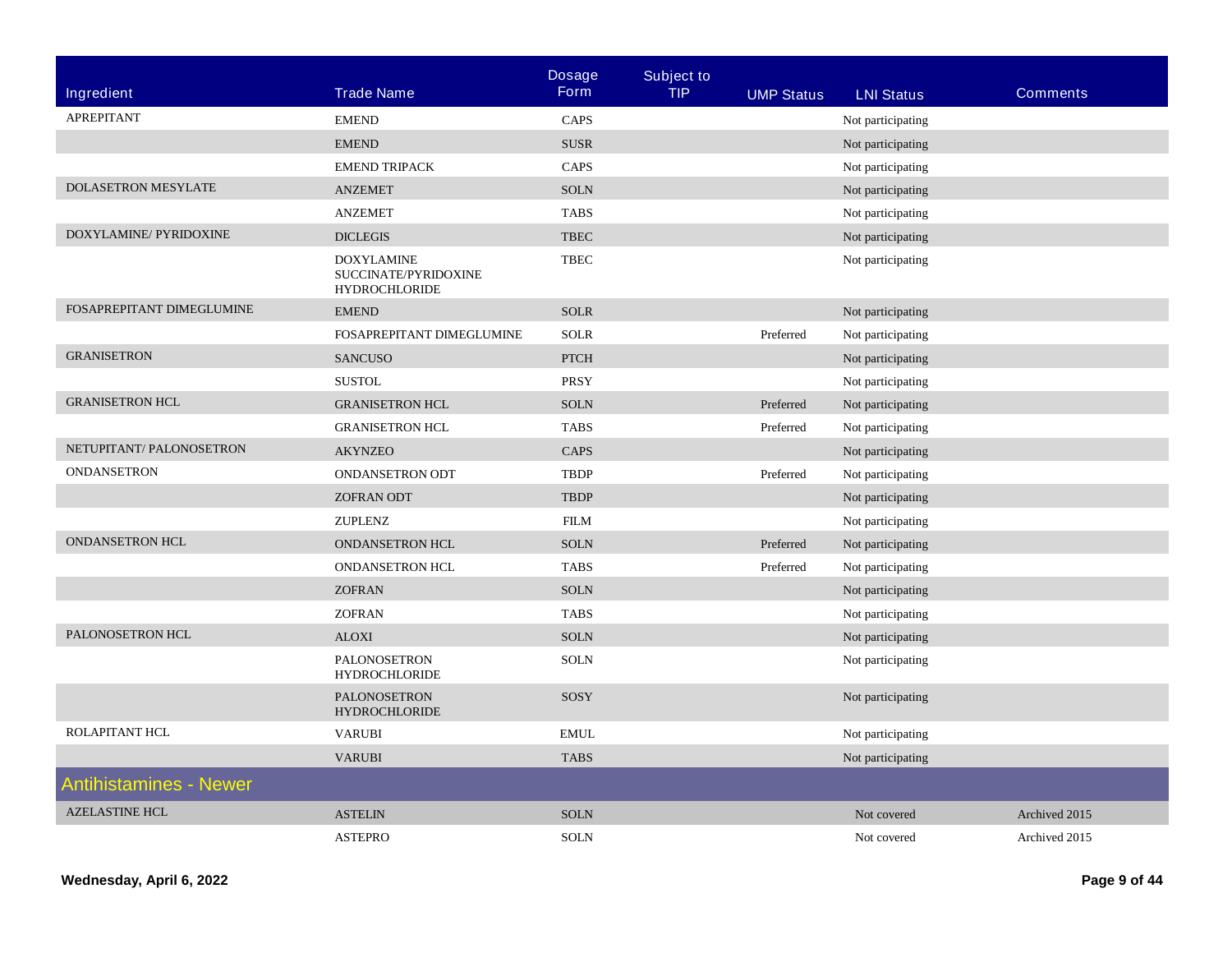| Ingredient | Trade Name | Dosage Form | Subject to TIP | UMP Status | LNI Status | Comments |
| --- | --- | --- | --- | --- | --- | --- |
| APREPITANT | EMEND | CAPS | | | Not participating | |
| | EMEND | SUSR | | | Not participating | |
| | EMEND TRIPACK | CAPS | | | Not participating | |
| DOLASETRON MESYLATE | ANZEMET | SOLN | | | Not participating | |
| | ANZEMET | TABS | | | Not participating | |
| DOXYLAMINE/ PYRIDOXINE | DICLEGIS | TBEC | | | Not participating | |
| | DOXYLAMINE SUCCINATE/PYRIDOXINE HYDROCHLORIDE | TBEC | | | Not participating | |
| FOSAPREPITANT DIMEGLUMINE | EMEND | SOLR | | | Not participating | |
| | FOSAPREPITANT DIMEGLUMINE | SOLR | | Preferred | Not participating | |
| GRANISETRON | SANCUSO | PTCH | | | Not participating | |
| | SUSTOL | PRSY | | | Not participating | |
| GRANISETRON HCL | GRANISETRON HCL | SOLN | | Preferred | Not participating | |
| | GRANISETRON HCL | TABS | | Preferred | Not participating | |
| NETUPITANT/ PALONOSETRON | AKYNZEO | CAPS | | | Not participating | |
| ONDANSETRON | ONDANSETRON ODT | TBDP | | Preferred | Not participating | |
| | ZOFRAN ODT | TBDP | | | Not participating | |
| | ZUPLENZ | FILM | | | Not participating | |
| ONDANSETRON HCL | ONDANSETRON HCL | SOLN | | Preferred | Not participating | |
| | ONDANSETRON HCL | TABS | | Preferred | Not participating | |
| | ZOFRAN | SOLN | | | Not participating | |
| | ZOFRAN | TABS | | | Not participating | |
| PALONOSETRON HCL | ALOXI | SOLN | | | Not participating | |
| | PALONOSETRON HYDROCHLORIDE | SOLN | | | Not participating | |
| | PALONOSETRON HYDROCHLORIDE | SOSY | | | Not participating | |
| ROLAPITANT HCL | VARUBI | EMUL | | | Not participating | |
| | VARUBI | TABS | | | Not participating | |

## Antihistamines - Newer

| Ingredient | Trade Name | Dosage Form | Subject to TIP | UMP Status | LNI Status | Comments |
| --- | --- | --- | --- | --- | --- | --- |
| AZELASTINE HCL | ASTELIN | SOLN | | | Not covered | Archived 2015 |
| | ASTEPRO | SOLN | | | Not covered | Archived 2015 |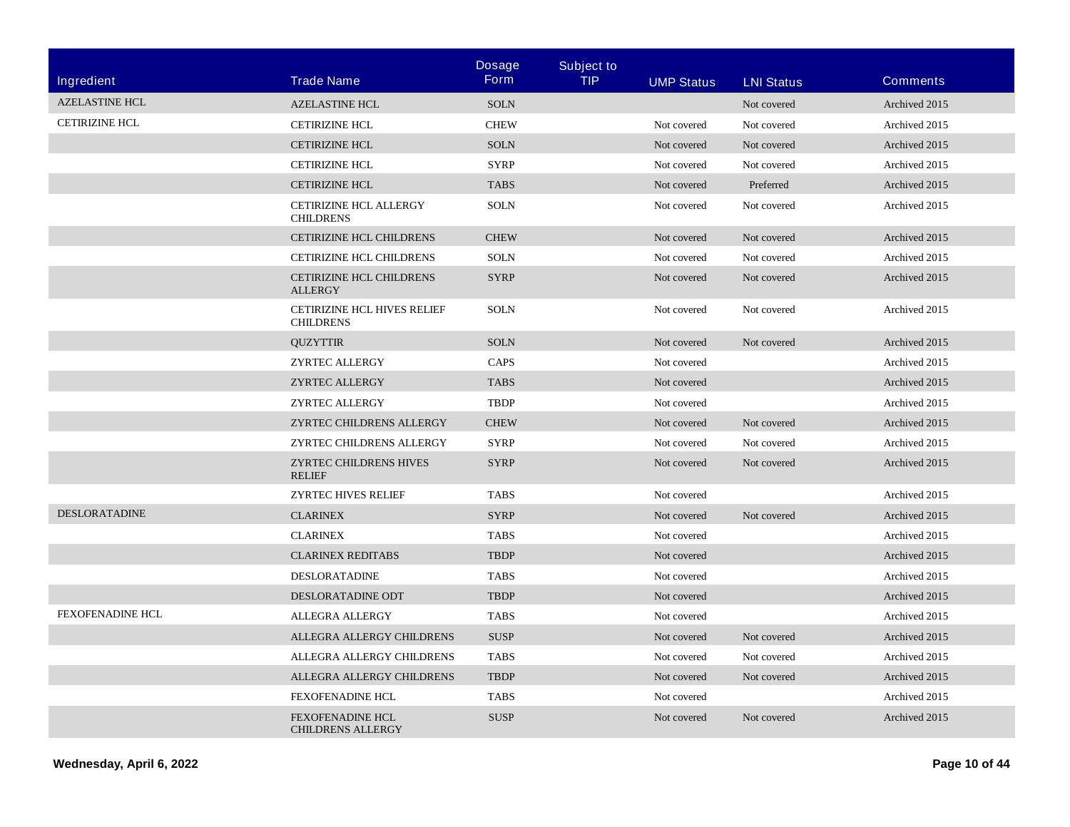| Ingredient | Trade Name | Dosage Form | Subject to TIP | UMP Status | LNI Status | Comments |
|---|---|---|---|---|---|---|
| AZELASTINE HCL | AZELASTINE HCL | SOLN | | | Not covered | Archived 2015 |
| CETIRIZINE HCL | CETIRIZINE HCL | CHEW | | Not covered | Not covered | Archived 2015 |
| | CETIRIZINE HCL | SOLN | | Not covered | Not covered | Archived 2015 |
| | CETIRIZINE HCL | SYRP | | Not covered | Not covered | Archived 2015 |
| | CETIRIZINE HCL | TABS | | Not covered | Preferred | Archived 2015 |
| | CETIRIZINE HCL ALLERGY CHILDRENS | SOLN | | Not covered | Not covered | Archived 2015 |
| | CETIRIZINE HCL CHILDRENS | CHEW | | Not covered | Not covered | Archived 2015 |
| | CETIRIZINE HCL CHILDRENS | SOLN | | Not covered | Not covered | Archived 2015 |
| | CETIRIZINE HCL CHILDRENS ALLERGY | SYRP | | Not covered | Not covered | Archived 2015 |
| | CETIRIZINE HCL HIVES RELIEF CHILDRENS | SOLN | | Not covered | Not covered | Archived 2015 |
| | QUZYTTIR | SOLN | | Not covered | Not covered | Archived 2015 |
| | ZYRTEC ALLERGY | CAPS | | Not covered | | Archived 2015 |
| | ZYRTEC ALLERGY | TABS | | Not covered | | Archived 2015 |
| | ZYRTEC ALLERGY | TBDP | | Not covered | | Archived 2015 |
| | ZYRTEC CHILDRENS ALLERGY | CHEW | | Not covered | Not covered | Archived 2015 |
| | ZYRTEC CHILDRENS ALLERGY | SYRP | | Not covered | Not covered | Archived 2015 |
| | ZYRTEC CHILDRENS HIVES RELIEF | SYRP | | Not covered | Not covered | Archived 2015 |
| | ZYRTEC HIVES RELIEF | TABS | | Not covered | | Archived 2015 |
| DESLORATADINE | CLARINEX | SYRP | | Not covered | Not covered | Archived 2015 |
| | CLARINEX | TABS | | Not covered | | Archived 2015 |
| | CLARINEX REDITABS | TBDP | | Not covered | | Archived 2015 |
| | DESLORATADINE | TABS | | Not covered | | Archived 2015 |
| | DESLORATADINE ODT | TBDP | | Not covered | | Archived 2015 |
| FEXOFENADINE HCL | ALLEGRA ALLERGY | TABS | | Not covered | | Archived 2015 |
| | ALLEGRA ALLERGY CHILDRENS | SUSP | | Not covered | Not covered | Archived 2015 |
| | ALLEGRA ALLERGY CHILDRENS | TABS | | Not covered | Not covered | Archived 2015 |
| | ALLEGRA ALLERGY CHILDRENS | TBDP | | Not covered | Not covered | Archived 2015 |
| | FEXOFENADINE HCL | TABS | | Not covered | | Archived 2015 |
| | FEXOFENADINE HCL CHILDRENS ALLERGY | SUSP | | Not covered | Not covered | Archived 2015 |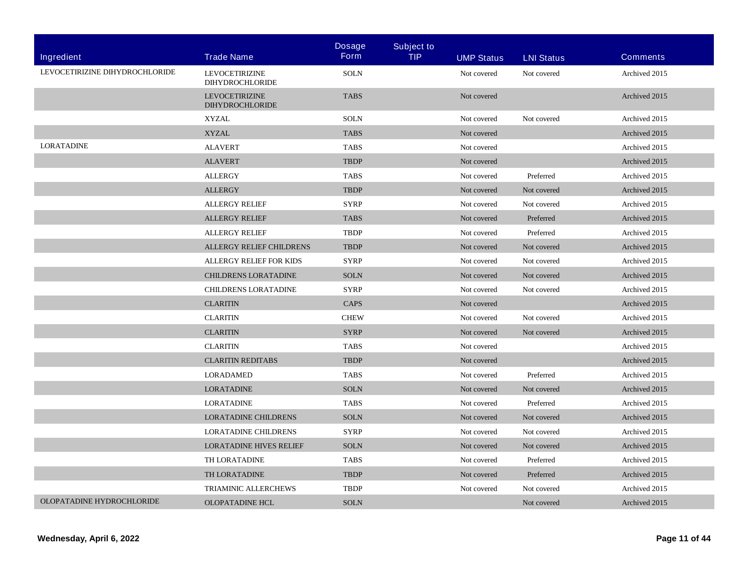| Ingredient | Trade Name | Dosage Form | Subject to TIP | UMP Status | LNI Status | Comments |
|---|---|---|---|---|---|---|
| LEVOCETIRIZINE DIHYDROCHLORIDE | LEVOCETIRIZINE DIHYDROCHLORIDE | SOLN | | Not covered | Not covered | Archived 2015 |
| | LEVOCETIRIZINE DIHYDROCHLORIDE | TABS | | Not covered | | Archived 2015 |
| | XYZAL | SOLN | | Not covered | Not covered | Archived 2015 |
| | XYZAL | TABS | | Not covered | | Archived 2015 |
| LORATADINE | ALAVERT | TABS | | Not covered | | Archived 2015 |
| | ALAVERT | TBDP | | Not covered | | Archived 2015 |
| | ALLERGY | TABS | | Not covered | Preferred | Archived 2015 |
| | ALLERGY | TBDP | | Not covered | Not covered | Archived 2015 |
| | ALLERGY RELIEF | SYRP | | Not covered | Not covered | Archived 2015 |
| | ALLERGY RELIEF | TABS | | Not covered | Preferred | Archived 2015 |
| | ALLERGY RELIEF | TBDP | | Not covered | Preferred | Archived 2015 |
| | ALLERGY RELIEF CHILDRENS | TBDP | | Not covered | Not covered | Archived 2015 |
| | ALLERGY RELIEF FOR KIDS | SYRP | | Not covered | Not covered | Archived 2015 |
| | CHILDRENS LORATADINE | SOLN | | Not covered | Not covered | Archived 2015 |
| | CHILDRENS LORATADINE | SYRP | | Not covered | Not covered | Archived 2015 |
| | CLARITIN | CAPS | | Not covered | | Archived 2015 |
| | CLARITIN | CHEW | | Not covered | Not covered | Archived 2015 |
| | CLARITIN | SYRP | | Not covered | Not covered | Archived 2015 |
| | CLARITIN | TABS | | Not covered | | Archived 2015 |
| | CLARITIN REDITABS | TBDP | | Not covered | | Archived 2015 |
| | LORADAMED | TABS | | Not covered | Preferred | Archived 2015 |
| | LORATADINE | SOLN | | Not covered | Not covered | Archived 2015 |
| | LORATADINE | TABS | | Not covered | Preferred | Archived 2015 |
| | LORATADINE CHILDRENS | SOLN | | Not covered | Not covered | Archived 2015 |
| | LORATADINE CHILDRENS | SYRP | | Not covered | Not covered | Archived 2015 |
| | LORATADINE HIVES RELIEF | SOLN | | Not covered | Not covered | Archived 2015 |
| | TH LORATADINE | TABS | | Not covered | Preferred | Archived 2015 |
| | TH LORATADINE | TBDP | | Not covered | Preferred | Archived 2015 |
| | TRIAMINIC ALLERCHEWS | TBDP | | Not covered | Not covered | Archived 2015 |
| OLOPATADINE HYDROCHLORIDE | OLOPATADINE HCL | SOLN | | | Not covered | Archived 2015 |

Wednesday, April 6, 2022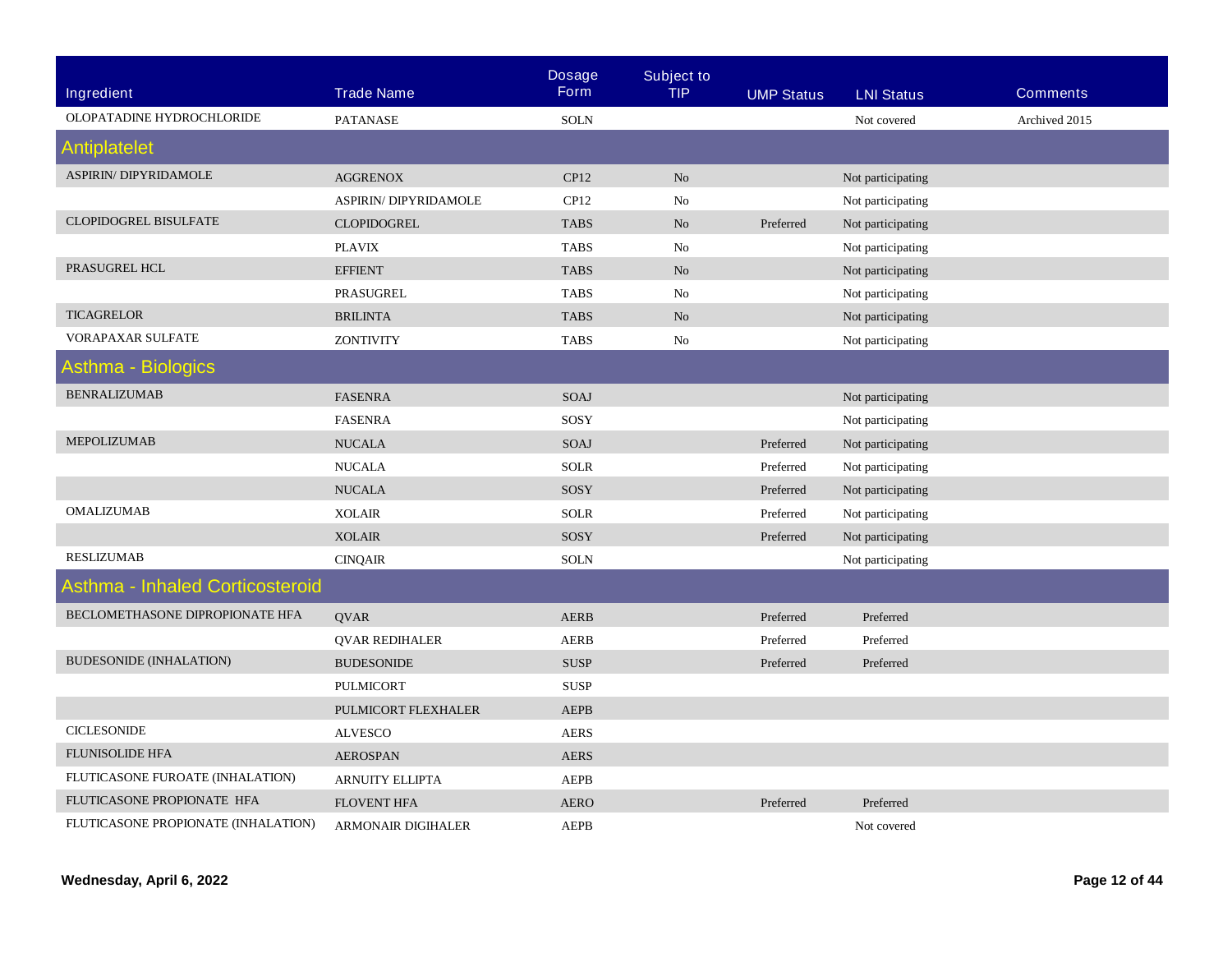| Ingredient | Trade Name | Dosage Form | Subject to TIP | UMP Status | LNI Status | Comments |
|---|---|---|---|---|---|---|
| OLOPATADINE HYDROCHLORIDE | PATANASE | SOLN | | | Not covered | Archived 2015 |
| **Antiplatelet** | | | | | | |
| ASPIRIN/ DIPYRIDAMOLE | AGGRENOX | CP12 | No | | Not participating | |
| | ASPIRIN/ DIPYRIDAMOLE | CP12 | No | | Not participating | |
| CLOPIDOGREL BISULFATE | CLOPIDOGREL | TABS | No | Preferred | Not participating | |
| | PLAVIX | TABS | No | | Not participating | |
| PRASUGREL HCL | EFFIENT | TABS | No | | Not participating | |
| | PRASUGREL | TABS | No | | Not participating | |
| TICAGRELOR | BRILINTA | TABS | No | | Not participating | |
| VORAPAXAR SULFATE | ZONTIVITY | TABS | No | | Not participating | |
| **Asthma - Biologics** | | | | | | |
| BENRALIZUMAB | FASENRA | SOAJ | | | Not participating | |
| | FASENRA | SOSY | | | Not participating | |
| MEPOLIZUMAB | NUCALA | SOAJ | | Preferred | Not participating | |
| | NUCALA | SOLR | | Preferred | Not participating | |
| | NUCALA | SOSY | | Preferred | Not participating | |
| OMALIZUMAB | XOLAIR | SOLR | | Preferred | Not participating | |
| | XOLAIR | SOSY | | Preferred | Not participating | |
| RESLIZUMAB | CINQAIR | SOLN | | | Not participating | |
| **Asthma - Inhaled Corticosteroid** | | | | | | |
| BECLOMETHASONE DIPROPIONATE HFA | QVAR | AERB | | Preferred | Preferred | |
| | QVAR REDIHALER | AERB | | Preferred | Preferred | |
| BUDESONIDE (INHALATION) | BUDESONIDE | SUSP | | Preferred | Preferred | |
| | PULMICORT | SUSP | | | | |
| | PULMICORT FLEXHALER | AEPB | | | | |
| CICLESONIDE | ALVESCO | AERS | | | | |
| FLUNISOLIDE HFA | AEROSPAN | AERS | | | | |
| FLUTICASONE FUROATE (INHALATION) | ARNUITY ELLIPTA | AEPB | | | | |
| FLUTICASONE PROPIONATE HFA | FLOVENT HFA | AERO | | Preferred | Preferred | |
| FLUTICASONE PROPIONATE (INHALATION) | ARMONAIR DIGIHALER | AEPB | | | Not covered | |

Wednesday, April 6, 2022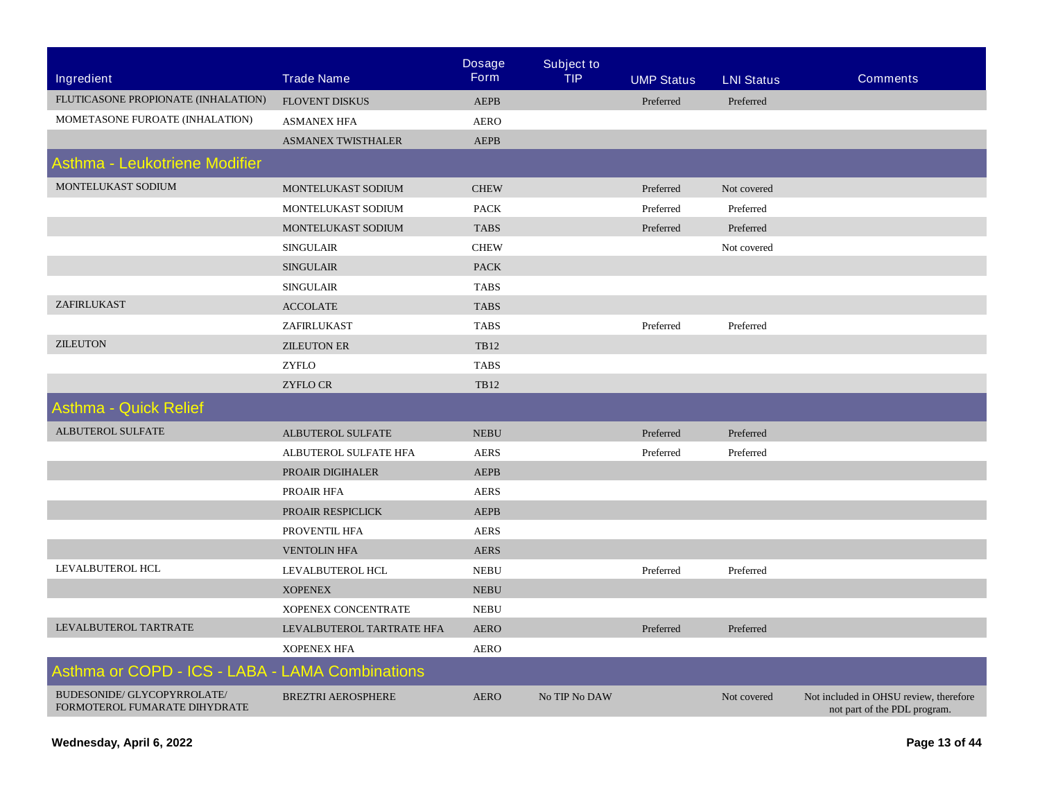| Ingredient | Trade Name | Dosage Form | Subject to TIP | UMP Status | LNI Status | Comments |
|---|---|---|---|---|---|---|
| FLUTICASONE PROPIONATE (INHALATION) | FLOVENT DISKUS | AEPB | | Preferred | Preferred | |
| MOMETASONE FUROATE (INHALATION) | ASMANEX HFA | AERO | | | | |
| | ASMANEX TWISTHALER | AEPB | | | | |

## Asthma - Leukotriene Modifier

| Ingredient | Trade Name | Dosage Form | Subject to TIP | UMP Status | LNI Status | Comments |
|---|---|---|---|---|---|---|
| MONTELUKAST SODIUM | MONTELUKAST SODIUM | CHEW | | Preferred | Not covered | |
| | MONTELUKAST SODIUM | PACK | | Preferred | Preferred | |
| | MONTELUKAST SODIUM | TABS | | Preferred | Preferred | |
| | SINGULAIR | CHEW | | | Not covered | |
| | SINGULAIR | PACK | | | | |
| | SINGULAIR | TABS | | | | |
| ZAFIRLUKAST | ACCOLATE | TABS | | | | |
| | ZAFIRLUKAST | TABS | | Preferred | Preferred | |
| ZILEUTON | ZILEUTON ER | TB12 | | | | |
| | ZYFLO | TABS | | | | |
| | ZYFLO CR | TB12 | | | | |

## Asthma - Quick Relief

| Ingredient | Trade Name | Dosage Form | Subject to TIP | UMP Status | LNI Status | Comments |
|---|---|---|---|---|---|---|
| ALBUTEROL SULFATE | ALBUTEROL SULFATE | NEBU | | Preferred | Preferred | |
| | ALBUTEROL SULFATE HFA | AERS | | Preferred | Preferred | |
| | PROAIR DIGIHALER | AEPB | | | | |
| | PROAIR HFA | AERS | | | | |
| | PROAIR RESPICLICK | AEPB | | | | |
| | PROVENTIL HFA | AERS | | | | |
| | VENTOLIN HFA | AERS | | | | |
| LEVALBUTEROL HCL | LEVALBUTEROL HCL | NEBU | | Preferred | Preferred | |
| | XOPENEX | NEBU | | | | |
| | XOPENEX CONCENTRATE | NEBU | | | | |
| LEVALBUTEROL TARTRATE | LEVALBUTEROL TARTRATE HFA | AERO | | Preferred | Preferred | |
| | XOPENEX HFA | AERO | | | | |

## Asthma or COPD - ICS - LABA - LAMA Combinations

| Ingredient | Trade Name | Dosage Form | Subject to TIP | UMP Status | LNI Status | Comments |
|---|---|---|---|---|---|---|
| BUDESONIDE/ GLYCOPYRROLATE/ FORMOTEROL FUMARATE DIHYDRATE | BREZTRI AEROSPHERE | AERO | No TIP No DAW | | Not covered | Not included in OHSU review, therefore not part of the PDL program. |

**Wednesday, April 6, 2022**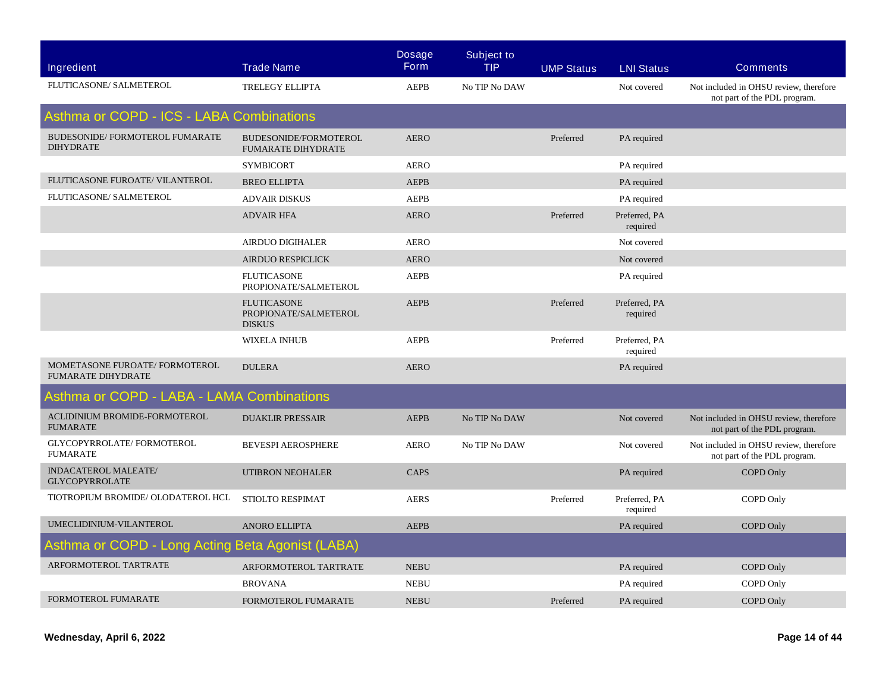| Ingredient | Trade Name | Dosage Form | Subject to TIP | UMP Status | LNI Status | Comments |
|---|---|---|---|---|---|---|
| FLUTICASONE/ SALMETEROL | TRELEGY ELLIPTA | AEPB | No TIP No DAW | | Not covered | Not included in OHSU review, therefore not part of the PDL program. |

## Asthma or COPD - ICS - LABA Combinations

| Ingredient | Trade Name | Dosage Form | Subject to TIP | UMP Status | LNI Status | Comments |
|---|---|---|---|---|---|---|
| BUDESONIDE/ FORMOTEROL FUMARATE DIHYDRATE | BUDESONIDE/FORMOTEROL FUMARATE DIHYDRATE | AERO | | Preferred | PA required | |
| | SYMBICORT | AERO | | | PA required | |
| FLUTICASONE FUROATE/ VILANTEROL | BREO ELLIPTA | AEPB | | | PA required | |
| FLUTICASONE/ SALMETEROL | ADVAIR DISKUS | AEPB | | | PA required | |
| | ADVAIR HFA | AERO | | Preferred | Preferred, PA required | |
| | AIRDUO DIGIHALER | AERO | | | Not covered | |
| | AIRDUO RESPICLICK | AERO | | | Not covered | |
| | FLUTICASONE PROPIONATE/SALMETEROL | AEPB | | | PA required | |
| | FLUTICASONE PROPIONATE/SALMETEROL DISKUS | AEPB | | Preferred | Preferred, PA required | |
| | WIXELA INHUB | AEPB | | Preferred | Preferred, PA required | |
| MOMETASONE FUROATE/ FORMOTEROL FUMARATE DIHYDRATE | DULERA | AERO | | | PA required | |

## Asthma or COPD - LABA - LAMA Combinations

| Ingredient | Trade Name | Dosage Form | Subject to TIP | UMP Status | LNI Status | Comments |
|---|---|---|---|---|---|---|
| ACLIDINIUM BROMIDE-FORMOTEROL FUMARATE | DUAKLIR PRESSAIR | AEPB | No TIP No DAW | | Not covered | Not included in OHSU review, therefore not part of the PDL program. |
| GLYCOPYRROLATE/ FORMOTEROL FUMARATE | BEVESPI AEROSPHERE | AERO | No TIP No DAW | | Not covered | Not included in OHSU review, therefore not part of the PDL program. |
| INDACATEROL MALEATE/ GLYCOPYRROLATE | UTIBRON NEOHALER | CAPS | | | PA required | COPD Only |
| TIOTROPIUM BROMIDE/ OLODATEROL HCL | STIOLTO RESPIMAT | AERS | | Preferred | Preferred, PA required | COPD Only |
| UMECLIDINIUM-VILANTEROL | ANORO ELLIPTA | AEPB | | | PA required | COPD Only |

## Asthma or COPD - Long Acting Beta Agonist (LABA)

| Ingredient | Trade Name | Dosage Form | Subject to TIP | UMP Status | LNI Status | Comments |
|---|---|---|---|---|---|---|
| ARFORMOTEROL TARTRATE | ARFORMOTEROL TARTRATE | NEBU | | | PA required | COPD Only |
| | BROVANA | NEBU | | | PA required | COPD Only |
| FORMOTEROL FUMARATE | FORMOTEROL FUMARATE | NEBU | | Preferred | PA required | COPD Only |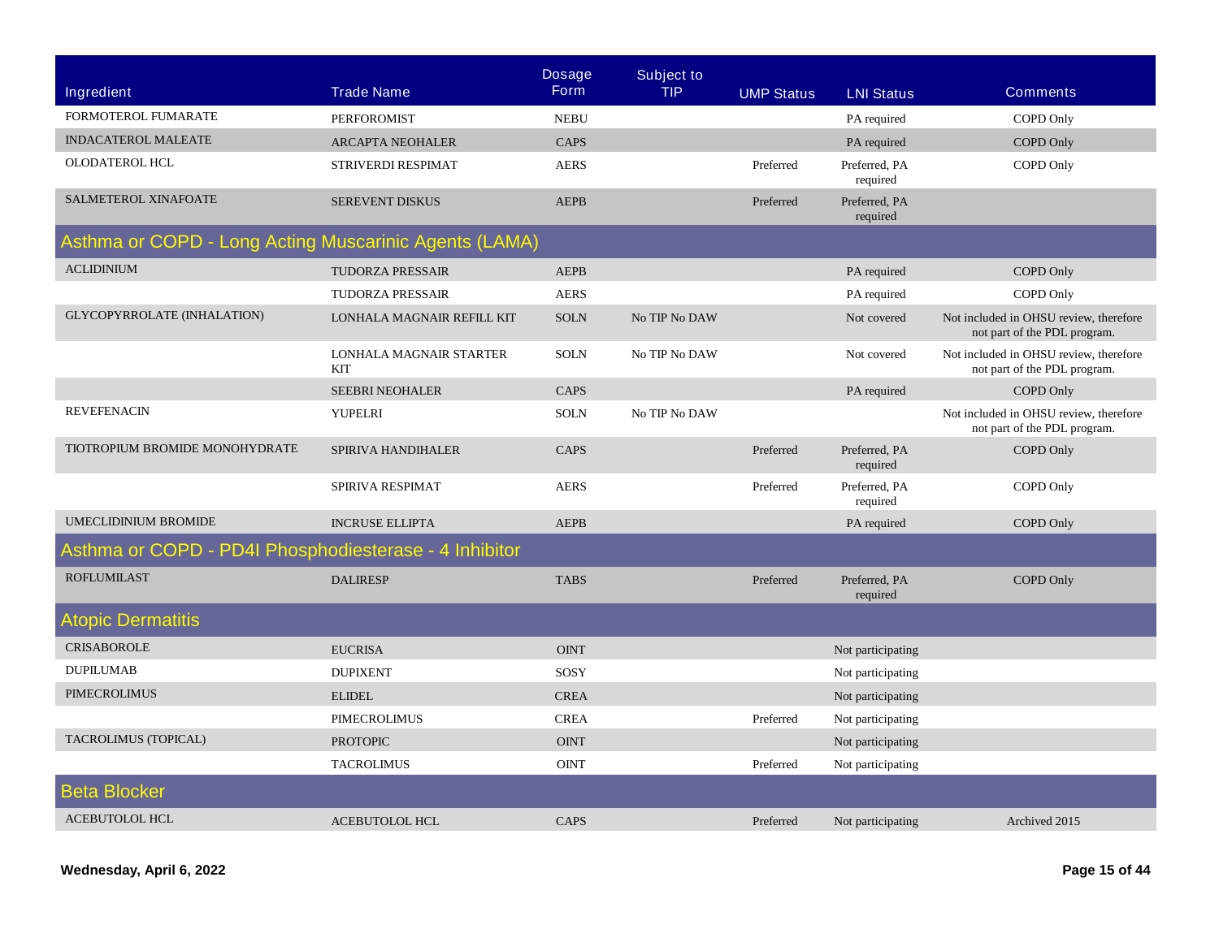| Ingredient | Trade Name | Dosage Form | Subject to TIP | UMP Status | LNI Status | Comments |
|---|---|---|---|---|---|---|
| FORMOTEROL FUMARATE | PERFOROMIST | NEBU | | | PA required | COPD Only |
| INDACATEROL MALEATE | ARCAPTA NEOHALER | CAPS | | | PA required | COPD Only |
| OLODATEROL HCL | STRIVERDI RESPIMAT | AERS | | Preferred | Preferred, PA required | COPD Only |
| SALMETEROL XINAFOATE | SEREVENT DISKUS | AEPB | | Preferred | Preferred, PA required | |

## Asthma or COPD - Long Acting Muscarinic Agents (LAMA)

| Ingredient | Trade Name | Dosage Form | Subject to TIP | UMP Status | LNI Status | Comments |
|---|---|---|---|---|---|---|
| ACLIDINIUM | TUDORZA PRESSAIR | AEPB | | | PA required | COPD Only |
| | TUDORZA PRESSAIR | AERS | | | PA required | COPD Only |
| GLYCOPYRROLATE (INHALATION) | LONHALA MAGNAIR REFILL KIT | SOLN | No TIP No DAW | | Not covered | Not included in OHSU review, therefore not part of the PDL program. |
| | LONHALA MAGNAIR STARTER KIT | SOLN | No TIP No DAW | | Not covered | Not included in OHSU review, therefore not part of the PDL program. |
| | SEEBRI NEOHALER | CAPS | | | PA required | COPD Only |
| REVEFENACIN | YUPELRI | SOLN | No TIP No DAW | | | Not included in OHSU review, therefore not part of the PDL program. |
| TIOTROPIUM BROMIDE MONOHYDRATE | SPIRIVA HANDIHALER | CAPS | | Preferred | Preferred, PA required | COPD Only |
| | SPIRIVA RESPIMAT | AERS | | Preferred | Preferred, PA required | COPD Only |
| UMECLIDINIUM BROMIDE | INCRUSE ELLIPTA | AEPB | | | PA required | COPD Only |

## Asthma or COPD - PD4I Phosphodiesterase - 4 Inhibitor

| Ingredient | Trade Name | Dosage Form | Subject to TIP | UMP Status | LNI Status | Comments |
|---|---|---|---|---|---|---|
| ROFLUMILAST | DALIRESP | TABS | | Preferred | Preferred, PA required | COPD Only |

## Atopic Dermatitis

| Ingredient | Trade Name | Dosage Form | Subject to TIP | UMP Status | LNI Status | Comments |
|---|---|---|---|---|---|---|
| CRISABOROLE | EUCRISA | OINT | | | Not participating | |
| DUPILUMAB | DUPIXENT | SOSY | | | Not participating | |
| PIMECROLIMUS | ELIDEL | CREA | | | Not participating | |
| | PIMECROLIMUS | CREA | | Preferred | Not participating | |
| TACROLIMUS (TOPICAL) | PROTOPIC | OINT | | | Not participating | |
| | TACROLIMUS | OINT | | Preferred | Not participating | |

## Beta Blocker

| Ingredient | Trade Name | Dosage Form | Subject to TIP | UMP Status | LNI Status | Comments |
|---|---|---|---|---|---|---|
| ACEBUTOLOL HCL | ACEBUTOLOL HCL | CAPS | | Preferred | Not participating | Archived 2015 |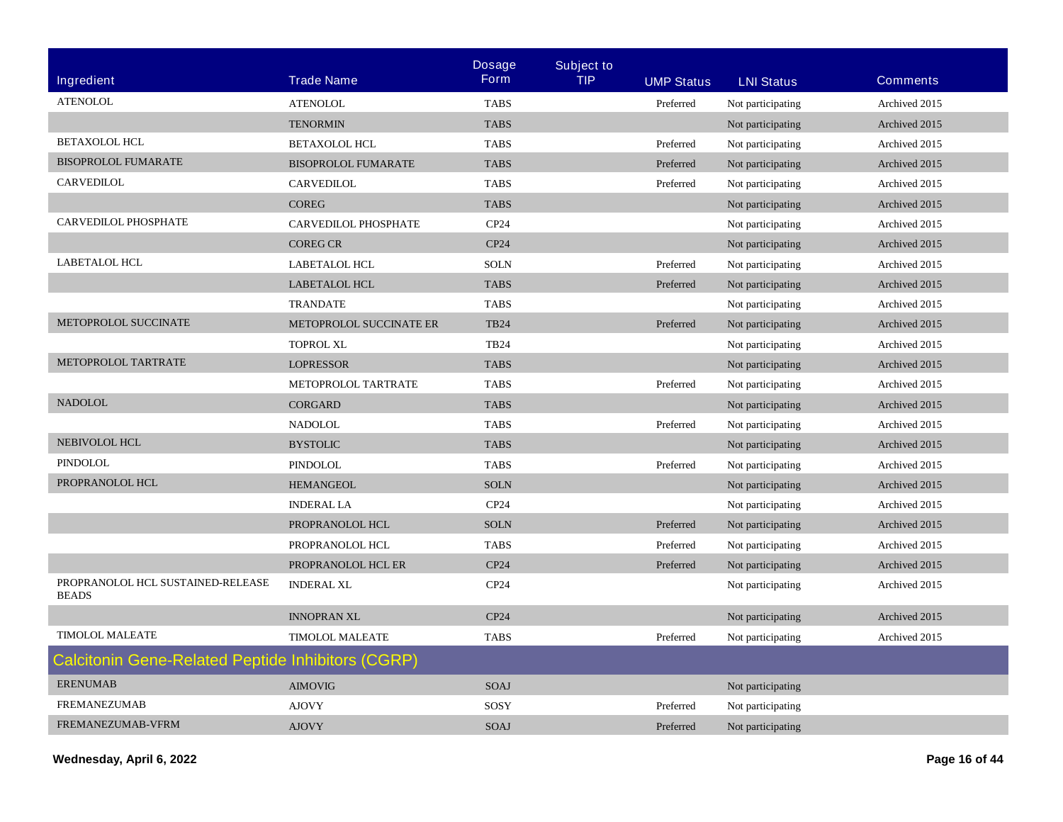| Ingredient | Trade Name | Dosage Form | Subject to TIP | UMP Status | LNI Status | Comments |
|---|---|---|---|---|---|---|
| ATENOLOL | ATENOLOL | TABS | | Preferred | Not participating | Archived 2015 |
| | TENORMIN | TABS | | | Not participating | Archived 2015 |
| BETAXOLOL HCL | BETAXOLOL HCL | TABS | | Preferred | Not participating | Archived 2015 |
| BISOPROLOL FUMARATE | BISOPROLOL FUMARATE | TABS | | Preferred | Not participating | Archived 2015 |
| CARVEDILOL | CARVEDILOL | TABS | | Preferred | Not participating | Archived 2015 |
| | COREG | TABS | | | Not participating | Archived 2015 |
| CARVEDILOL PHOSPHATE | CARVEDILOL PHOSPHATE | CP24 | | | Not participating | Archived 2015 |
| | COREG CR | CP24 | | | Not participating | Archived 2015 |
| LABETALOL HCL | LABETALOL HCL | SOLN | | Preferred | Not participating | Archived 2015 |
| | LABETALOL HCL | TABS | | Preferred | Not participating | Archived 2015 |
| | TRANDATE | TABS | | | Not participating | Archived 2015 |
| METOPROLOL SUCCINATE | METOPROLOL SUCCINATE ER | TB24 | | Preferred | Not participating | Archived 2015 |
| | TOPROL XL | TB24 | | | Not participating | Archived 2015 |
| METOPROLOL TARTRATE | LOPRESSOR | TABS | | | Not participating | Archived 2015 |
| | METOPROLOL TARTRATE | TABS | | Preferred | Not participating | Archived 2015 |
| NADOLOL | CORGARD | TABS | | | Not participating | Archived 2015 |
| | NADOLOL | TABS | | Preferred | Not participating | Archived 2015 |
| NEBIVOLOL HCL | BYSTOLIC | TABS | | | Not participating | Archived 2015 |
| PINDOLOL | PINDOLOL | TABS | | Preferred | Not participating | Archived 2015 |
| PROPRANOLOL HCL | HEMANGEOL | SOLN | | | Not participating | Archived 2015 |
| | INDERAL LA | CP24 | | | Not participating | Archived 2015 |
| | PROPRANOLOL HCL | SOLN | | Preferred | Not participating | Archived 2015 |
| | PROPRANOLOL HCL | TABS | | Preferred | Not participating | Archived 2015 |
| | PROPRANOLOL HCL ER | CP24 | | Preferred | Not participating | Archived 2015 |
| PROPRANOLOL HCL SUSTAINED-RELEASE BEADS | INDERAL XL | CP24 | | | Not participating | Archived 2015 |
| | INNOPRAN XL | CP24 | | | Not participating | Archived 2015 |
| TIMOLOL MALEATE | TIMOLOL MALEATE | TABS | | Preferred | Not participating | Archived 2015 |
| **Calcitonin Gene-Related Peptide Inhibitors (CGRP)** | | | | | | |
| ERENUMAB | AIMOVIG | SOAJ | | | Not participating | |
| FREMANEZUMAB | AJOVY | SOSY | | Preferred | Not participating | |
| FREMANEZUMAB-VFRM | AJOVY | SOAJ | | Preferred | Not participating | |

**Wednesday, April 6, 2022**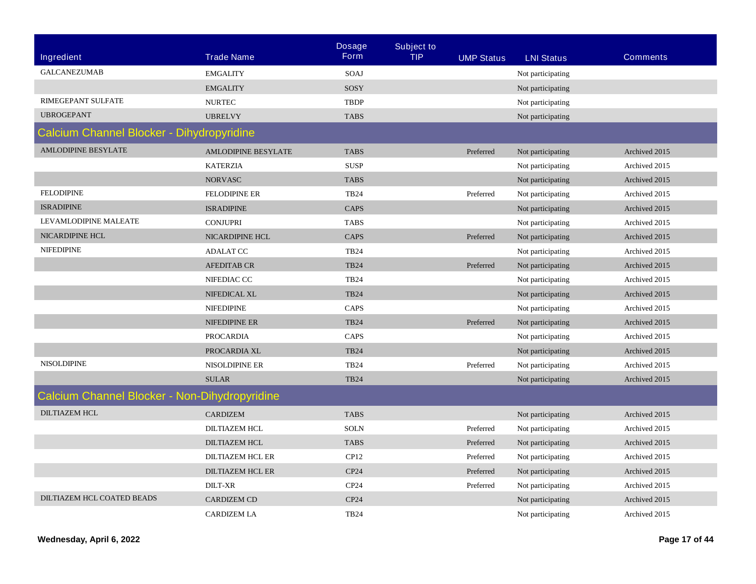| Ingredient | Trade Name | Dosage Form | Subject to TIP | UMP Status | LNI Status | Comments |
| --- | --- | --- | --- | --- | --- | --- |
| GALCANEZUMAB | EMGALITY | SOAJ | | | Not participating | |
| | EMGALITY | SOSY | | | Not participating | |
| RIMEGEPANT SULFATE | NURTEC | TBDP | | | Not participating | |
| UBROGEPANT | UBRELVY | TABS | | | Not participating | |

## Calcium Channel Blocker - Dihydropyridine

| Ingredient | Trade Name | Dosage Form | Subject to TIP | UMP Status | LNI Status | Comments |
| --- | --- | --- | --- | --- | --- | --- |
| AMLODIPINE BESYLATE | AMLODIPINE BESYLATE | TABS | | Preferred | Not participating | Archived 2015 |
| | KATERZIA | SUSP | | | Not participating | Archived 2015 |
| | NORVASC | TABS | | | Not participating | Archived 2015 |
| FELODIPINE | FELODIPINE ER | TB24 | | Preferred | Not participating | Archived 2015 |
| ISRADIPINE | ISRADIPINE | CAPS | | | Not participating | Archived 2015 |
| LEVAMLODIPINE MALEATE | CONJUPRI | TABS | | | Not participating | Archived 2015 |
| NICARDIPINE HCL | NICARDIPINE HCL | CAPS | | Preferred | Not participating | Archived 2015 |
| NIFEDIPINE | ADALAT CC | TB24 | | | Not participating | Archived 2015 |
| | AFEDITAB CR | TB24 | | Preferred | Not participating | Archived 2015 |
| | NIFEDIAC CC | TB24 | | | Not participating | Archived 2015 |
| | NIFEDICAL XL | TB24 | | | Not participating | Archived 2015 |
| | NIFEDIPINE | CAPS | | | Not participating | Archived 2015 |
| | NIFEDIPINE ER | TB24 | | Preferred | Not participating | Archived 2015 |
| | PROCARDIA | CAPS | | | Not participating | Archived 2015 |
| | PROCARDIA XL | TB24 | | | Not participating | Archived 2015 |
| NISOLDIPINE | NISOLDIPINE ER | TB24 | | Preferred | Not participating | Archived 2015 |
| | SULAR | TB24 | | | Not participating | Archived 2015 |

## Calcium Channel Blocker - Non-Dihydropyridine

| Ingredient | Trade Name | Dosage Form | Subject to TIP | UMP Status | LNI Status | Comments |
| --- | --- | --- | --- | --- | --- | --- |
| DILTIAZEM HCL | CARDIZEM | TABS | | | Not participating | Archived 2015 |
| | DILTIAZEM HCL | SOLN | | Preferred | Not participating | Archived 2015 |
| | DILTIAZEM HCL | TABS | | Preferred | Not participating | Archived 2015 |
| | DILTIAZEM HCL ER | CP12 | | Preferred | Not participating | Archived 2015 |
| | DILTIAZEM HCL ER | CP24 | | Preferred | Not participating | Archived 2015 |
| | DILT-XR | CP24 | | Preferred | Not participating | Archived 2015 |
| DILTIAZEM HCL COATED BEADS | CARDIZEM CD | CP24 | | | Not participating | Archived 2015 |
| | CARDIZEM LA | TB24 | | | Not participating | Archived 2015 |

Wednesday, April 6, 2022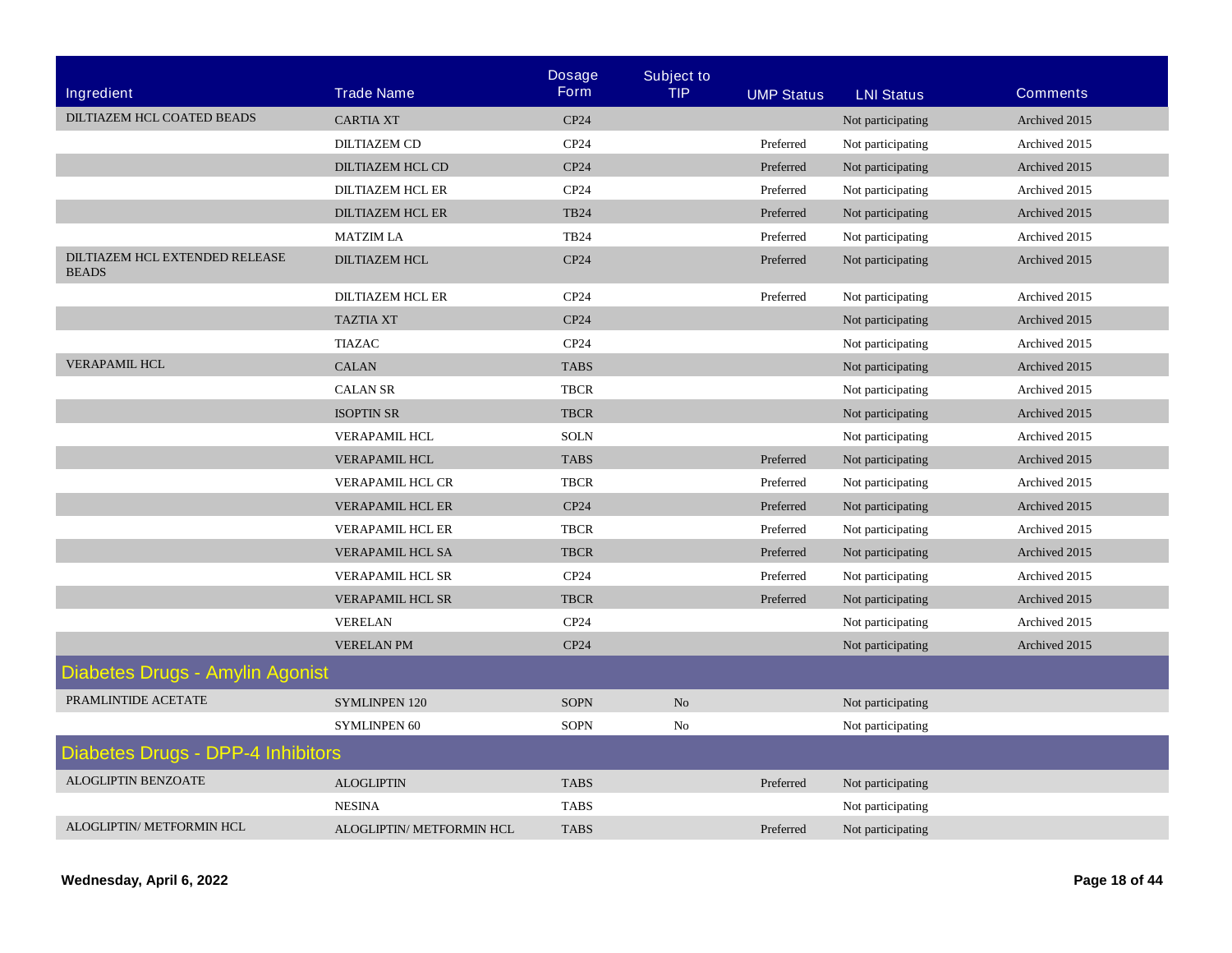| Ingredient | Trade Name | Dosage Form | Subject to TIP | UMP Status | LNI Status | Comments |
|---|---|---|---|---|---|---|
| DILTIAZEM HCL COATED BEADS | CARTIA XT | CP24 | | | Not participating | Archived 2015 |
| | DILTIAZEM CD | CP24 | | Preferred | Not participating | Archived 2015 |
| | DILTIAZEM HCL CD | CP24 | | Preferred | Not participating | Archived 2015 |
| | DILTIAZEM HCL ER | CP24 | | Preferred | Not participating | Archived 2015 |
| | DILTIAZEM HCL ER | TB24 | | Preferred | Not participating | Archived 2015 |
| | MATZIM LA | TB24 | | Preferred | Not participating | Archived 2015 |
| DILTIAZEM HCL EXTENDED RELEASE BEADS | DILTIAZEM HCL | CP24 | | Preferred | Not participating | Archived 2015 |
| | DILTIAZEM HCL ER | CP24 | | Preferred | Not participating | Archived 2015 |
| | TAZTIA XT | CP24 | | | Not participating | Archived 2015 |
| | TIAZAC | CP24 | | | Not participating | Archived 2015 |
| VERAPAMIL HCL | CALAN | TABS | | | Not participating | Archived 2015 |
| | CALAN SR | TBCR | | | Not participating | Archived 2015 |
| | ISOPTIN SR | TBCR | | | Not participating | Archived 2015 |
| | VERAPAMIL HCL | SOLN | | | Not participating | Archived 2015 |
| | VERAPAMIL HCL | TABS | | Preferred | Not participating | Archived 2015 |
| | VERAPAMIL HCL CR | TBCR | | Preferred | Not participating | Archived 2015 |
| | VERAPAMIL HCL ER | CP24 | | Preferred | Not participating | Archived 2015 |
| | VERAPAMIL HCL ER | TBCR | | Preferred | Not participating | Archived 2015 |
| | VERAPAMIL HCL SA | TBCR | | Preferred | Not participating | Archived 2015 |
| | VERAPAMIL HCL SR | CP24 | | Preferred | Not participating | Archived 2015 |
| | VERAPAMIL HCL SR | TBCR | | Preferred | Not participating | Archived 2015 |
| | VERELAN | CP24 | | | Not participating | Archived 2015 |
| | VERELAN PM | CP24 | | | Not participating | Archived 2015 |
| **Diabetes Drugs - Amylin Agonist** | | | | | | |
| PRAMLINTIDE ACETATE | SYMLINPEN 120 | SOPN | No | | Not participating | |
| | SYMLINPEN 60 | SOPN | No | | Not participating | |
| **Diabetes Drugs - DPP-4 Inhibitors** | | | | | | |
| ALOGLIPTIN BENZOATE | ALOGLIPTIN | TABS | | Preferred | Not participating | |
| | NESINA | TABS | | | Not participating | |
| ALOGLIPTIN/ METFORMIN HCL | ALOGLIPTIN/ METFORMIN HCL | TABS | | Preferred | Not participating | |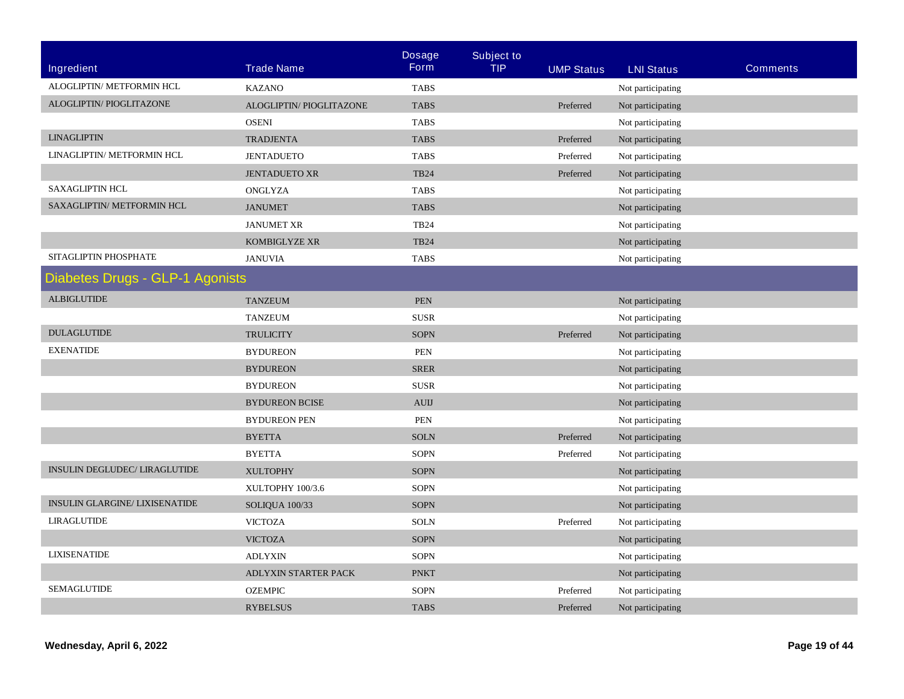| Ingredient | Trade Name | Dosage Form | Subject to TIP | UMP Status | LNI Status | Comments |
|---|---|---|---|---|---|---|
| ALOGLIPTIN/ METFORMIN HCL | KAZANO | TABS | | | Not participating | |
| ALOGLIPTIN/ PIOGLITAZONE | ALOGLIPTIN/ PIOGLITAZONE | TABS | | Preferred | Not participating | |
| | OSENI | TABS | | | Not participating | |
| LINAGLIPTIN | TRADJENTA | TABS | | Preferred | Not participating | |
| LINAGLIPTIN/ METFORMIN HCL | JENTADUETO | TABS | | Preferred | Not participating | |
| | JENTADUETO XR | TB24 | | Preferred | Not participating | |
| SAXAGLIPTIN HCL | ONGLYZA | TABS | | | Not participating | |
| SAXAGLIPTIN/ METFORMIN HCL | JANUMET | TABS | | | Not participating | |
| | JANUMET XR | TB24 | | | Not participating | |
| | KOMBIGLYZE XR | TB24 | | | Not participating | |
| SITAGLIPTIN PHOSPHATE | JANUVIA | TABS | | | Not participating | |

## Diabetes Drugs - GLP-1 Agonists

| Ingredient | Trade Name | Dosage Form | Subject to TIP | UMP Status | LNI Status | Comments |
|---|---|---|---|---|---|---|
| ALBIGLUTIDE | TANZEUM | PEN | | | Not participating | |
| | TANZEUM | SUSR | | | Not participating | |
| DULAGLUTIDE | TRULICITY | SOPN | | Preferred | Not participating | |
| EXENATIDE | BYDUREON | PEN | | | Not participating | |
| | BYDUREON | SRER | | | Not participating | |
| | BYDUREON | SUSR | | | Not participating | |
| | BYDUREON BCISE | AUIJ | | | Not participating | |
| | BYDUREON PEN | PEN | | | Not participating | |
| | BYETTA | SOLN | | Preferred | Not participating | |
| | BYETTA | SOPN | | Preferred | Not participating | |
| INSULIN DEGLUDEC/ LIRAGLUTIDE | XULTOPHY | SOPN | | | Not participating | |
| | XULTOPHY 100/3.6 | SOPN | | | Not participating | |
| INSULIN GLARGINE/ LIXISENATIDE | SOLIQUA 100/33 | SOPN | | | Not participating | |
| LIRAGLUTIDE | VICTOZA | SOLN | | Preferred | Not participating | |
| | VICTOZA | SOPN | | | Not participating | |
| LIXISENATIDE | ADLYXIN | SOPN | | | Not participating | |
| | ADLYXIN STARTER PACK | PNKT | | | Not participating | |
| SEMAGLUTIDE | OZEMPIC | SOPN | | Preferred | Not participating | |
| | RYBELSUS | TABS | | Preferred | Not participating | |

**Wednesday, April 6, 2022**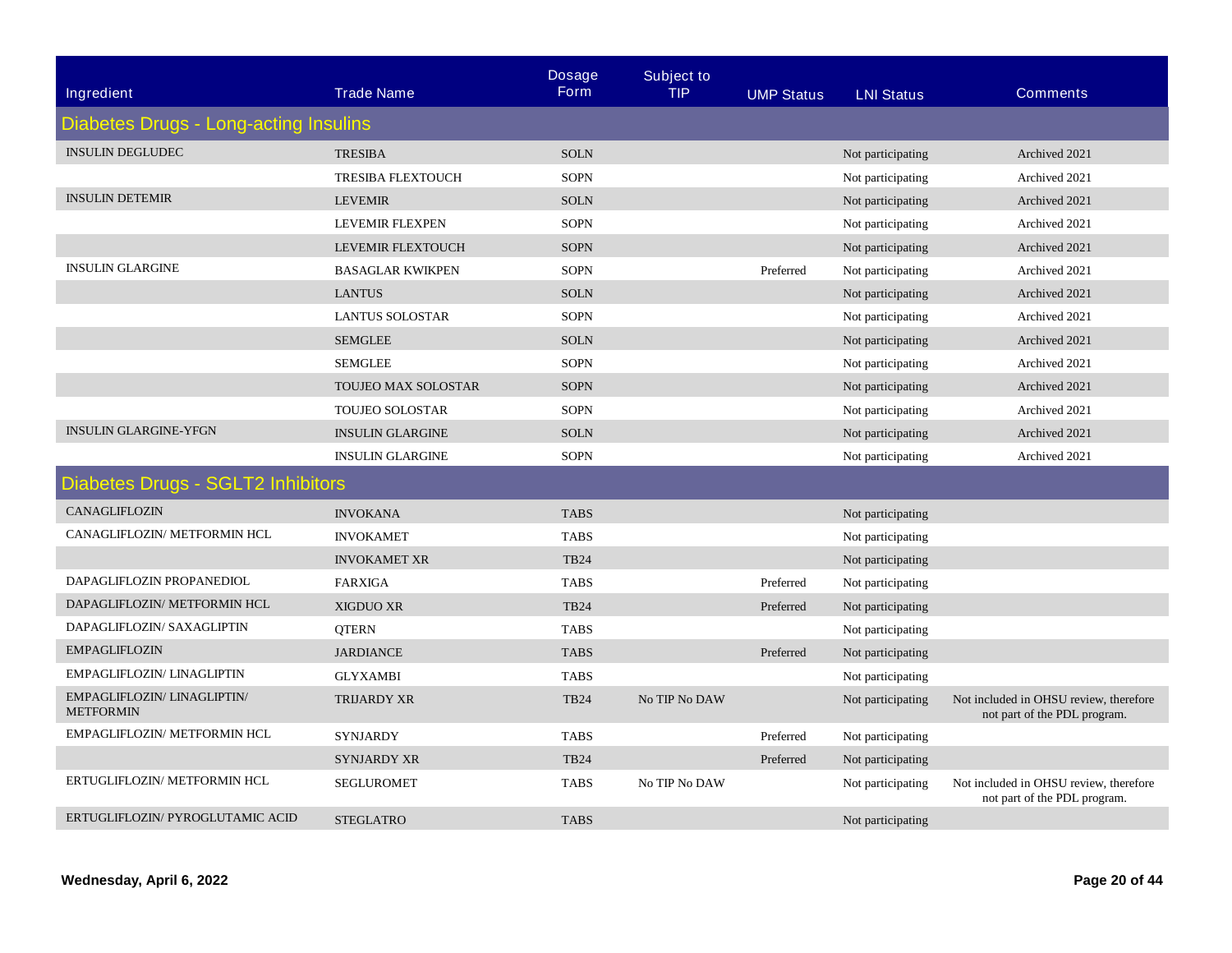| Ingredient | Trade Name | Dosage Form | Subject to TIP | UMP Status | LNI Status | Comments |
|---|---|---|---|---|---|---|
| **Diabetes Drugs - Long-acting Insulins** | | | | | | |
| INSULIN DEGLUDEC | TRESIBA | SOLN | | | Not participating | Archived 2021 |
| | TRESIBA FLEXTOUCH | SOPN | | | Not participating | Archived 2021 |
| INSULIN DETEMIR | LEVEMIR | SOLN | | | Not participating | Archived 2021 |
| | LEVEMIR FLEXPEN | SOPN | | | Not participating | Archived 2021 |
| | LEVEMIR FLEXTOUCH | SOPN | | | Not participating | Archived 2021 |
| INSULIN GLARGINE | BASAGLAR KWIKPEN | SOPN | | Preferred | Not participating | Archived 2021 |
| | LANTUS | SOLN | | | Not participating | Archived 2021 |
| | LANTUS SOLOSTAR | SOPN | | | Not participating | Archived 2021 |
| | SEMGLEE | SOLN | | | Not participating | Archived 2021 |
| | SEMGLEE | SOPN | | | Not participating | Archived 2021 |
| | TOUJEO MAX SOLOSTAR | SOPN | | | Not participating | Archived 2021 |
| | TOUJEO SOLOSTAR | SOPN | | | Not participating | Archived 2021 |
| INSULIN GLARGINE-YFGN | INSULIN GLARGINE | SOLN | | | Not participating | Archived 2021 |
| | INSULIN GLARGINE | SOPN | | | Not participating | Archived 2021 |
| **Diabetes Drugs - SGLT2 Inhibitors** | | | | | | |
| CANAGLIFLOZIN | INVOKANA | TABS | | | Not participating | |
| CANAGLIFLOZIN/ METFORMIN HCL | INVOKAMET | TABS | | | Not participating | |
| | INVOKAMET XR | TB24 | | | Not participating | |
| DAPAGLIFLOZIN PROPANEDIOL | FARXIGA | TABS | | Preferred | Not participating | |
| DAPAGLIFLOZIN/ METFORMIN HCL | XIGDUO XR | TB24 | | Preferred | Not participating | |
| DAPAGLIFLOZIN/ SAXAGLIPTIN | QTERN | TABS | | | Not participating | |
| EMPAGLIFLOZIN | JARDIANCE | TABS | | Preferred | Not participating | |
| EMPAGLIFLOZIN/ LINAGLIPTIN | GLYXAMBI | TABS | | | Not participating | |
| EMPAGLIFLOZIN/ LINAGLIPTIN/ METFORMIN | TRIJARDY XR | TB24 | No TIP No DAW | | Not participating | Not included in OHSU review, therefore not part of the PDL program. |
| EMPAGLIFLOZIN/ METFORMIN HCL | SYNJARDY | TABS | | Preferred | Not participating | |
| | SYNJARDY XR | TB24 | | Preferred | Not participating | |
| ERTUGLIFLOZIN/ METFORMIN HCL | SEGLUROMET | TABS | No TIP No DAW | | Not participating | Not included in OHSU review, therefore not part of the PDL program. |
| ERTUGLIFLOZIN/ PYROGLUTAMIC ACID | STEGLATRO | TABS | | | Not participating | |

**Wednesday, April 6, 2022**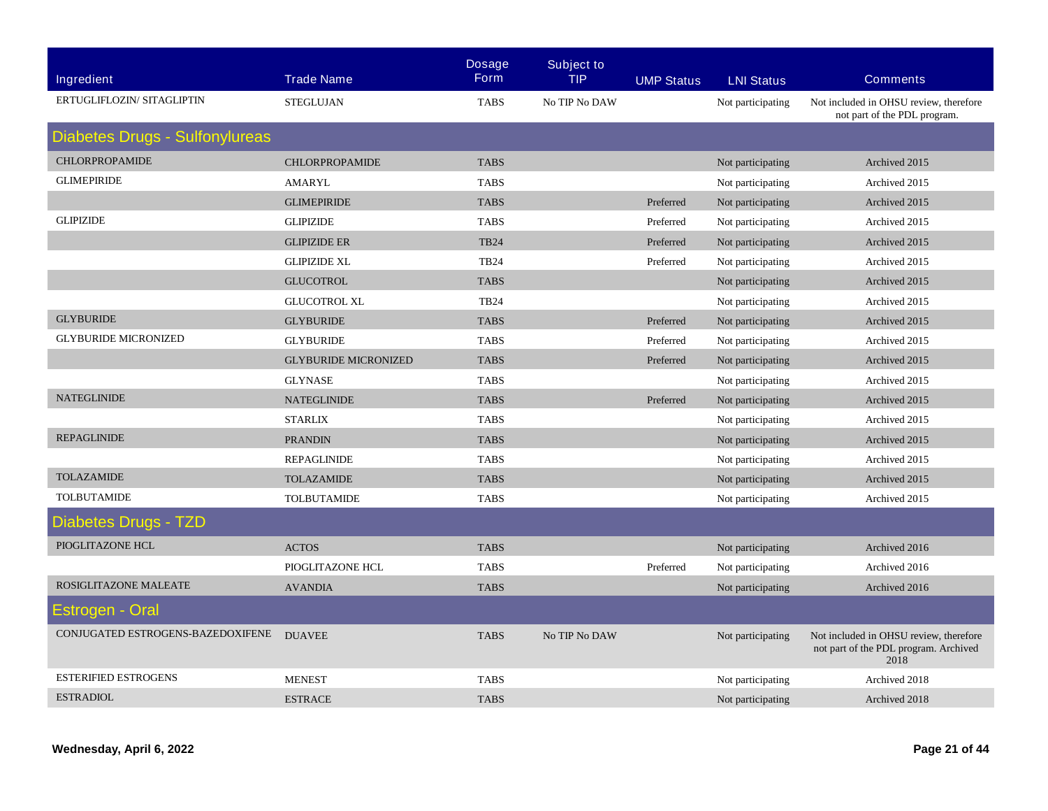| Ingredient | Trade Name | Dosage Form | Subject to TIP | UMP Status | LNI Status | Comments |
|---|---|---|---|---|---|---|
| ERTUGLIFLOZIN/ SITAGLIPTIN | STEGLUJAN | TABS | No TIP No DAW | | Not participating | Not included in OHSU review, therefore not part of the PDL program. |

## Diabetes Drugs - Sulfonylureas

| Ingredient | Trade Name | Dosage Form | Subject to TIP | UMP Status | LNI Status | Comments |
|---|---|---|---|---|---|---|
| CHLORPROPAMIDE | CHLORPROPAMIDE | TABS | | | Not participating | Archived 2015 |
| GLIMEPIRIDE | AMARYL | TABS | | | Not participating | Archived 2015 |
| | GLIMEPIRIDE | TABS | | Preferred | Not participating | Archived 2015 |
| GLIPIZIDE | GLIPIZIDE | TABS | | Preferred | Not participating | Archived 2015 |
| | GLIPIZIDE ER | TB24 | | Preferred | Not participating | Archived 2015 |
| | GLIPIZIDE XL | TB24 | | Preferred | Not participating | Archived 2015 |
| | GLUCOTROL | TABS | | | Not participating | Archived 2015 |
| | GLUCOTROL XL | TB24 | | | Not participating | Archived 2015 |
| GLYBURIDE | GLYBURIDE | TABS | | Preferred | Not participating | Archived 2015 |
| GLYBURIDE MICRONIZED | GLYBURIDE | TABS | | Preferred | Not participating | Archived 2015 |
| | GLYBURIDE MICRONIZED | TABS | | Preferred | Not participating | Archived 2015 |
| | GLYNASE | TABS | | | Not participating | Archived 2015 |
| NATEGLINIDE | NATEGLINIDE | TABS | | Preferred | Not participating | Archived 2015 |
| | STARLIX | TABS | | | Not participating | Archived 2015 |
| REPAGLINIDE | PRANDIN | TABS | | | Not participating | Archived 2015 |
| | REPAGLINIDE | TABS | | | Not participating | Archived 2015 |
| TOLAZAMIDE | TOLAZAMIDE | TABS | | | Not participating | Archived 2015 |
| TOLBUTAMIDE | TOLBUTAMIDE | TABS | | | Not participating | Archived 2015 |

## Diabetes Drugs - TZD

| Ingredient | Trade Name | Dosage Form | Subject to TIP | UMP Status | LNI Status | Comments |
|---|---|---|---|---|---|---|
| PIOGLITAZONE HCL | ACTOS | TABS | | | Not participating | Archived 2016 |
| | PIOGLITAZONE HCL | TABS | | Preferred | Not participating | Archived 2016 |
| ROSIGLITAZONE MALEATE | AVANDIA | TABS | | | Not participating | Archived 2016 |

## Estrogen - Oral

| Ingredient | Trade Name | Dosage Form | Subject to TIP | UMP Status | LNI Status | Comments |
|---|---|---|---|---|---|---|
| CONJUGATED ESTROGENS-BAZEDOXIFENE | DUAVEE | TABS | No TIP No DAW | | Not participating | Not included in OHSU review, therefore not part of the PDL program. Archived 2018 |
| ESTERIFIED ESTROGENS | MENEST | TABS | | | Not participating | Archived 2018 |
| ESTRADIOL | ESTRACE | TABS | | | Not participating | Archived 2018 |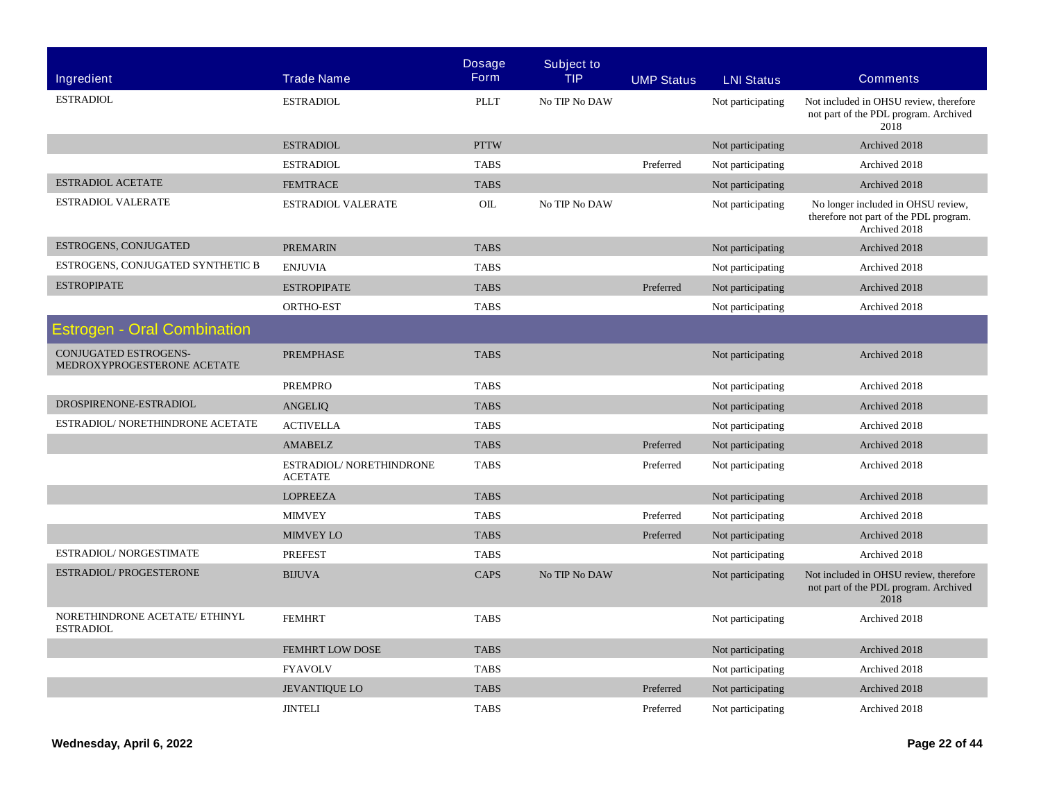| Ingredient | Trade Name | Dosage Form | Subject to TIP | UMP Status | LNI Status | Comments |
|---|---|---|---|---|---|---|
| ESTRADIOL | ESTRADIOL | PLLT | No TIP No DAW | | Not participating | Not included in OHSU review, therefore not part of the PDL program. Archived 2018 |
| | ESTRADIOL | PTTW | | | Not participating | Archived 2018 |
| | ESTRADIOL | TABS | | Preferred | Not participating | Archived 2018 |
| ESTRADIOL ACETATE | FEMTRACE | TABS | | | Not participating | Archived 2018 |
| ESTRADIOL VALERATE | ESTRADIOL VALERATE | OIL | No TIP No DAW | | Not participating | No longer included in OHSU review, therefore not part of the PDL program. Archived 2018 |
| ESTROGENS, CONJUGATED | PREMARIN | TABS | | | Not participating | Archived 2018 |
| ESTROGENS, CONJUGATED SYNTHETIC B | ENJUVIA | TABS | | | Not participating | Archived 2018 |
| ESTROPIPATE | ESTROPIPATE | TABS | | Preferred | Not participating | Archived 2018 |
| | ORTHO-EST | TABS | | | Not participating | Archived 2018 |
| **Estrogen - Oral Combination** | | | | | | |
| CONJUGATED ESTROGENS-MEDROXYPROGESTERONE ACETATE | PREMPHASE | TABS | | | Not participating | Archived 2018 |
| | PREMPRO | TABS | | | Not participating | Archived 2018 |
| DROSPIRENONE-ESTRADIOL | ANGELIQ | TABS | | | Not participating | Archived 2018 |
| ESTRADIOL/ NORETHINDRONE ACETATE | ACTIVELLA | TABS | | | Not participating | Archived 2018 |
| | AMABELZ | TABS | | Preferred | Not participating | Archived 2018 |
| | ESTRADIOL/ NORETHINDRONE ACETATE | TABS | | Preferred | Not participating | Archived 2018 |
| | LOPREEZA | TABS | | | Not participating | Archived 2018 |
| | MIMVEY | TABS | | Preferred | Not participating | Archived 2018 |
| | MIMVEY LO | TABS | | Preferred | Not participating | Archived 2018 |
| ESTRADIOL/ NORGESTIMATE | PREFEST | TABS | | | Not participating | Archived 2018 |
| ESTRADIOL/ PROGESTERONE | BIJUVA | CAPS | No TIP No DAW | | Not participating | Not included in OHSU review, therefore not part of the PDL program. Archived 2018 |
| NORETHINDRONE ACETATE/ ETHINYL ESTRADIOL | FEMHRT | TABS | | | Not participating | Archived 2018 |
| | FEMHRT LOW DOSE | TABS | | | Not participating | Archived 2018 |
| | FYAVOLV | TABS | | | Not participating | Archived 2018 |
| | JEVANTIQUE LO | TABS | | Preferred | Not participating | Archived 2018 |
| | JINTELI | TABS | | Preferred | Not participating | Archived 2018 |

**Wednesday, April 6, 2022**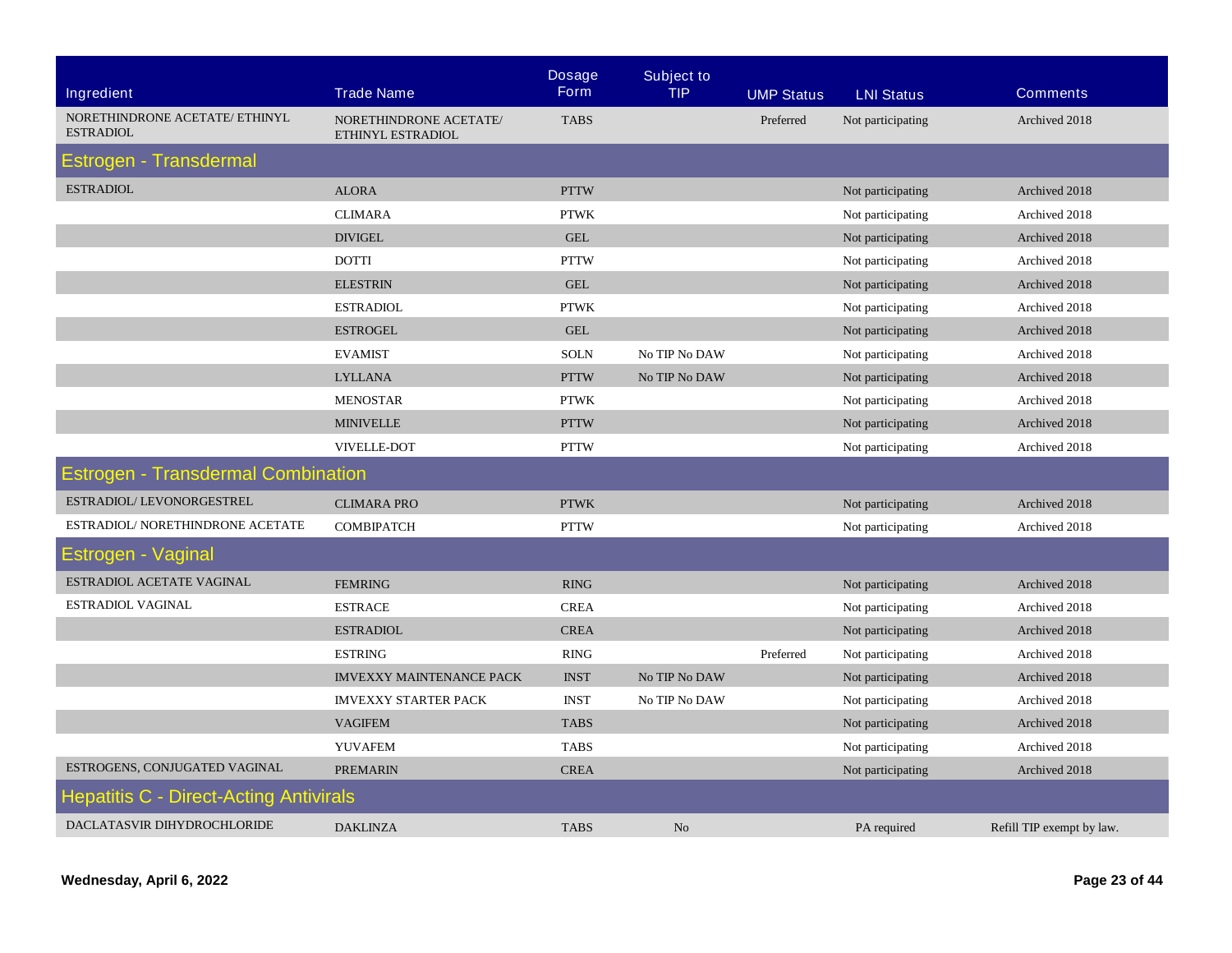| Ingredient | Trade Name | Dosage Form | Subject to TIP | UMP Status | LNI Status | Comments |
|---|---|---|---|---|---|---|
| NORETHINDRONE ACETATE/ ETHINYL ESTRADIOL | NORETHINDRONE ACETATE/ ETHINYL ESTRADIOL | TABS | | Preferred | Not participating | Archived 2018 |
| **Estrogen - Transdermal** | | | | | | |
| ESTRADIOL | ALORA | PTTW | | | Not participating | Archived 2018 |
| | CLIMARA | PTWK | | | Not participating | Archived 2018 |
| | DIVIGEL | GEL | | | Not participating | Archived 2018 |
| | DOTTI | PTTW | | | Not participating | Archived 2018 |
| | ELESTRIN | GEL | | | Not participating | Archived 2018 |
| | ESTRADIOL | PTWK | | | Not participating | Archived 2018 |
| | ESTROGEL | GEL | | | Not participating | Archived 2018 |
| | EVAMIST | SOLN | No TIP No DAW | | Not participating | Archived 2018 |
| | LYLLANA | PTTW | No TIP No DAW | | Not participating | Archived 2018 |
| | MENOSTAR | PTWK | | | Not participating | Archived 2018 |
| | MINIVELLE | PTTW | | | Not participating | Archived 2018 |
| | VIVELLE-DOT | PTTW | | | Not participating | Archived 2018 |
| **Estrogen - Transdermal Combination** | | | | | | |
| ESTRADIOL/ LEVONORGESTREL | CLIMARA PRO | PTWK | | | Not participating | Archived 2018 |
| ESTRADIOL/ NORETHINDRONE ACETATE | COMBIPATCH | PTTW | | | Not participating | Archived 2018 |
| **Estrogen - Vaginal** | | | | | | |
| ESTRADIOL ACETATE VAGINAL | FEMRING | RING | | | Not participating | Archived 2018 |
| ESTRADIOL VAGINAL | ESTRACE | CREA | | | Not participating | Archived 2018 |
| | ESTRADIOL | CREA | | | Not participating | Archived 2018 |
| | ESTRING | RING | | Preferred | Not participating | Archived 2018 |
| | IMVEXXY MAINTENANCE PACK | INST | No TIP No DAW | | Not participating | Archived 2018 |
| | IMVEXXY STARTER PACK | INST | No TIP No DAW | | Not participating | Archived 2018 |
| | VAGIFEM | TABS | | | Not participating | Archived 2018 |
| | YUVAFEM | TABS | | | Not participating | Archived 2018 |
| ESTROGENS, CONJUGATED VAGINAL | PREMARIN | CREA | | | Not participating | Archived 2018 |
| **Hepatitis C - Direct-Acting Antivirals** | | | | | | |
| DACLATASVIR DIHYDROCHLORIDE | DAKLINZA | TABS | No | | PA required | Refill TIP exempt by law. |

Wednesday, April 6, 2022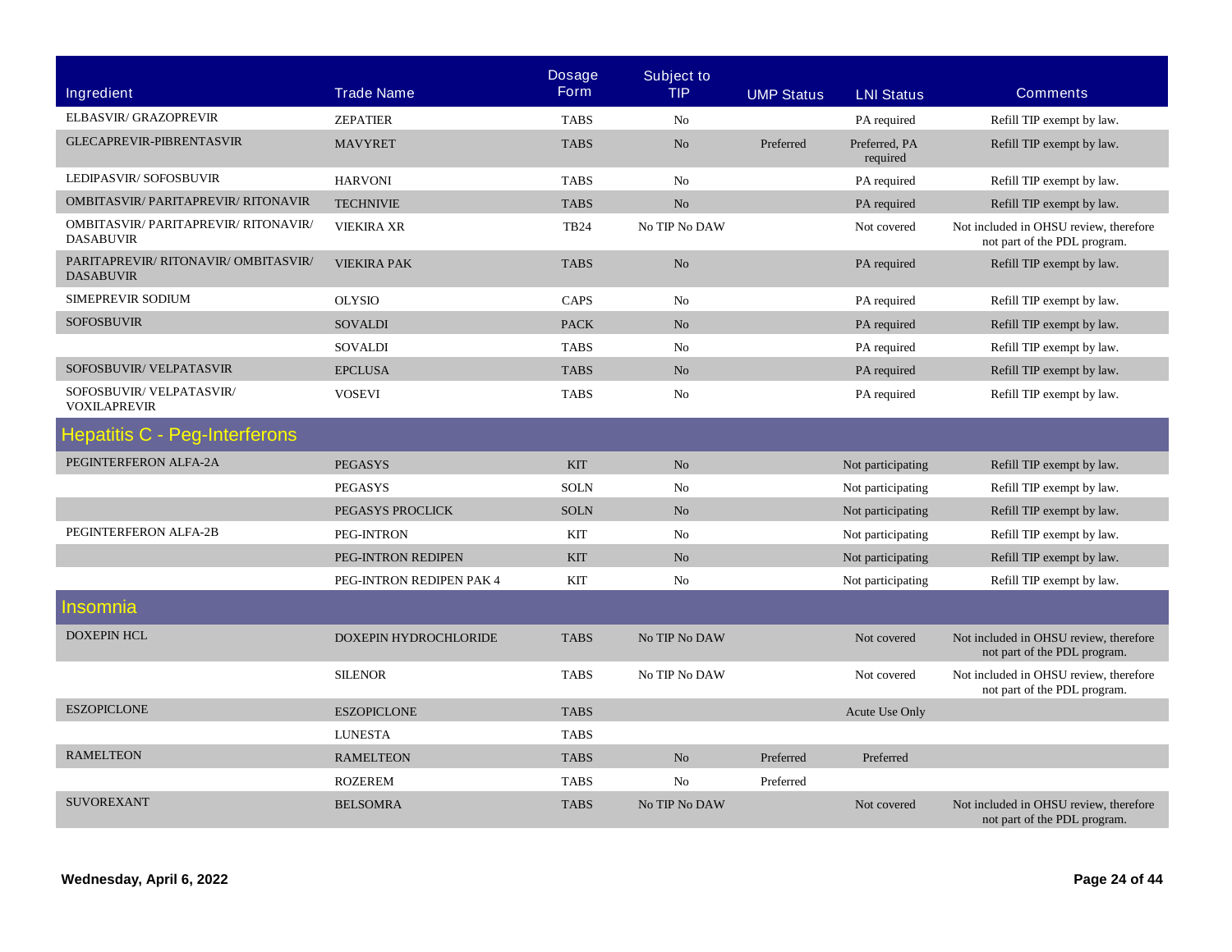| Ingredient | Trade Name | Dosage Form | Subject to TIP | UMP Status | LNI Status | Comments |
|---|---|---|---|---|---|---|
| ELBASVIR/ GRAZOPREVIR | ZEPATIER | TABS | No | | PA required | Refill TIP exempt by law. |
| GLECAPREVIR-PIBRENTASVIR | MAVYRET | TABS | No | Preferred | Preferred, PA required | Refill TIP exempt by law. |
| LEDIPASVIR/ SOFOSBUVIR | HARVONI | TABS | No | | PA required | Refill TIP exempt by law. |
| OMBITASVIR/ PARITAPREVIR/ RITONAVIR | TECHNIVIE | TABS | No | | PA required | Refill TIP exempt by law. |
| OMBITASVIR/ PARITAPREVIR/ RITONAVIR/ DASABUVIR | VIEKIRA XR | TB24 | No TIP No DAW | | Not covered | Not included in OHSU review, therefore not part of the PDL program. |
| PARITAPREVIR/ RITONAVIR/ OMBITASVIR/ DASABUVIR | VIEKIRA PAK | TABS | No | | PA required | Refill TIP exempt by law. |
| SIMEPREVIR SODIUM | OLYSIO | CAPS | No | | PA required | Refill TIP exempt by law. |
| SOFOSBUVIR | SOVALDI | PACK | No | | PA required | Refill TIP exempt by law. |
| | SOVALDI | TABS | No | | PA required | Refill TIP exempt by law. |
| SOFOSBUVIR/ VELPATASVIR | EPCLUSA | TABS | No | | PA required | Refill TIP exempt by law. |
| SOFOSBUVIR/ VELPATASVIR/ VOXILAPREVIR | VOSEVI | TABS | No | | PA required | Refill TIP exempt by law. |
| **Hepatitis C - Peg-Interferons** | | | | | | |
| PEGINTERFERON ALFA-2A | PEGASYS | KIT | No | | Not participating | Refill TIP exempt by law. |
| | PEGASYS | SOLN | No | | Not participating | Refill TIP exempt by law. |
| | PEGASYS PROCLICK | SOLN | No | | Not participating | Refill TIP exempt by law. |
| PEGINTERFERON ALFA-2B | PEG-INTRON | KIT | No | | Not participating | Refill TIP exempt by law. |
| | PEG-INTRON REDIPEN | KIT | No | | Not participating | Refill TIP exempt by law. |
| | PEG-INTRON REDIPEN PAK 4 | KIT | No | | Not participating | Refill TIP exempt by law. |
| **Insomnia** | | | | | | |
| DOXEPIN HCL | DOXEPIN HYDROCHLORIDE | TABS | No TIP No DAW | | Not covered | Not included in OHSU review, therefore not part of the PDL program. |
| | SILENOR | TABS | No TIP No DAW | | Not covered | Not included in OHSU review, therefore not part of the PDL program. |
| ESZOPICLONE | ESZOPICLONE | TABS | | | Acute Use Only | |
| | LUNESTA | TABS | | | | |
| RAMELTEON | RAMELTEON | TABS | No | Preferred | Preferred | |
| | ROZEREM | TABS | No | Preferred | | |
| SUVOREXANT | BELSOMRA | TABS | No TIP No DAW | | Not covered | Not included in OHSU review, therefore not part of the PDL program. |

**Wednesday, April 6, 2022**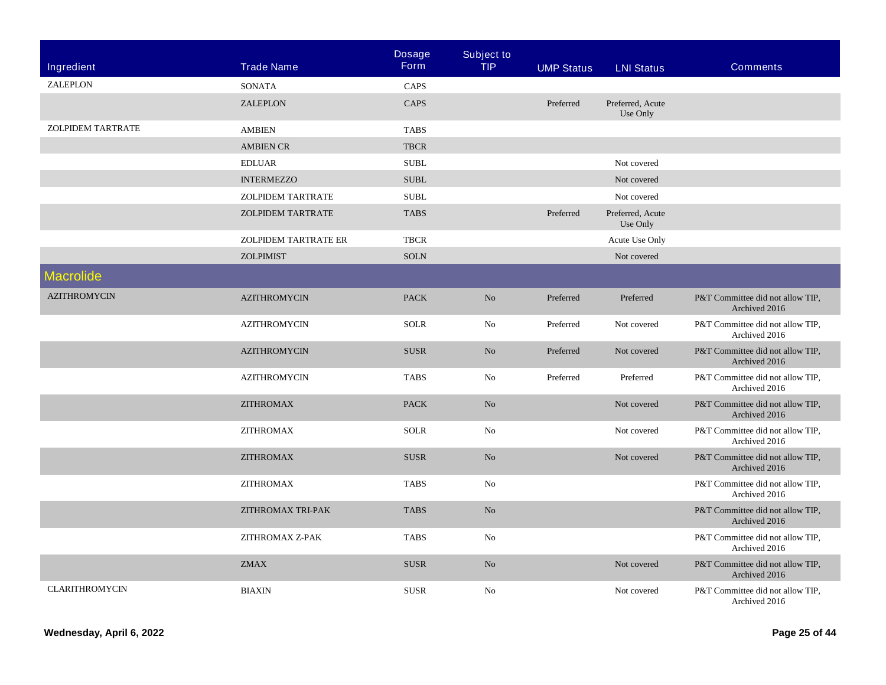| Ingredient | Trade Name | Dosage Form | Subject to TIP | UMP Status | LNI Status | Comments |
|---|---|---|---|---|---|---|
| ZALEPLON | SONATA | CAPS | | | | |
| | ZALEPLON | CAPS | | Preferred | Preferred, Acute Use Only | |
| ZOLPIDEM TARTRATE | AMBIEN | TABS | | | | |
| | AMBIEN CR | TBCR | | | | |
| | EDLUAR | SUBL | | | Not covered | |
| | INTERMEZZO | SUBL | | | Not covered | |
| | ZOLPIDEM TARTRATE | SUBL | | | Not covered | |
| | ZOLPIDEM TARTRATE | TABS | | Preferred | Preferred, Acute Use Only | |
| | ZOLPIDEM TARTRATE ER | TBCR | | | Acute Use Only | |
| | ZOLPIMIST | SOLN | | | Not covered | |
| **Macrolide** | | | | | | |
| AZITHROMYCIN | AZITHROMYCIN | PACK | No | Preferred | Preferred | P&T Committee did not allow TIP, Archived 2016 |
| | AZITHROMYCIN | SOLR | No | Preferred | Not covered | P&T Committee did not allow TIP, Archived 2016 |
| | AZITHROMYCIN | SUSR | No | Preferred | Not covered | P&T Committee did not allow TIP, Archived 2016 |
| | AZITHROMYCIN | TABS | No | Preferred | Preferred | P&T Committee did not allow TIP, Archived 2016 |
| | ZITHROMAX | PACK | No | | Not covered | P&T Committee did not allow TIP, Archived 2016 |
| | ZITHROMAX | SOLR | No | | Not covered | P&T Committee did not allow TIP, Archived 2016 |
| | ZITHROMAX | SUSR | No | | Not covered | P&T Committee did not allow TIP, Archived 2016 |
| | ZITHROMAX | TABS | No | | | P&T Committee did not allow TIP, Archived 2016 |
| | ZITHROMAX TRI-PAK | TABS | No | | | P&T Committee did not allow TIP, Archived 2016 |
| | ZITHROMAX Z-PAK | TABS | No | | | P&T Committee did not allow TIP, Archived 2016 |
| | ZMAX | SUSR | No | | Not covered | P&T Committee did not allow TIP, Archived 2016 |
| CLARITHROMYCIN | BIAXIN | SUSR | No | | Not covered | P&T Committee did not allow TIP, Archived 2016 |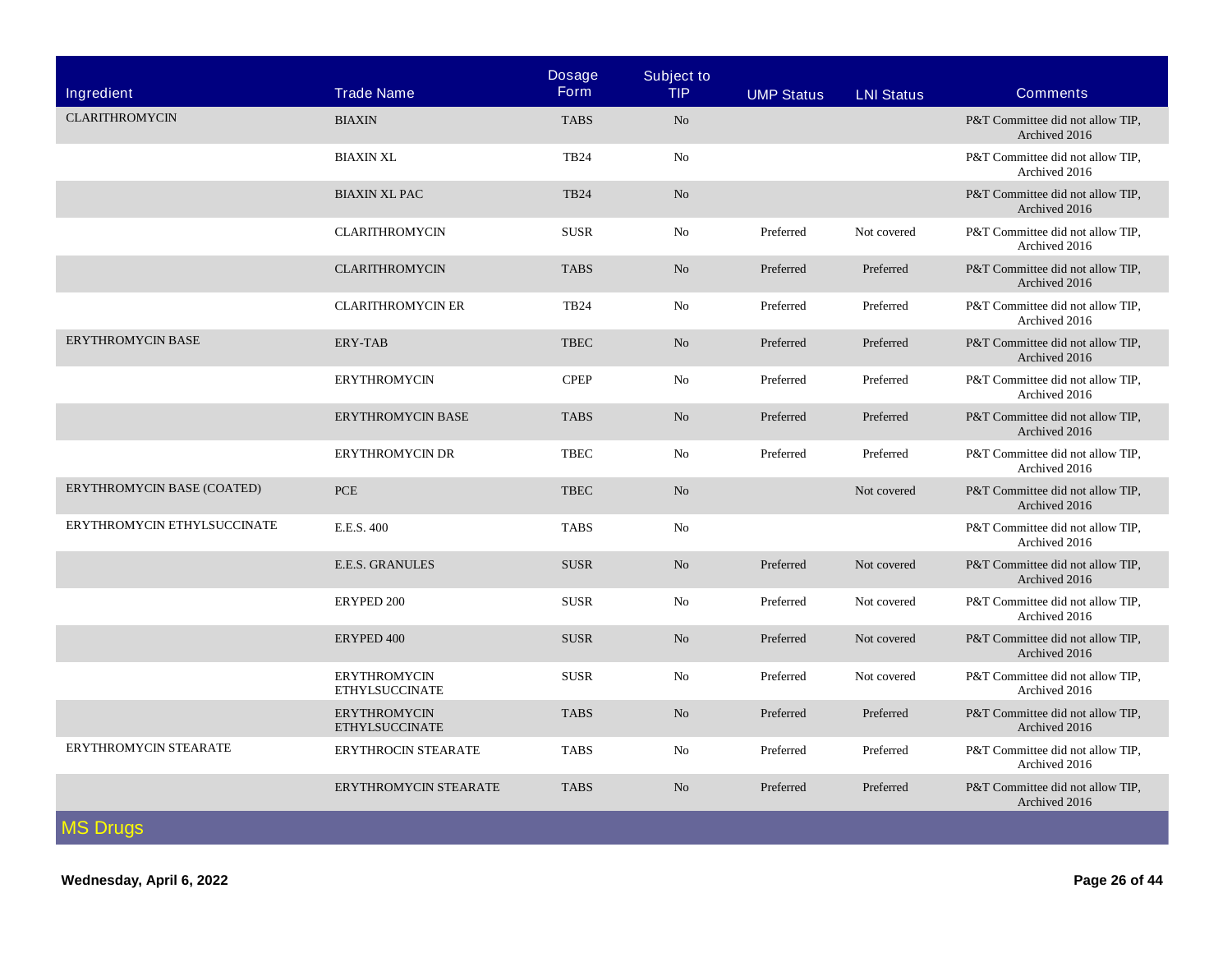| Ingredient | Trade Name | Dosage Form | Subject to TIP | UMP Status | LNI Status | Comments |
|---|---|---|---|---|---|---|
| CLARITHROMYCIN | BIAXIN | TABS | No | | | P&T Committee did not allow TIP, Archived 2016 |
| | BIAXIN XL | TB24 | No | | | P&T Committee did not allow TIP, Archived 2016 |
| | BIAXIN XL PAC | TB24 | No | | | P&T Committee did not allow TIP, Archived 2016 |
| | CLARITHROMYCIN | SUSR | No | Preferred | Not covered | P&T Committee did not allow TIP, Archived 2016 |
| | CLARITHROMYCIN | TABS | No | Preferred | Preferred | P&T Committee did not allow TIP, Archived 2016 |
| | CLARITHROMYCIN ER | TB24 | No | Preferred | Preferred | P&T Committee did not allow TIP, Archived 2016 |
| ERYTHROMYCIN BASE | ERY-TAB | TBEC | No | Preferred | Preferred | P&T Committee did not allow TIP, Archived 2016 |
| | ERYTHROMYCIN | CPEP | No | Preferred | Preferred | P&T Committee did not allow TIP, Archived 2016 |
| | ERYTHROMYCIN BASE | TABS | No | Preferred | Preferred | P&T Committee did not allow TIP, Archived 2016 |
| | ERYTHROMYCIN DR | TBEC | No | Preferred | Preferred | P&T Committee did not allow TIP, Archived 2016 |
| ERYTHROMYCIN BASE (COATED) | PCE | TBEC | No | | Not covered | P&T Committee did not allow TIP, Archived 2016 |
| ERYTHROMYCIN ETHYLSUCCINATE | E.E.S. 400 | TABS | No | | | P&T Committee did not allow TIP, Archived 2016 |
| | E.E.S. GRANULES | SUSR | No | Preferred | Not covered | P&T Committee did not allow TIP, Archived 2016 |
| | ERYPED 200 | SUSR | No | Preferred | Not covered | P&T Committee did not allow TIP, Archived 2016 |
| | ERYPED 400 | SUSR | No | Preferred | Not covered | P&T Committee did not allow TIP, Archived 2016 |
| | ERYTHROMYCIN ETHYLSUCCINATE | SUSR | No | Preferred | Not covered | P&T Committee did not allow TIP, Archived 2016 |
| | ERYTHROMYCIN ETHYLSUCCINATE | TABS | No | Preferred | Preferred | P&T Committee did not allow TIP, Archived 2016 |
| ERYTHROMYCIN STEARATE | ERYTHROCIN STEARATE | TABS | No | Preferred | Preferred | P&T Committee did not allow TIP, Archived 2016 |
| | ERYTHROMYCIN STEARATE | TABS | No | Preferred | Preferred | P&T Committee did not allow TIP, Archived 2016 |

## MS Drugs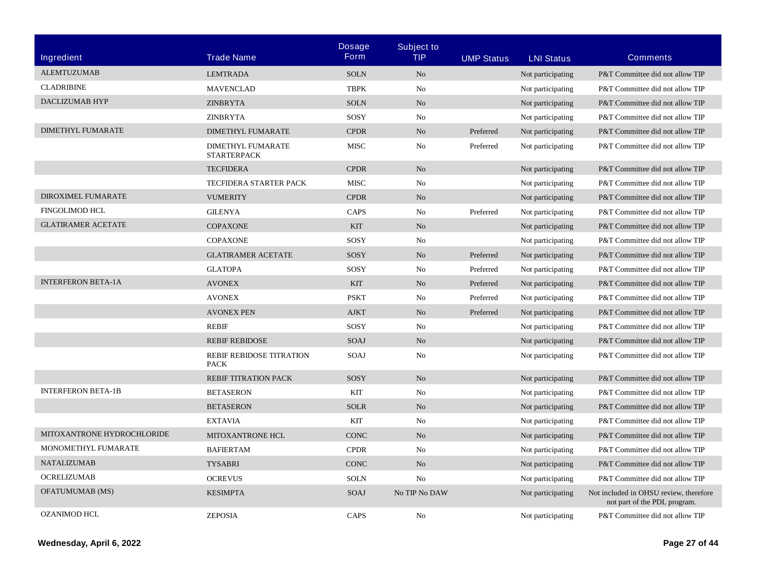| Ingredient | Trade Name | Dosage Form | Subject to TIP | UMP Status | LNI Status | Comments |
|---|---|---|---|---|---|---|
| ALEMTUZUMAB | LEMTRADA | SOLN | No | | Not participating | P&T Committee did not allow TIP |
| CLADRIBINE | MAVENCLAD | TBPK | No | | Not participating | P&T Committee did not allow TIP |
| DACLIZUMAB HYP | ZINBRYTA | SOLN | No | | Not participating | P&T Committee did not allow TIP |
| | ZINBRYTA | SOSY | No | | Not participating | P&T Committee did not allow TIP |
| DIMETHYL FUMARATE | DIMETHYL FUMARATE | CPDR | No | Preferred | Not participating | P&T Committee did not allow TIP |
| | DIMETHYL FUMARATE STARTERPACK | MISC | No | Preferred | Not participating | P&T Committee did not allow TIP |
| | TECFIDERA | CPDR | No | | Not participating | P&T Committee did not allow TIP |
| | TECFIDERA STARTER PACK | MISC | No | | Not participating | P&T Committee did not allow TIP |
| DIROXIMEL FUMARATE | VUMERITY | CPDR | No | | Not participating | P&T Committee did not allow TIP |
| FINGOLIMOD HCL | GILENYA | CAPS | No | Preferred | Not participating | P&T Committee did not allow TIP |
| GLATIRAMER ACETATE | COPAXONE | KIT | No | | Not participating | P&T Committee did not allow TIP |
| | COPAXONE | SOSY | No | | Not participating | P&T Committee did not allow TIP |
| | GLATIRAMER ACETATE | SOSY | No | Preferred | Not participating | P&T Committee did not allow TIP |
| | GLATOPA | SOSY | No | Preferred | Not participating | P&T Committee did not allow TIP |
| INTERFERON BETA-1A | AVONEX | KIT | No | Preferred | Not participating | P&T Committee did not allow TIP |
| | AVONEX | PSKT | No | Preferred | Not participating | P&T Committee did not allow TIP |
| | AVONEX PEN | AJKT | No | Preferred | Not participating | P&T Committee did not allow TIP |
| | REBIF | SOSY | No | | Not participating | P&T Committee did not allow TIP |
| | REBIF REBIDOSE | SOAJ | No | | Not participating | P&T Committee did not allow TIP |
| | REBIF REBIDOSE TITRATION PACK | SOAJ | No | | Not participating | P&T Committee did not allow TIP |
| | REBIF TITRATION PACK | SOSY | No | | Not participating | P&T Committee did not allow TIP |
| INTERFERON BETA-1B | BETASERON | KIT | No | | Not participating | P&T Committee did not allow TIP |
| | BETASERON | SOLR | No | | Not participating | P&T Committee did not allow TIP |
| | EXTAVIA | KIT | No | | Not participating | P&T Committee did not allow TIP |
| MITOXANTRONE HYDROCHLORIDE | MITOXANTRONE HCL | CONC | No | | Not participating | P&T Committee did not allow TIP |
| MONOMETHYL FUMARATE | BAFIERTAM | CPDR | No | | Not participating | P&T Committee did not allow TIP |
| NATALIZUMAB | TYSABRI | CONC | No | | Not participating | P&T Committee did not allow TIP |
| OCRELIZUMAB | OCREVUS | SOLN | No | | Not participating | P&T Committee did not allow TIP |
| OFATUMUMAB (MS) | KESIMPTA | SOAJ | No TIP No DAW | | Not participating | Not included in OHSU review, therefore not part of the PDL program. |
| OZANIMOD HCL | ZEPOSIA | CAPS | No | | Not participating | P&T Committee did not allow TIP |

**Wednesday, April 6, 2022**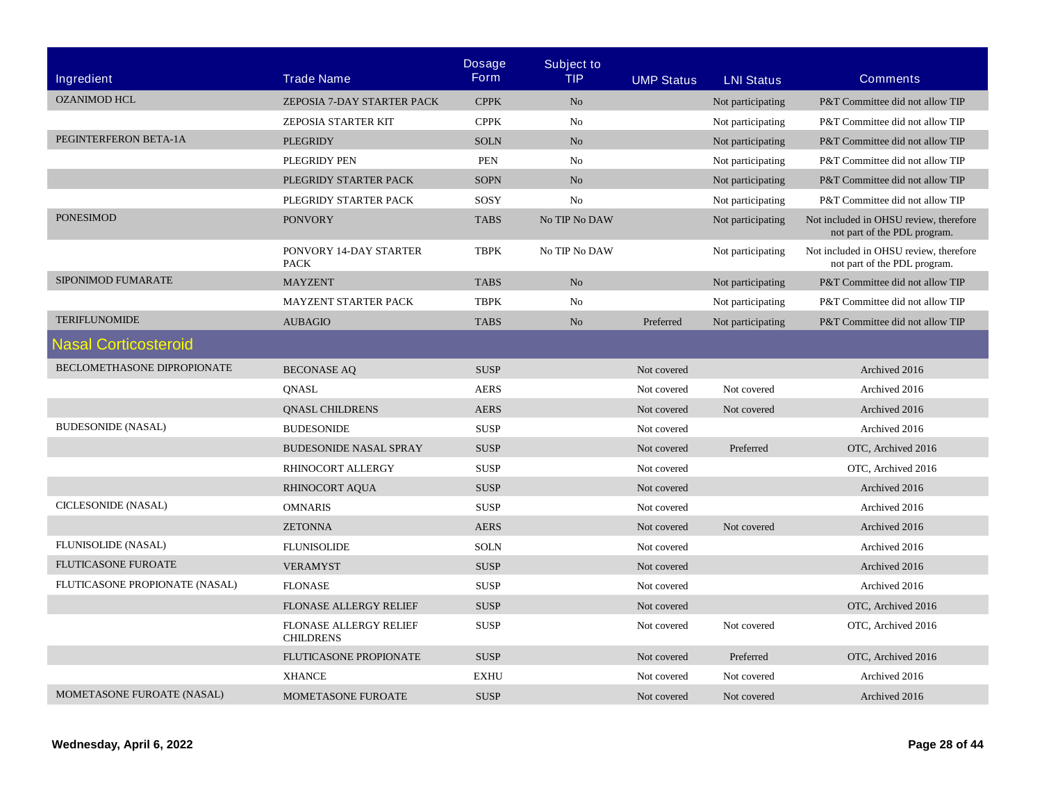| Ingredient | Trade Name | Dosage Form | Subject to TIP | UMP Status | LNI Status | Comments |
|---|---|---|---|---|---|---|
| OZANIMOD HCL | ZEPOSIA 7-DAY STARTER PACK | CPPK | No | | Not participating | P&T Committee did not allow TIP |
| | ZEPOSIA STARTER KIT | CPPK | No | | Not participating | P&T Committee did not allow TIP |
| PEGINTERFERON BETA-1A | PLEGRIDY | SOLN | No | | Not participating | P&T Committee did not allow TIP |
| | PLEGRIDY PEN | PEN | No | | Not participating | P&T Committee did not allow TIP |
| | PLEGRIDY STARTER PACK | SOPN | No | | Not participating | P&T Committee did not allow TIP |
| | PLEGRIDY STARTER PACK | SOSY | No | | Not participating | P&T Committee did not allow TIP |
| PONESIMOD | PONVORY | TABS | No TIP No DAW | | Not participating | Not included in OHSU review, therefore not part of the PDL program. |
| | PONVORY 14-DAY STARTER PACK | TBPK | No TIP No DAW | | Not participating | Not included in OHSU review, therefore not part of the PDL program. |
| SIPONIMOD FUMARATE | MAYZENT | TABS | No | | Not participating | P&T Committee did not allow TIP |
| | MAYZENT STARTER PACK | TBPK | No | | Not participating | P&T Committee did not allow TIP |
| TERIFLUNOMIDE | AUBAGIO | TABS | No | Preferred | Not participating | P&T Committee did not allow TIP |
| **Nasal Corticosteroid** | | | | | | |
| BECLOMETHASONE DIPROPIONATE | BECONASE AQ | SUSP | | Not covered | | Archived 2016 |
| | QNASL | AERS | | Not covered | Not covered | Archived 2016 |
| | QNASL CHILDRENS | AERS | | Not covered | Not covered | Archived 2016 |
| BUDESONIDE (NASAL) | BUDESONIDE | SUSP | | Not covered | | Archived 2016 |
| | BUDESONIDE NASAL SPRAY | SUSP | | Not covered | Preferred | OTC, Archived 2016 |
| | RHINOCORT ALLERGY | SUSP | | Not covered | | OTC, Archived 2016 |
| | RHINOCORT AQUA | SUSP | | Not covered | | Archived 2016 |
| CICLESONIDE (NASAL) | OMNARIS | SUSP | | Not covered | | Archived 2016 |
| | ZETONNA | AERS | | Not covered | Not covered | Archived 2016 |
| FLUNISOLIDE (NASAL) | FLUNISOLIDE | SOLN | | Not covered | | Archived 2016 |
| FLUTICASONE FUROATE | VERAMYST | SUSP | | Not covered | | Archived 2016 |
| FLUTICASONE PROPIONATE (NASAL) | FLONASE | SUSP | | Not covered | | Archived 2016 |
| | FLONASE ALLERGY RELIEF | SUSP | | Not covered | | OTC, Archived 2016 |
| | FLONASE ALLERGY RELIEF CHILDRENS | SUSP | | Not covered | Not covered | OTC, Archived 2016 |
| | FLUTICASONE PROPIONATE | SUSP | | Not covered | Preferred | OTC, Archived 2016 |
| | XHANCE | EXHU | | Not covered | Not covered | Archived 2016 |
| MOMETASONE FUROATE (NASAL) | MOMETASONE FUROATE | SUSP | | Not covered | Not covered | Archived 2016 |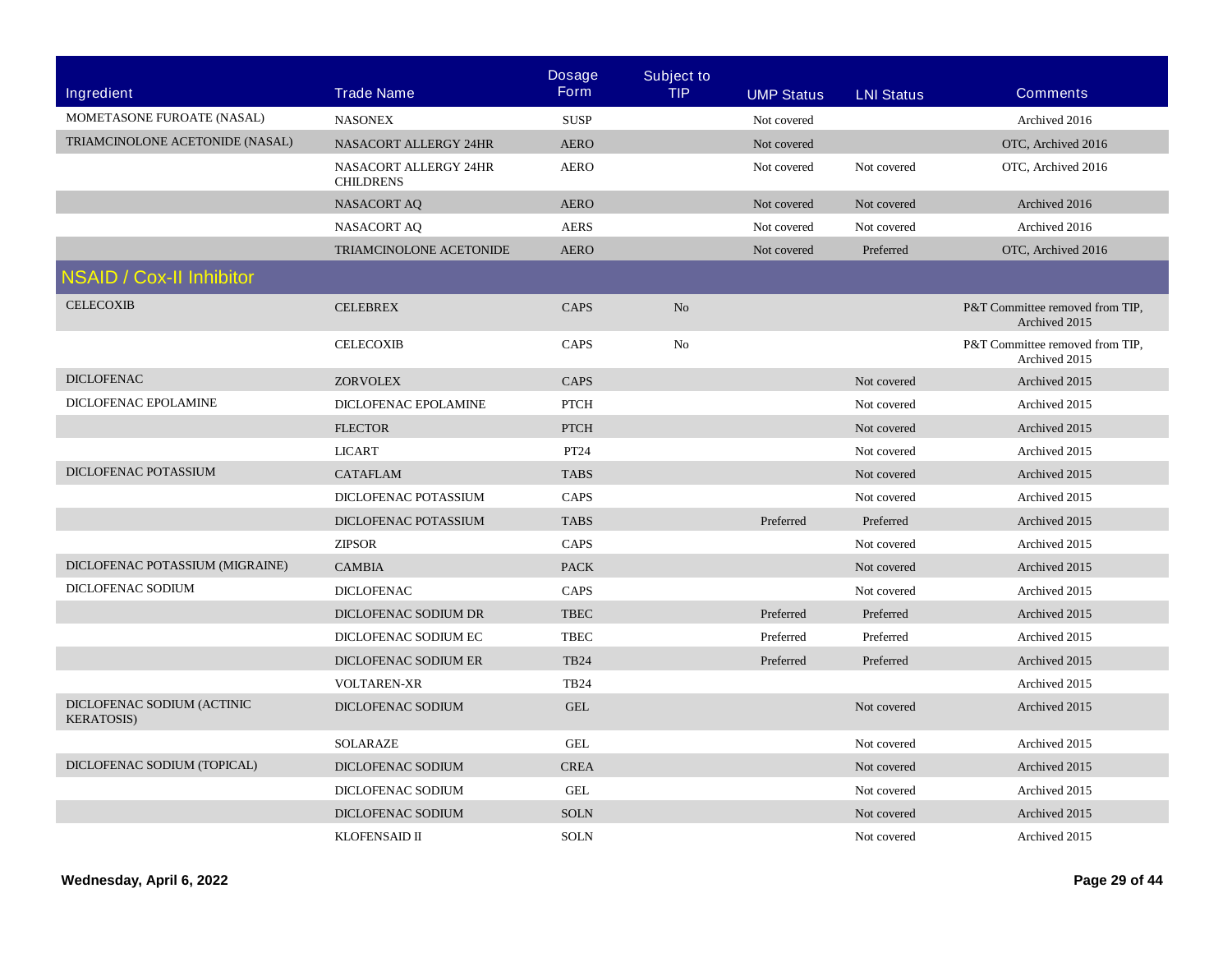| Ingredient | Trade Name | Dosage Form | Subject to TIP | UMP Status | LNI Status | Comments |
|---|---|---|---|---|---|---|
| MOMETASONE FUROATE (NASAL) | NASONEX | SUSP | | Not covered | | Archived 2016 |
| TRIAMCINOLONE ACETONIDE (NASAL) | NASACORT ALLERGY 24HR | AERO | | Not covered | | OTC, Archived 2016 |
| | NASACORT ALLERGY 24HR CHILDRENS | AERO | | Not covered | Not covered | OTC, Archived 2016 |
| | NASACORT AQ | AERO | | Not covered | Not covered | Archived 2016 |
| | NASACORT AQ | AERS | | Not covered | Not covered | Archived 2016 |
| | TRIAMCINOLONE ACETONIDE | AERO | | Not covered | Preferred | OTC, Archived 2016 |
| **NSAID / Cox-II Inhibitor** | | | | | | |
| CELECOXIB | CELEBREX | CAPS | No | | | P&T Committee removed from TIP, Archived 2015 |
| | CELECOXIB | CAPS | No | | | P&T Committee removed from TIP, Archived 2015 |
| DICLOFENAC | ZORVOLEX | CAPS | | | Not covered | Archived 2015 |
| DICLOFENAC EPOLAMINE | DICLOFENAC EPOLAMINE | PTCH | | | Not covered | Archived 2015 |
| | FLECTOR | PTCH | | | Not covered | Archived 2015 |
| | LICART | PT24 | | | Not covered | Archived 2015 |
| DICLOFENAC POTASSIUM | CATAFLAM | TABS | | | Not covered | Archived 2015 |
| | DICLOFENAC POTASSIUM | CAPS | | | Not covered | Archived 2015 |
| | DICLOFENAC POTASSIUM | TABS | | Preferred | Preferred | Archived 2015 |
| | ZIPSOR | CAPS | | | Not covered | Archived 2015 |
| DICLOFENAC POTASSIUM (MIGRAINE) | CAMBIA | PACK | | | Not covered | Archived 2015 |
| DICLOFENAC SODIUM | DICLOFENAC | CAPS | | | Not covered | Archived 2015 |
| | DICLOFENAC SODIUM DR | TBEC | | Preferred | Preferred | Archived 2015 |
| | DICLOFENAC SODIUM EC | TBEC | | Preferred | Preferred | Archived 2015 |
| | DICLOFENAC SODIUM ER | TB24 | | Preferred | Preferred | Archived 2015 |
| | VOLTAREN-XR | TB24 | | | | Archived 2015 |
| DICLOFENAC SODIUM (ACTINIC KERATOSIS) | DICLOFENAC SODIUM | GEL | | | Not covered | Archived 2015 |
| | SOLARAZE | GEL | | | Not covered | Archived 2015 |
| DICLOFENAC SODIUM (TOPICAL) | DICLOFENAC SODIUM | CREA | | | Not covered | Archived 2015 |
| | DICLOFENAC SODIUM | GEL | | | Not covered | Archived 2015 |
| | DICLOFENAC SODIUM | SOLN | | | Not covered | Archived 2015 |
| | KLOFENSAID II | SOLN | | | Not covered | Archived 2015 |

**Wednesday, April 6, 2022**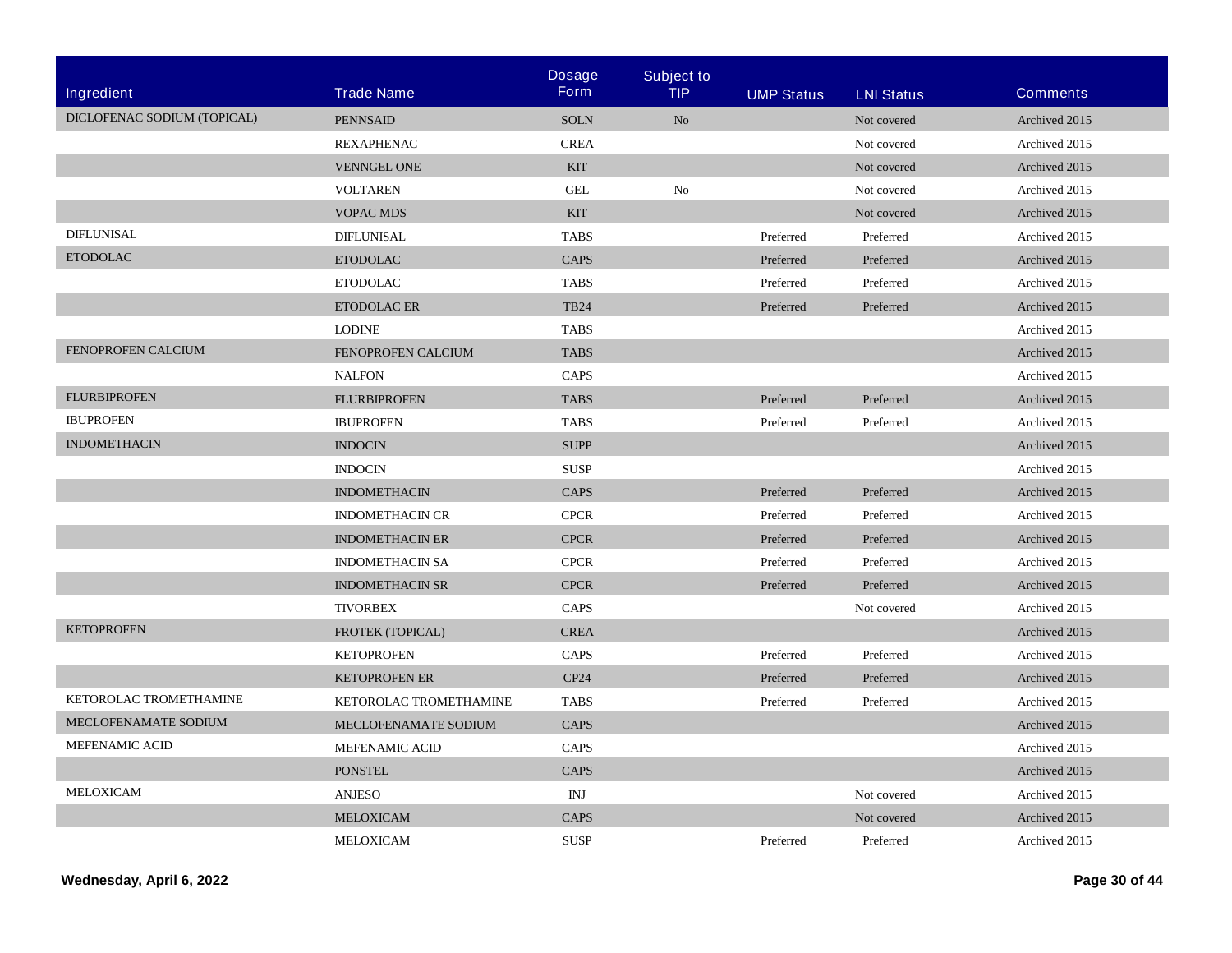| Ingredient | Trade Name | Dosage Form | Subject to TIP | UMP Status | LNI Status | Comments |
|---|---|---|---|---|---|---|
| DICLOFENAC SODIUM (TOPICAL) | PENNSAID | SOLN | No | | Not covered | Archived 2015 |
| | REXAPHENAC | CREA | | | Not covered | Archived 2015 |
| | VENNGEL ONE | KIT | | | Not covered | Archived 2015 |
| | VOLTAREN | GEL | No | | Not covered | Archived 2015 |
| | VOPAC MDS | KIT | | | Not covered | Archived 2015 |
| DIFLUNISAL | DIFLUNISAL | TABS | | Preferred | Preferred | Archived 2015 |
| ETODOLAC | ETODOLAC | CAPS | | Preferred | Preferred | Archived 2015 |
| | ETODOLAC | TABS | | Preferred | Preferred | Archived 2015 |
| | ETODOLAC ER | TB24 | | Preferred | Preferred | Archived 2015 |
| | LODINE | TABS | | | | Archived 2015 |
| FENOPROFEN CALCIUM | FENOPROFEN CALCIUM | TABS | | | | Archived 2015 |
| | NALFON | CAPS | | | | Archived 2015 |
| FLURBIPROFEN | FLURBIPROFEN | TABS | | Preferred | Preferred | Archived 2015 |
| IBUPROFEN | IBUPROFEN | TABS | | Preferred | Preferred | Archived 2015 |
| INDOMETHACIN | INDOCIN | SUPP | | | | Archived 2015 |
| | INDOCIN | SUSP | | | | Archived 2015 |
| | INDOMETHACIN | CAPS | | Preferred | Preferred | Archived 2015 |
| | INDOMETHACIN CR | CPCR | | Preferred | Preferred | Archived 2015 |
| | INDOMETHACIN ER | CPCR | | Preferred | Preferred | Archived 2015 |
| | INDOMETHACIN SA | CPCR | | Preferred | Preferred | Archived 2015 |
| | INDOMETHACIN SR | CPCR | | Preferred | Preferred | Archived 2015 |
| | TIVORBEX | CAPS | | | Not covered | Archived 2015 |
| KETOPROFEN | FROTEK (TOPICAL) | CREA | | | | Archived 2015 |
| | KETOPROFEN | CAPS | | Preferred | Preferred | Archived 2015 |
| | KETOPROFEN ER | CP24 | | Preferred | Preferred | Archived 2015 |
| KETOROLAC TROMETHAMINE | KETOROLAC TROMETHAMINE | TABS | | Preferred | Preferred | Archived 2015 |
| MECLOFENAMATE SODIUM | MECLOFENAMATE SODIUM | CAPS | | | | Archived 2015 |
| MEFENAMIC ACID | MEFENAMIC ACID | CAPS | | | | Archived 2015 |
| | PONSTEL | CAPS | | | | Archived 2015 |
| MELOXICAM | ANJESO | INJ | | | Not covered | Archived 2015 |
| | MELOXICAM | CAPS | | | Not covered | Archived 2015 |
| | MELOXICAM | SUSP | | Preferred | Preferred | Archived 2015 |

Wednesday, April 6, 2022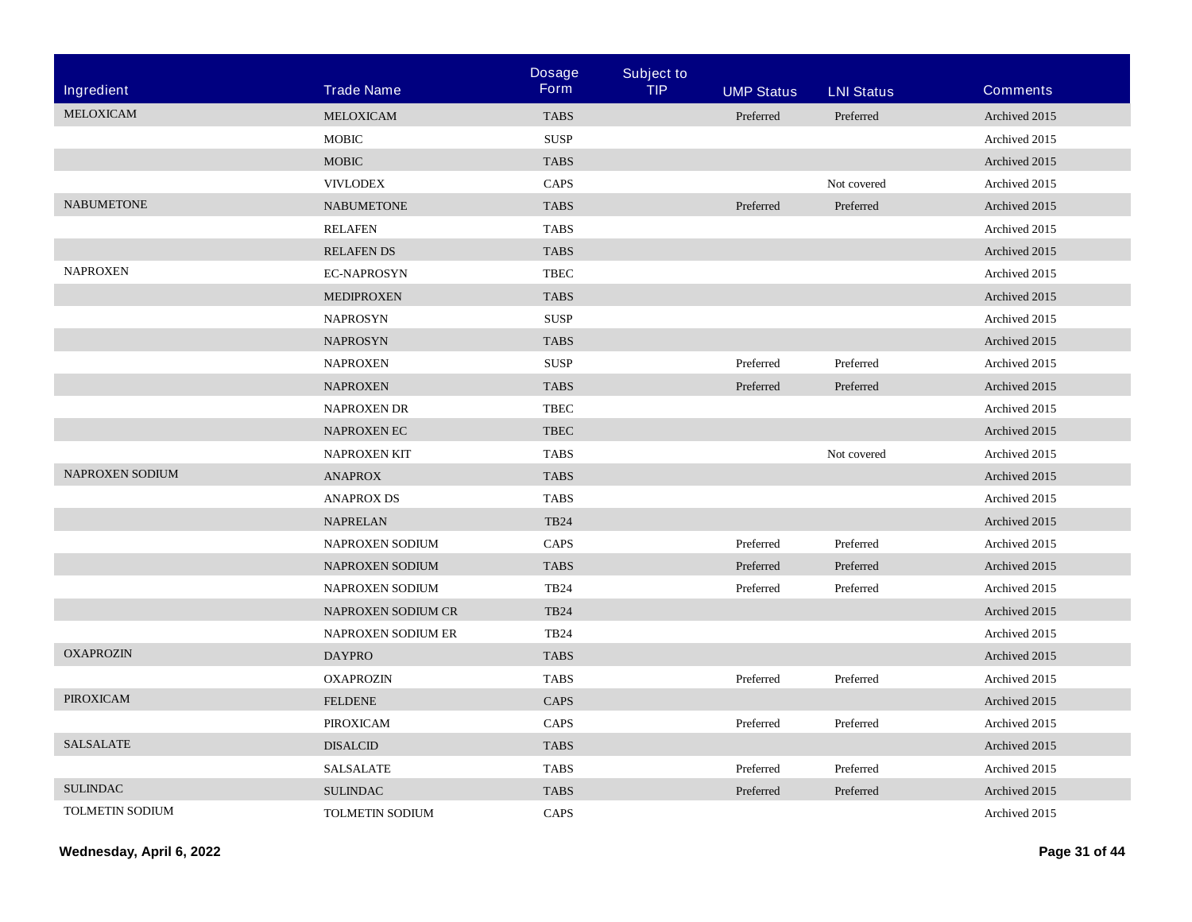| Ingredient | Trade Name | Dosage Form | Subject to TIP | UMP Status | LNI Status | Comments |
|---|---|---|---|---|---|---|
| MELOXICAM | MELOXICAM | TABS | | Preferred | Preferred | Archived 2015 |
| | MOBIC | SUSP | | | | Archived 2015 |
| | MOBIC | TABS | | | | Archived 2015 |
| | VIVLODEX | CAPS | | | Not covered | Archived 2015 |
| NABUMETONE | NABUMETONE | TABS | | Preferred | Preferred | Archived 2015 |
| | RELAFEN | TABS | | | | Archived 2015 |
| | RELAFEN DS | TABS | | | | Archived 2015 |
| NAPROXEN | EC-NAPROSYN | TBEC | | | | Archived 2015 |
| | MEDIPROXEN | TABS | | | | Archived 2015 |
| | NAPROSYN | SUSP | | | | Archived 2015 |
| | NAPROSYN | TABS | | | | Archived 2015 |
| | NAPROXEN | SUSP | | Preferred | Preferred | Archived 2015 |
| | NAPROXEN | TABS | | Preferred | Preferred | Archived 2015 |
| | NAPROXEN DR | TBEC | | | | Archived 2015 |
| | NAPROXEN EC | TBEC | | | | Archived 2015 |
| | NAPROXEN KIT | TABS | | | Not covered | Archived 2015 |
| NAPROXEN SODIUM | ANAPROX | TABS | | | | Archived 2015 |
| | ANAPROX DS | TABS | | | | Archived 2015 |
| | NAPRELAN | TB24 | | | | Archived 2015 |
| | NAPROXEN SODIUM | CAPS | | Preferred | Preferred | Archived 2015 |
| | NAPROXEN SODIUM | TABS | | Preferred | Preferred | Archived 2015 |
| | NAPROXEN SODIUM | TB24 | | Preferred | Preferred | Archived 2015 |
| | NAPROXEN SODIUM CR | TB24 | | | | Archived 2015 |
| | NAPROXEN SODIUM ER | TB24 | | | | Archived 2015 |
| OXAPROZIN | DAYPRO | TABS | | | | Archived 2015 |
| | OXAPROZIN | TABS | | Preferred | Preferred | Archived 2015 |
| PIROXICAM | FELDENE | CAPS | | | | Archived 2015 |
| | PIROXICAM | CAPS | | Preferred | Preferred | Archived 2015 |
| SALSALATE | DISALCID | TABS | | | | Archived 2015 |
| | SALSALATE | TABS | | Preferred | Preferred | Archived 2015 |
| SULINDAC | SULINDAC | TABS | | Preferred | Preferred | Archived 2015 |
| TOLMETIN SODIUM | TOLMETIN SODIUM | CAPS | | | | Archived 2015 |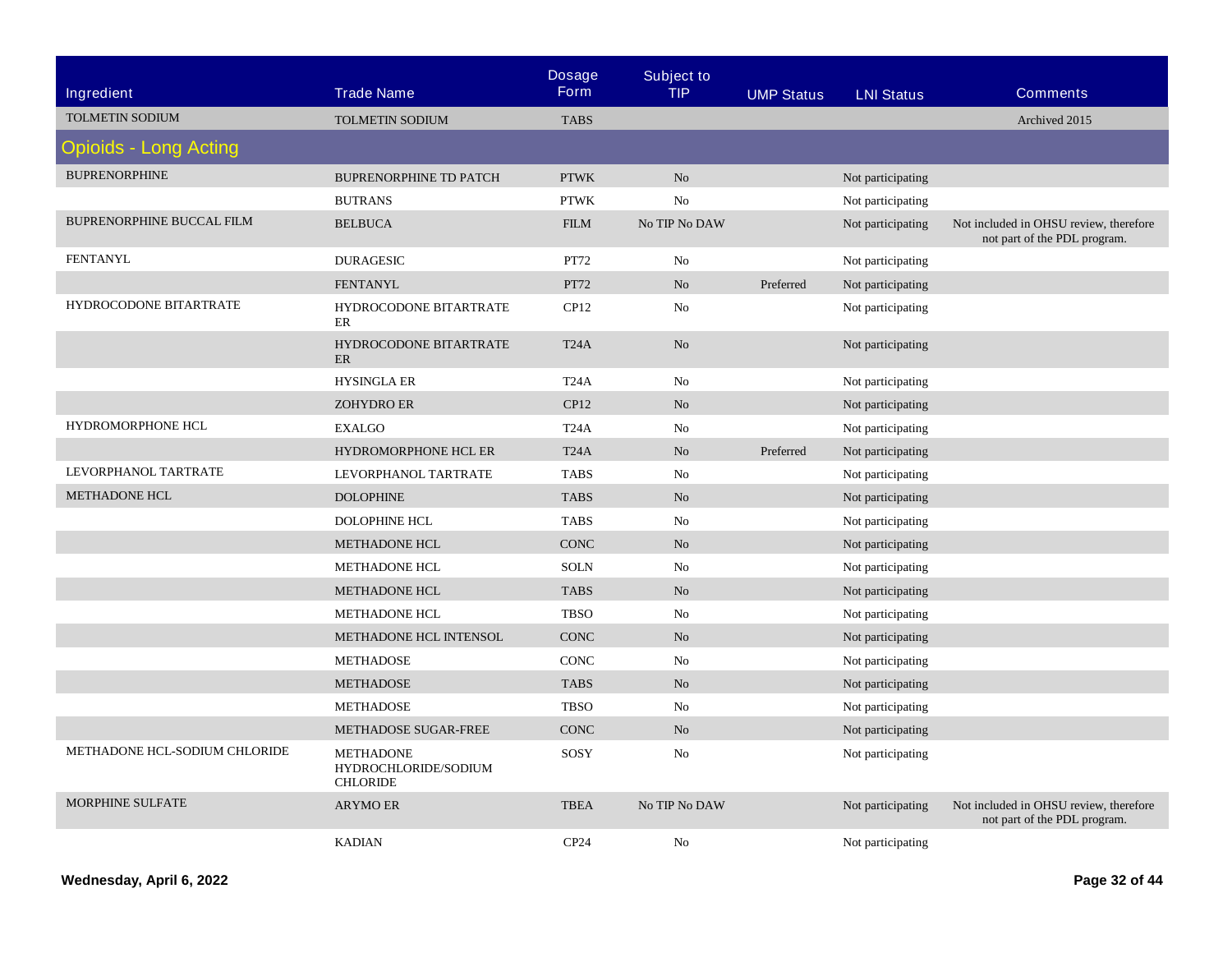| Ingredient | Trade Name | Dosage Form | Subject to TIP | UMP Status | LNI Status | Comments |
|---|---|---|---|---|---|---|
| TOLMETIN SODIUM | TOLMETIN SODIUM | TABS | | | | Archived 2015 |
| **Opioids - Long Acting** | | | | | | |
| BUPRENORPHINE | BUPRENORPHINE TD PATCH | PTWK | No | | Not participating | |
| | BUTRANS | PTWK | No | | Not participating | |
| BUPRENORPHINE BUCCAL FILM | BELBUCA | FILM | No TIP No DAW | | Not participating | Not included in OHSU review, therefore not part of the PDL program. |
| FENTANYL | DURAGESIC | PT72 | No | | Not participating | |
| | FENTANYL | PT72 | No | Preferred | Not participating | |
| HYDROCODONE BITARTRATE | HYDROCODONE BITARTRATE ER | CP12 | No | | Not participating | |
| | HYDROCODONE BITARTRATE ER | T24A | No | | Not participating | |
| | HYSINGLA ER | T24A | No | | Not participating | |
| | ZOHYDRO ER | CP12 | No | | Not participating | |
| HYDROMORPHONE HCL | EXALGO | T24A | No | | Not participating | |
| | HYDROMORPHONE HCL ER | T24A | No | Preferred | Not participating | |
| LEVORPHANOL TARTRATE | LEVORPHANOL TARTRATE | TABS | No | | Not participating | |
| METHADONE HCL | DOLOPHINE | TABS | No | | Not participating | |
| | DOLOPHINE HCL | TABS | No | | Not participating | |
| | METHADONE HCL | CONC | No | | Not participating | |
| | METHADONE HCL | SOLN | No | | Not participating | |
| | METHADONE HCL | TABS | No | | Not participating | |
| | METHADONE HCL | TBSO | No | | Not participating | |
| | METHADONE HCL INTENSOL | CONC | No | | Not participating | |
| | METHADOSE | CONC | No | | Not participating | |
| | METHADOSE | TABS | No | | Not participating | |
| | METHADOSE | TBSO | No | | Not participating | |
| | METHADOSE SUGAR-FREE | CONC | No | | Not participating | |
| METHADONE HCL-SODIUM CHLORIDE | METHADONE HYDROCHLORIDE/SODIUM CHLORIDE | SOSY | No | | Not participating | |
| MORPHINE SULFATE | ARYMO ER | TBEA | No TIP No DAW | | Not participating | Not included in OHSU review, therefore not part of the PDL program. |
| | KADIAN | CP24 | No | | Not participating | |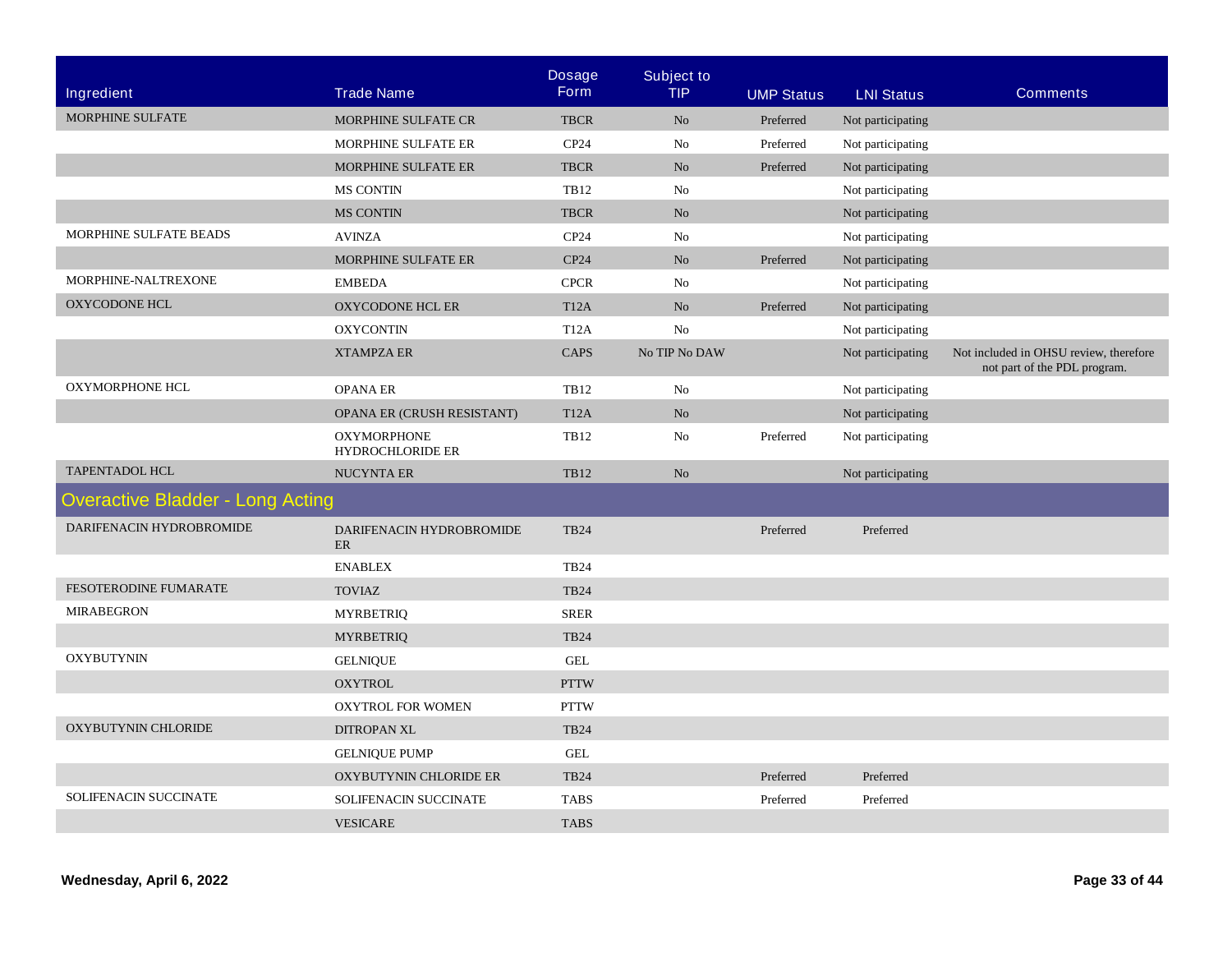| Ingredient | Trade Name | Dosage Form | Subject to TIP | UMP Status | LNI Status | Comments |
|---|---|---|---|---|---|---|
| MORPHINE SULFATE | MORPHINE SULFATE CR | TBCR | No | Preferred | Not participating | |
| | MORPHINE SULFATE ER | CP24 | No | Preferred | Not participating | |
| | MORPHINE SULFATE ER | TBCR | No | Preferred | Not participating | |
| | MS CONTIN | TB12 | No | | Not participating | |
| | MS CONTIN | TBCR | No | | Not participating | |
| MORPHINE SULFATE BEADS | AVINZA | CP24 | No | | Not participating | |
| | MORPHINE SULFATE ER | CP24 | No | Preferred | Not participating | |
| MORPHINE-NALTREXONE | EMBEDA | CPCR | No | | Not participating | |
| OXYCODONE HCL | OXYCODONE HCL ER | T12A | No | Preferred | Not participating | |
| | OXYCONTIN | T12A | No | | Not participating | |
| | XTAMPZA ER | CAPS | No TIP No DAW | | Not participating | Not included in OHSU review, therefore not part of the PDL program. |
| OXYMORPHONE HCL | OPANA ER | TB12 | No | | Not participating | |
| | OPANA ER (CRUSH RESISTANT) | T12A | No | | Not participating | |
| | OXYMORPHONE HYDROCHLORIDE ER | TB12 | No | Preferred | Not participating | |
| TAPENTADOL HCL | NUCYNTA ER | TB12 | No | | Not participating | |
| **Overactive Bladder - Long Acting** | | | | | | |
| DARIFENACIN HYDROBROMIDE | DARIFENACIN HYDROBROMIDE ER | TB24 | | Preferred | Preferred | |
| | ENABLEX | TB24 | | | | |
| FESOTERODINE FUMARATE | TOVIAZ | TB24 | | | | |
| MIRABEGRON | MYRBETRIQ | SRER | | | | |
| | MYRBETRIQ | TB24 | | | | |
| OXYBUTYNIN | GELNIQUE | GEL | | | | |
| | OXYTROL | PTTW | | | | |
| | OXYTROL FOR WOMEN | PTTW | | | | |
| OXYBUTYNIN CHLORIDE | DITROPAN XL | TB24 | | | | |
| | GELNIQUE PUMP | GEL | | | | |
| | OXYBUTYNIN CHLORIDE ER | TB24 | | Preferred | Preferred | |
| SOLIFENACIN SUCCINATE | SOLIFENACIN SUCCINATE | TABS | | Preferred | Preferred | |
| | VESICARE | TABS | | | | |

Wednesday, April 6, 2022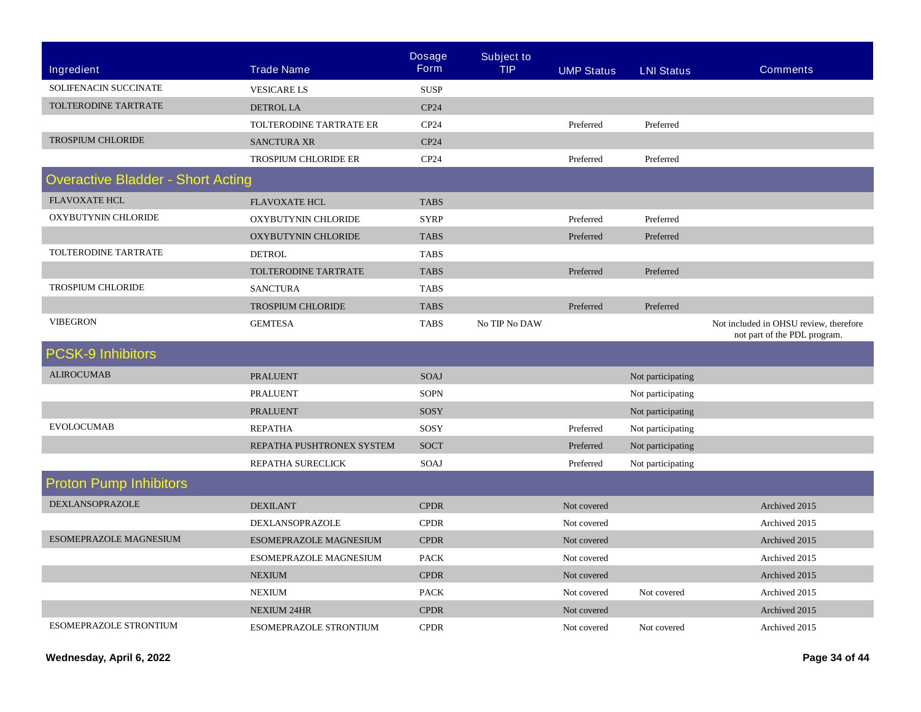| Ingredient | Trade Name | Dosage Form | Subject to TIP | UMP Status | LNI Status | Comments |
|---|---|---|---|---|---|---|
| SOLIFENACIN SUCCINATE | VESICARE LS | SUSP | | | | |
| TOLTERODINE TARTRATE | DETROL LA | CP24 | | | | |
| | TOLTERODINE TARTRATE ER | CP24 | | Preferred | Preferred | |
| TROSPIUM CHLORIDE | SANCTURA XR | CP24 | | | | |
| | TROSPIUM CHLORIDE ER | CP24 | | Preferred | Preferred | |
| **Overactive Bladder - Short Acting** | | | | | | |
| FLAVOXATE HCL | FLAVOXATE HCL | TABS | | | | |
| OXYBUTYNIN CHLORIDE | OXYBUTYNIN CHLORIDE | SYRP | | Preferred | Preferred | |
| | OXYBUTYNIN CHLORIDE | TABS | | Preferred | Preferred | |
| TOLTERODINE TARTRATE | DETROL | TABS | | | | |
| | TOLTERODINE TARTRATE | TABS | | Preferred | Preferred | |
| TROSPIUM CHLORIDE | SANCTURA | TABS | | | | |
| | TROSPIUM CHLORIDE | TABS | | Preferred | Preferred | |
| VIBEGRON | GEMTESA | TABS | No TIP No DAW | | | Not included in OHSU review, therefore not part of the PDL program. |
| **PCSK-9 Inhibitors** | | | | | | |
| ALIROCUMAB | PRALUENT | SOAJ | | | Not participating | |
| | PRALUENT | SOPN | | | Not participating | |
| | PRALUENT | SOSY | | | Not participating | |
| EVOLOCUMAB | REPATHA | SOSY | | Preferred | Not participating | |
| | REPATHA PUSHTRONEX SYSTEM | SOCT | | Preferred | Not participating | |
| | REPATHA SURECLICK | SOAJ | | Preferred | Not participating | |
| **Proton Pump Inhibitors** | | | | | | |
| DEXLANSOPRAZOLE | DEXILANT | CPDR | | Not covered | | Archived 2015 |
| | DEXLANSOPRAZOLE | CPDR | | Not covered | | Archived 2015 |
| ESOMEPRAZOLE MAGNESIUM | ESOMEPRAZOLE MAGNESIUM | CPDR | | Not covered | | Archived 2015 |
| | ESOMEPRAZOLE MAGNESIUM | PACK | | Not covered | | Archived 2015 |
| | NEXIUM | CPDR | | Not covered | | Archived 2015 |
| | NEXIUM | PACK | | Not covered | Not covered | Archived 2015 |
| | NEXIUM 24HR | CPDR | | Not covered | | Archived 2015 |
| ESOMEPRAZOLE STRONTIUM | ESOMEPRAZOLE STRONTIUM | CPDR | | Not covered | Not covered | Archived 2015 |

**Wednesday, April 6, 2022**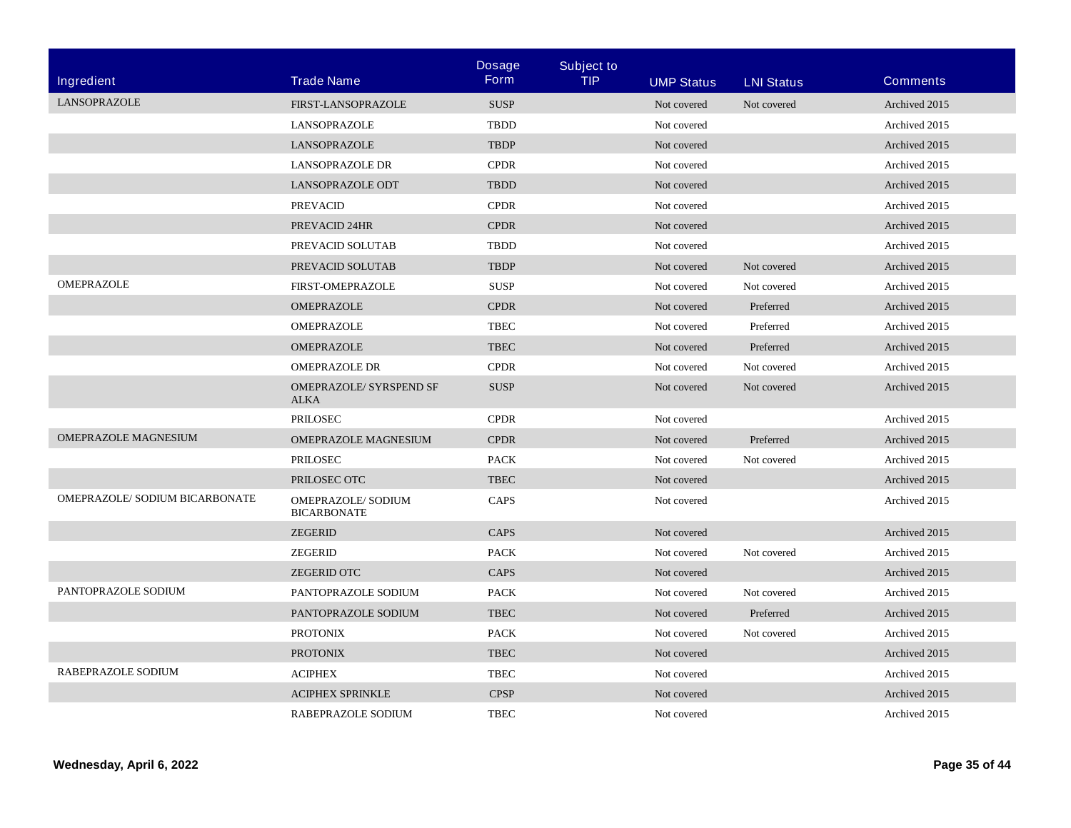| Ingredient | Trade Name | Dosage Form | Subject to TIP | UMP Status | LNI Status | Comments |
|---|---|---|---|---|---|---|
| LANSOPRAZOLE | FIRST-LANSOPRAZOLE | SUSP | | Not covered | Not covered | Archived 2015 |
| | LANSOPRAZOLE | TBDD | | Not covered | | Archived 2015 |
| | LANSOPRAZOLE | TBDP | | Not covered | | Archived 2015 |
| | LANSOPRAZOLE DR | CPDR | | Not covered | | Archived 2015 |
| | LANSOPRAZOLE ODT | TBDD | | Not covered | | Archived 2015 |
| | PREVACID | CPDR | | Not covered | | Archived 2015 |
| | PREVACID 24HR | CPDR | | Not covered | | Archived 2015 |
| | PREVACID SOLUTAB | TBDD | | Not covered | | Archived 2015 |
| | PREVACID SOLUTAB | TBDP | | Not covered | Not covered | Archived 2015 |
| OMEPRAZOLE | FIRST-OMEPRAZOLE | SUSP | | Not covered | Not covered | Archived 2015 |
| | OMEPRAZOLE | CPDR | | Not covered | Preferred | Archived 2015 |
| | OMEPRAZOLE | TBEC | | Not covered | Preferred | Archived 2015 |
| | OMEPRAZOLE | TBEC | | Not covered | Preferred | Archived 2015 |
| | OMEPRAZOLE DR | CPDR | | Not covered | Not covered | Archived 2015 |
| | OMEPRAZOLE/ SYRSPEND SF ALKA | SUSP | | Not covered | Not covered | Archived 2015 |
| | PRILOSEC | CPDR | | Not covered | | Archived 2015 |
| OMEPRAZOLE MAGNESIUM | OMEPRAZOLE MAGNESIUM | CPDR | | Not covered | Preferred | Archived 2015 |
| | PRILOSEC | PACK | | Not covered | Not covered | Archived 2015 |
| | PRILOSEC OTC | TBEC | | Not covered | | Archived 2015 |
| OMEPRAZOLE/ SODIUM BICARBONATE | OMEPRAZOLE/ SODIUM BICARBONATE | CAPS | | Not covered | | Archived 2015 |
| | ZEGERID | CAPS | | Not covered | | Archived 2015 |
| | ZEGERID | PACK | | Not covered | Not covered | Archived 2015 |
| | ZEGERID OTC | CAPS | | Not covered | | Archived 2015 |
| PANTOPRAZOLE SODIUM | PANTOPRAZOLE SODIUM | PACK | | Not covered | Not covered | Archived 2015 |
| | PANTOPRAZOLE SODIUM | TBEC | | Not covered | Preferred | Archived 2015 |
| | PROTONIX | PACK | | Not covered | Not covered | Archived 2015 |
| | PROTONIX | TBEC | | Not covered | | Archived 2015 |
| RABEPRAZOLE SODIUM | ACIPHEX | TBEC | | Not covered | | Archived 2015 |
| | ACIPHEX SPRINKLE | CPSP | | Not covered | | Archived 2015 |
| | RABEPRAZOLE SODIUM | TBEC | | Not covered | | Archived 2015 |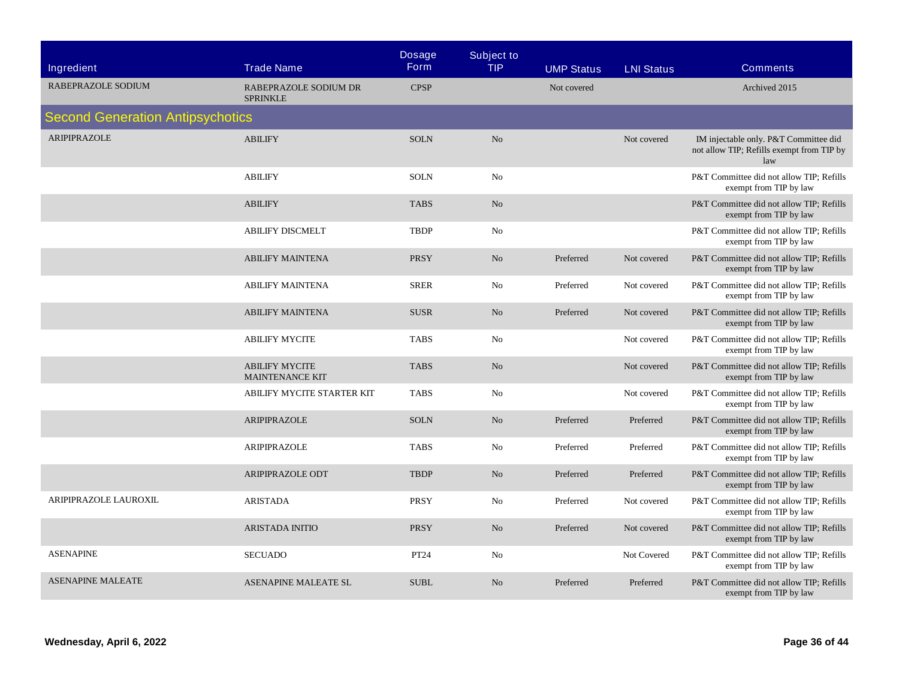| Ingredient | Trade Name | Dosage Form | Subject to TIP | UMP Status | LNI Status | Comments |
|---|---|---|---|---|---|---|
| RABEPRAZOLE SODIUM | RABEPRAZOLE SODIUM DR SPRINKLE | CPSP | | Not covered | | Archived 2015 |
| **Second Generation Antipsychotics** | | | | | | |
| ARIPIPRAZOLE | ABILIFY | SOLN | No | | Not covered | IM injectable only. P&T Committee did not allow TIP; Refills exempt from TIP by law |
| | ABILIFY | SOLN | No | | | P&T Committee did not allow TIP; Refills exempt from TIP by law |
| | ABILIFY | TABS | No | | | P&T Committee did not allow TIP; Refills exempt from TIP by law |
| | ABILIFY DISCMELT | TBDP | No | | | P&T Committee did not allow TIP; Refills exempt from TIP by law |
| | ABILIFY MAINTENA | PRSY | No | Preferred | Not covered | P&T Committee did not allow TIP; Refills exempt from TIP by law |
| | ABILIFY MAINTENA | SRER | No | Preferred | Not covered | P&T Committee did not allow TIP; Refills exempt from TIP by law |
| | ABILIFY MAINTENA | SUSR | No | Preferred | Not covered | P&T Committee did not allow TIP; Refills exempt from TIP by law |
| | ABILIFY MYCITE | TABS | No | | Not covered | P&T Committee did not allow TIP; Refills exempt from TIP by law |
| | ABILIFY MYCITE MAINTENANCE KIT | TABS | No | | Not covered | P&T Committee did not allow TIP; Refills exempt from TIP by law |
| | ABILIFY MYCITE STARTER KIT | TABS | No | | Not covered | P&T Committee did not allow TIP; Refills exempt from TIP by law |
| | ARIPIPRAZOLE | SOLN | No | Preferred | Preferred | P&T Committee did not allow TIP; Refills exempt from TIP by law |
| | ARIPIPRAZOLE | TABS | No | Preferred | Preferred | P&T Committee did not allow TIP; Refills exempt from TIP by law |
| | ARIPIPRAZOLE ODT | TBDP | No | Preferred | Preferred | P&T Committee did not allow TIP; Refills exempt from TIP by law |
| ARIPIPRAZOLE LAUROXIL | ARISTADA | PRSY | No | Preferred | Not covered | P&T Committee did not allow TIP; Refills exempt from TIP by law |
| | ARISTADA INITIO | PRSY | No | Preferred | Not covered | P&T Committee did not allow TIP; Refills exempt from TIP by law |
| ASENAPINE | SECUADO | PT24 | No | | Not Covered | P&T Committee did not allow TIP; Refills exempt from TIP by law |
| ASENAPINE MALEATE | ASENAPINE MALEATE SL | SUBL | No | Preferred | Preferred | P&T Committee did not allow TIP; Refills exempt from TIP by law |

**Wednesday, April 6, 2022**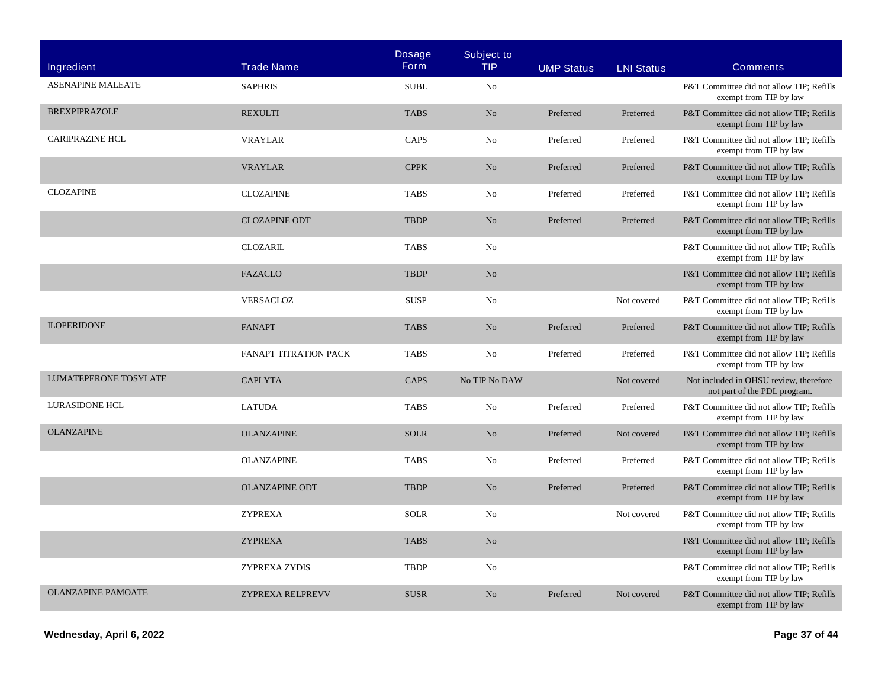| Ingredient | Trade Name | Dosage Form | Subject to TIP | UMP Status | LNI Status | Comments |
|---|---|---|---|---|---|---|
| ASENAPINE MALEATE | SAPHRIS | SUBL | No | | | P&T Committee did not allow TIP; Refills exempt from TIP by law |
| BREXPIPRAZOLE | REXULTI | TABS | No | Preferred | Preferred | P&T Committee did not allow TIP; Refills exempt from TIP by law |
| CARIPRAZINE HCL | VRAYLAR | CAPS | No | Preferred | Preferred | P&T Committee did not allow TIP; Refills exempt from TIP by law |
| | VRAYLAR | CPPK | No | Preferred | Preferred | P&T Committee did not allow TIP; Refills exempt from TIP by law |
| CLOZAPINE | CLOZAPINE | TABS | No | Preferred | Preferred | P&T Committee did not allow TIP; Refills exempt from TIP by law |
| | CLOZAPINE ODT | TBDP | No | Preferred | Preferred | P&T Committee did not allow TIP; Refills exempt from TIP by law |
| | CLOZARIL | TABS | No | | | P&T Committee did not allow TIP; Refills exempt from TIP by law |
| | FAZACLO | TBDP | No | | | P&T Committee did not allow TIP; Refills exempt from TIP by law |
| | VERSACLOZ | SUSP | No | | Not covered | P&T Committee did not allow TIP; Refills exempt from TIP by law |
| ILOPERIDONE | FANAPT | TABS | No | Preferred | Preferred | P&T Committee did not allow TIP; Refills exempt from TIP by law |
| | FANAPT TITRATION PACK | TABS | No | Preferred | Preferred | P&T Committee did not allow TIP; Refills exempt from TIP by law |
| LUMATEPERONE TOSYLATE | CAPLYTA | CAPS | No TIP No DAW | | Not covered | Not included in OHSU review, therefore not part of the PDL program. |
| LURASIDONE HCL | LATUDA | TABS | No | Preferred | Preferred | P&T Committee did not allow TIP; Refills exempt from TIP by law |
| OLANZAPINE | OLANZAPINE | SOLR | No | Preferred | Not covered | P&T Committee did not allow TIP; Refills exempt from TIP by law |
| | OLANZAPINE | TABS | No | Preferred | Preferred | P&T Committee did not allow TIP; Refills exempt from TIP by law |
| | OLANZAPINE ODT | TBDP | No | Preferred | Preferred | P&T Committee did not allow TIP; Refills exempt from TIP by law |
| | ZYPREXA | SOLR | No | | Not covered | P&T Committee did not allow TIP; Refills exempt from TIP by law |
| | ZYPREXA | TABS | No | | | P&T Committee did not allow TIP; Refills exempt from TIP by law |
| | ZYPREXA ZYDIS | TBDP | No | | | P&T Committee did not allow TIP; Refills exempt from TIP by law |
| OLANZAPINE PAMOATE | ZYPREXA RELPREVV | SUSR | No | Preferred | Not covered | P&T Committee did not allow TIP; Refills exempt from TIP by law |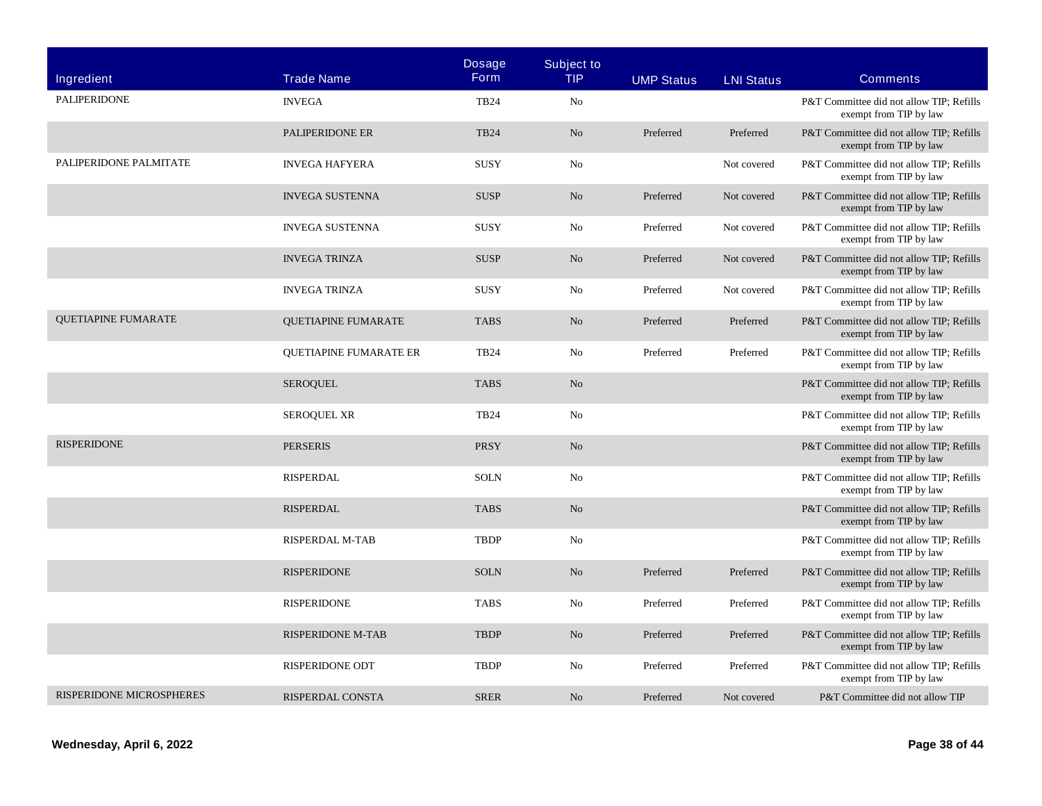| Ingredient | Trade Name | Dosage Form | Subject to TIP | UMP Status | LNI Status | Comments |
|---|---|---|---|---|---|---|
| PALIPERIDONE | INVEGA | TB24 | No | | | P&T Committee did not allow TIP; Refills exempt from TIP by law |
| | PALIPERIDONE ER | TB24 | No | Preferred | Preferred | P&T Committee did not allow TIP; Refills exempt from TIP by law |
| PALIPERIDONE PALMITATE | INVEGA HAFYERA | SUSY | No | | Not covered | P&T Committee did not allow TIP; Refills exempt from TIP by law |
| | INVEGA SUSTENNA | SUSP | No | Preferred | Not covered | P&T Committee did not allow TIP; Refills exempt from TIP by law |
| | INVEGA SUSTENNA | SUSY | No | Preferred | Not covered | P&T Committee did not allow TIP; Refills exempt from TIP by law |
| | INVEGA TRINZA | SUSP | No | Preferred | Not covered | P&T Committee did not allow TIP; Refills exempt from TIP by law |
| | INVEGA TRINZA | SUSY | No | Preferred | Not covered | P&T Committee did not allow TIP; Refills exempt from TIP by law |
| QUETIAPINE FUMARATE | QUETIAPINE FUMARATE | TABS | No | Preferred | Preferred | P&T Committee did not allow TIP; Refills exempt from TIP by law |
| | QUETIAPINE FUMARATE ER | TB24 | No | Preferred | Preferred | P&T Committee did not allow TIP; Refills exempt from TIP by law |
| | SEROQUEL | TABS | No | | | P&T Committee did not allow TIP; Refills exempt from TIP by law |
| | SEROQUEL XR | TB24 | No | | | P&T Committee did not allow TIP; Refills exempt from TIP by law |
| RISPERIDONE | PERSERIS | PRSY | No | | | P&T Committee did not allow TIP; Refills exempt from TIP by law |
| | RISPERDAL | SOLN | No | | | P&T Committee did not allow TIP; Refills exempt from TIP by law |
| | RISPERDAL | TABS | No | | | P&T Committee did not allow TIP; Refills exempt from TIP by law |
| | RISPERDAL M-TAB | TBDP | No | | | P&T Committee did not allow TIP; Refills exempt from TIP by law |
| | RISPERIDONE | SOLN | No | Preferred | Preferred | P&T Committee did not allow TIP; Refills exempt from TIP by law |
| | RISPERIDONE | TABS | No | Preferred | Preferred | P&T Committee did not allow TIP; Refills exempt from TIP by law |
| | RISPERIDONE M-TAB | TBDP | No | Preferred | Preferred | P&T Committee did not allow TIP; Refills exempt from TIP by law |
| | RISPERIDONE ODT | TBDP | No | Preferred | Preferred | P&T Committee did not allow TIP; Refills exempt from TIP by law |
| RISPERIDONE MICROSPHERES | RISPERDAL CONSTA | SRER | No | Preferred | Not covered | P&T Committee did not allow TIP |

Wednesday, April 6, 2022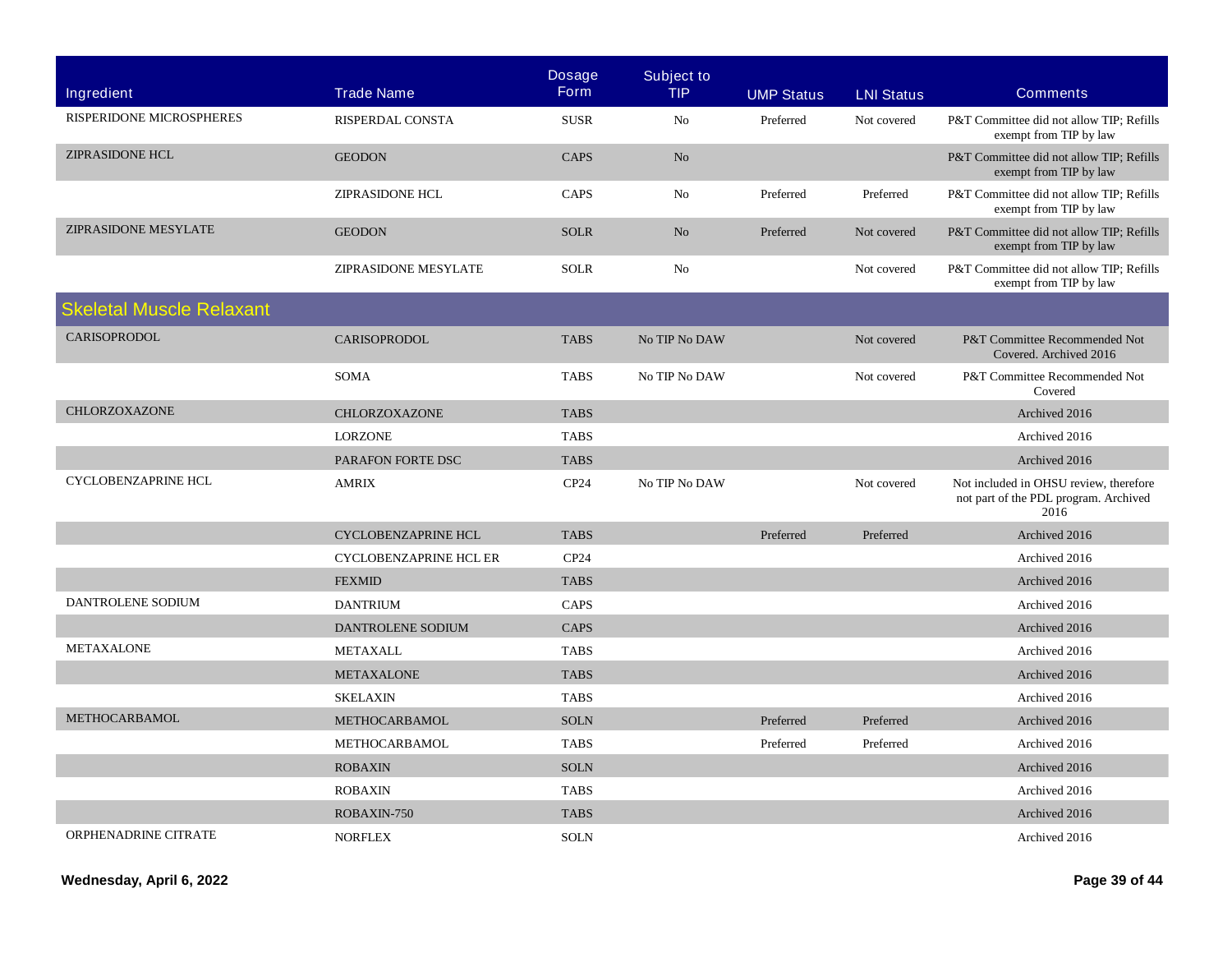| Ingredient | Trade Name | Dosage Form | Subject to TIP | UMP Status | LNI Status | Comments |
|---|---|---|---|---|---|---|
| RISPERIDONE MICROSPHERES | RISPERDAL CONSTA | SUSR | No | Preferred | Not covered | P&T Committee did not allow TIP; Refills exempt from TIP by law |
| ZIPRASIDONE HCL | GEODON | CAPS | No | | | P&T Committee did not allow TIP; Refills exempt from TIP by law |
| | ZIPRASIDONE HCL | CAPS | No | Preferred | Preferred | P&T Committee did not allow TIP; Refills exempt from TIP by law |
| ZIPRASIDONE MESYLATE | GEODON | SOLR | No | Preferred | Not covered | P&T Committee did not allow TIP; Refills exempt from TIP by law |
| | ZIPRASIDONE MESYLATE | SOLR | No | | Not covered | P&T Committee did not allow TIP; Refills exempt from TIP by law |
| **Skeletal Muscle Relaxant** | | | | | | |
| CARISOPRODOL | CARISOPRODOL | TABS | No TIP No DAW | | Not covered | P&T Committee Recommended Not Covered. Archived 2016 |
| | SOMA | TABS | No TIP No DAW | | Not covered | P&T Committee Recommended Not Covered |
| CHLORZOXAZONE | CHLORZOXAZONE | TABS | | | | Archived 2016 |
| | LORZONE | TABS | | | | Archived 2016 |
| | PARAFON FORTE DSC | TABS | | | | Archived 2016 |
| CYCLOBENZAPRINE HCL | AMRIX | CP24 | No TIP No DAW | | Not covered | Not included in OHSU review, therefore not part of the PDL program. Archived 2016 |
| | CYCLOBENZAPRINE HCL | TABS | | Preferred | Preferred | Archived 2016 |
| | CYCLOBENZAPRINE HCL ER | CP24 | | | | Archived 2016 |
| | FEXMID | TABS | | | | Archived 2016 |
| DANTROLENE SODIUM | DANTRIUM | CAPS | | | | Archived 2016 |
| | DANTROLENE SODIUM | CAPS | | | | Archived 2016 |
| METAXALONE | METAXALL | TABS | | | | Archived 2016 |
| | METAXALONE | TABS | | | | Archived 2016 |
| | SKELAXIN | TABS | | | | Archived 2016 |
| METHOCARBAMOL | METHOCARBAMOL | SOLN | | Preferred | Preferred | Archived 2016 |
| | METHOCARBAMOL | TABS | | Preferred | Preferred | Archived 2016 |
| | ROBAXIN | SOLN | | | | Archived 2016 |
| | ROBAXIN | TABS | | | | Archived 2016 |
| | ROBAXIN-750 | TABS | | | | Archived 2016 |
| ORPHENADRINE CITRATE | NORFLEX | SOLN | | | | Archived 2016 |

**Wednesday, April 6, 2022**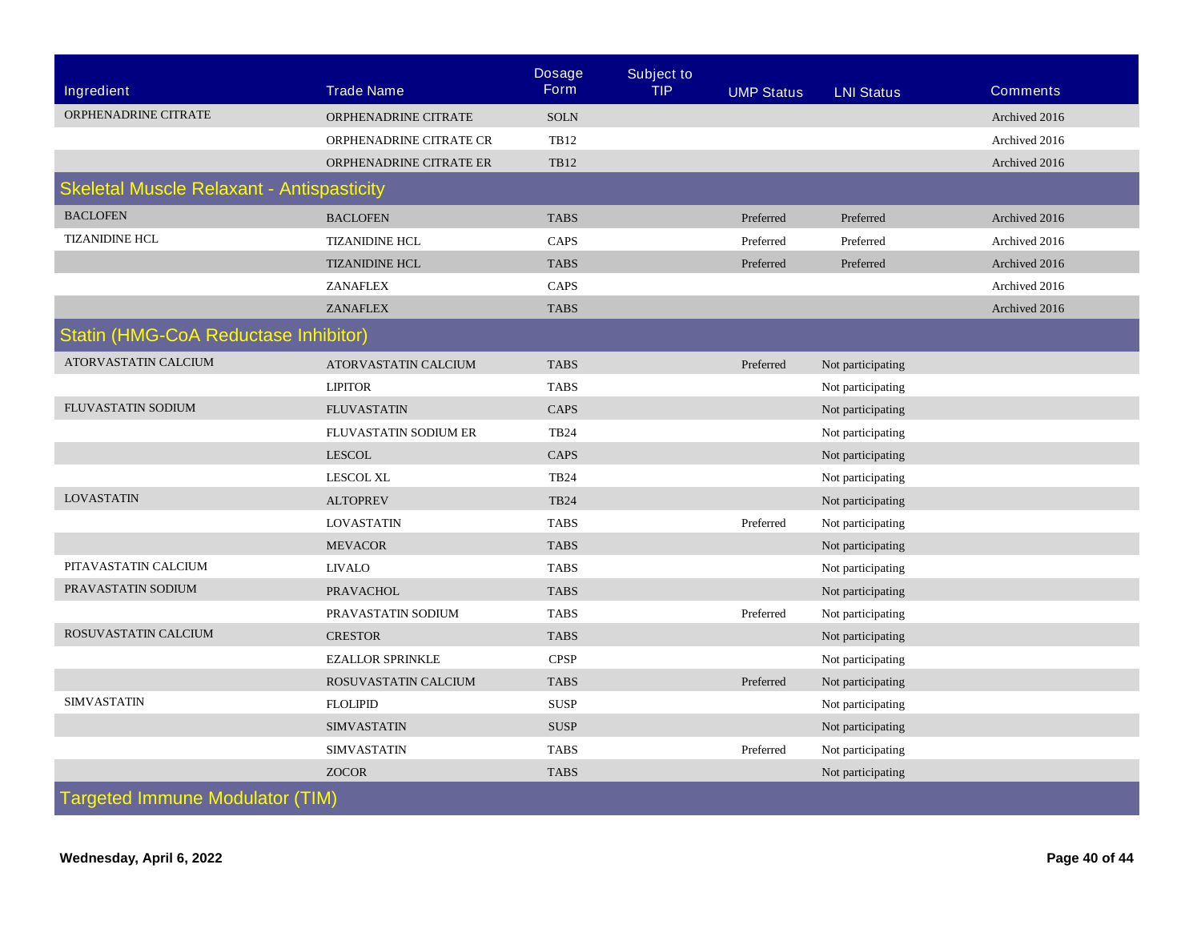| Ingredient | Trade Name | Dosage Form | Subject to TIP | UMP Status | LNI Status | Comments |
|---|---|---|---|---|---|---|
| ORPHENADRINE CITRATE | ORPHENADRINE CITRATE | SOLN | | | | Archived 2016 |
| | ORPHENADRINE CITRATE CR | TB12 | | | | Archived 2016 |
| | ORPHENADRINE CITRATE ER | TB12 | | | | Archived 2016 |
| **Skeletal Muscle Relaxant - Antispasticity** | | | | | | |
| BACLOFEN | BACLOFEN | TABS | | Preferred | Preferred | Archived 2016 |
| TIZANIDINE HCL | TIZANIDINE HCL | CAPS | | Preferred | Preferred | Archived 2016 |
| | TIZANIDINE HCL | TABS | | Preferred | Preferred | Archived 2016 |
| | ZANAFLEX | CAPS | | | | Archived 2016 |
| | ZANAFLEX | TABS | | | | Archived 2016 |
| **Statin (HMG-CoA Reductase Inhibitor)** | | | | | | |
| ATORVASTATIN CALCIUM | ATORVASTATIN CALCIUM | TABS | | Preferred | Not participating | |
| | LIPITOR | TABS | | | Not participating | |
| FLUVASTATIN SODIUM | FLUVASTATIN | CAPS | | | Not participating | |
| | FLUVASTATIN SODIUM ER | TB24 | | | Not participating | |
| | LESCOL | CAPS | | | Not participating | |
| | LESCOL XL | TB24 | | | Not participating | |
| LOVASTATIN | ALTOPREV | TB24 | | | Not participating | |
| | LOVASTATIN | TABS | | Preferred | Not participating | |
| | MEVACOR | TABS | | | Not participating | |
| PITAVASTATIN CALCIUM | LIVALO | TABS | | | Not participating | |
| PRAVASTATIN SODIUM | PRAVACHOL | TABS | | | Not participating | |
| | PRAVASTATIN SODIUM | TABS | | Preferred | Not participating | |
| ROSUVASTATIN CALCIUM | CRESTOR | TABS | | | Not participating | |
| | EZALLOR SPRINKLE | CPSP | | | Not participating | |
| | ROSUVASTATIN CALCIUM | TABS | | Preferred | Not participating | |
| SIMVASTATIN | FLOLIPID | SUSP | | | Not participating | |
| | SIMVASTATIN | SUSP | | | Not participating | |
| | SIMVASTATIN | TABS | | Preferred | Not participating | |
| | ZOCOR | TABS | | | Not participating | |
| **Targeted Immune Modulator (TIM)** | | | | | | |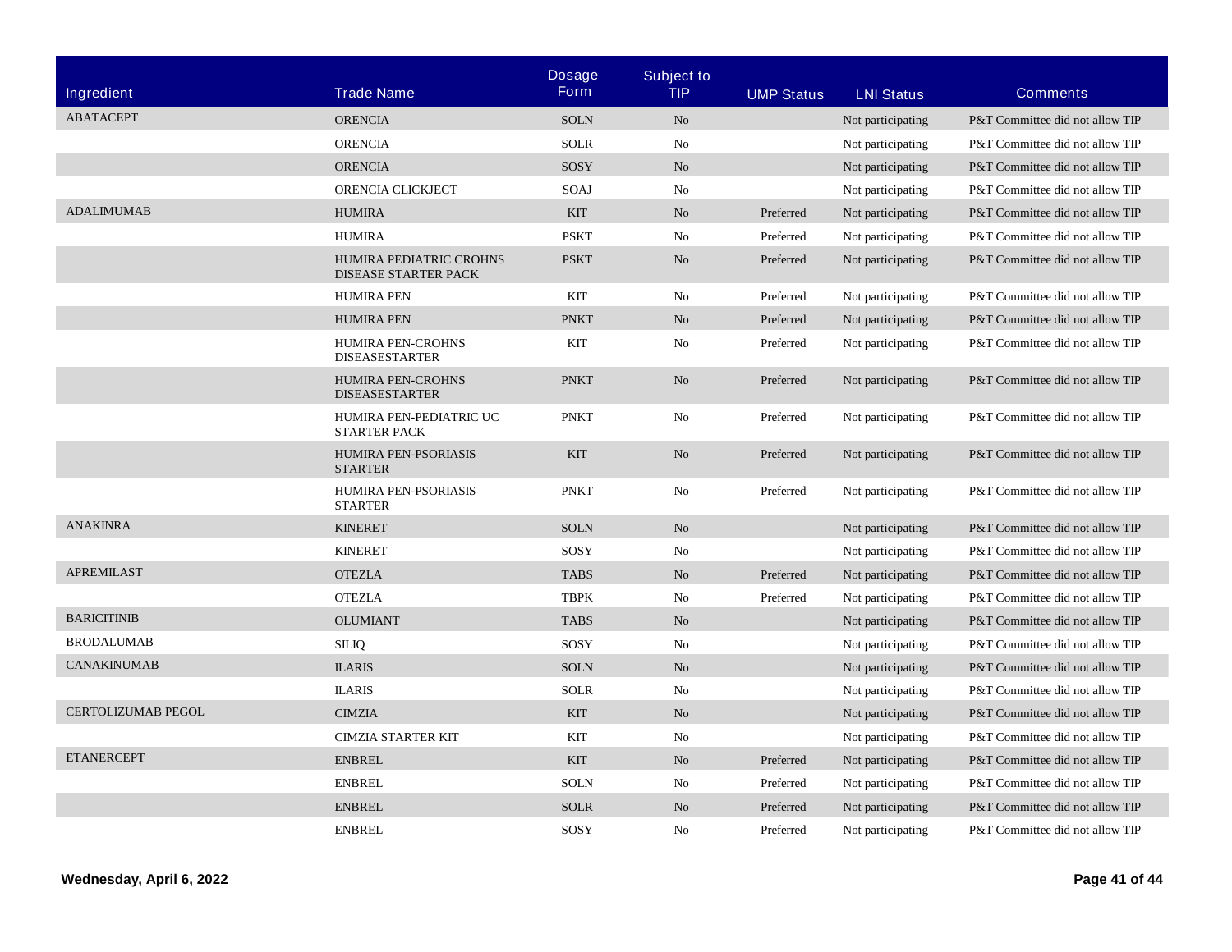| Ingredient | Trade Name | Dosage Form | Subject to TIP | UMP Status | LNI Status | Comments |
|---|---|---|---|---|---|---|
| ABATACEPT | ORENCIA | SOLN | No | | Not participating | P&T Committee did not allow TIP |
| | ORENCIA | SOLR | No | | Not participating | P&T Committee did not allow TIP |
| | ORENCIA | SOSY | No | | Not participating | P&T Committee did not allow TIP |
| | ORENCIA CLICKJECT | SOAJ | No | | Not participating | P&T Committee did not allow TIP |
| ADALIMUMAB | HUMIRA | KIT | No | Preferred | Not participating | P&T Committee did not allow TIP |
| | HUMIRA | PSKT | No | Preferred | Not participating | P&T Committee did not allow TIP |
| | HUMIRA PEDIATRIC CROHNS DISEASE STARTER PACK | PSKT | No | Preferred | Not participating | P&T Committee did not allow TIP |
| | HUMIRA PEN | KIT | No | Preferred | Not participating | P&T Committee did not allow TIP |
| | HUMIRA PEN | PNKT | No | Preferred | Not participating | P&T Committee did not allow TIP |
| | HUMIRA PEN-CROHNS DISEASESTARTER | KIT | No | Preferred | Not participating | P&T Committee did not allow TIP |
| | HUMIRA PEN-CROHNS DISEASESTARTER | PNKT | No | Preferred | Not participating | P&T Committee did not allow TIP |
| | HUMIRA PEN-PEDIATRIC UC STARTER PACK | PNKT | No | Preferred | Not participating | P&T Committee did not allow TIP |
| | HUMIRA PEN-PSORIASIS STARTER | KIT | No | Preferred | Not participating | P&T Committee did not allow TIP |
| | HUMIRA PEN-PSORIASIS STARTER | PNKT | No | Preferred | Not participating | P&T Committee did not allow TIP |
| ANAKINRA | KINERET | SOLN | No | | Not participating | P&T Committee did not allow TIP |
| | KINERET | SOSY | No | | Not participating | P&T Committee did not allow TIP |
| APREMILAST | OTEZLA | TABS | No | Preferred | Not participating | P&T Committee did not allow TIP |
| | OTEZLA | TBPK | No | Preferred | Not participating | P&T Committee did not allow TIP |
| BARICITINIB | OLUMIANT | TABS | No | | Not participating | P&T Committee did not allow TIP |
| BRODALUMAB | SILIQ | SOSY | No | | Not participating | P&T Committee did not allow TIP |
| CANAKINUMAB | ILARIS | SOLN | No | | Not participating | P&T Committee did not allow TIP |
| | ILARIS | SOLR | No | | Not participating | P&T Committee did not allow TIP |
| CERTOLIZUMAB PEGOL | CIMZIA | KIT | No | | Not participating | P&T Committee did not allow TIP |
| | CIMZIA STARTER KIT | KIT | No | | Not participating | P&T Committee did not allow TIP |
| ETANERCEPT | ENBREL | KIT | No | Preferred | Not participating | P&T Committee did not allow TIP |
| | ENBREL | SOLN | No | Preferred | Not participating | P&T Committee did not allow TIP |
| | ENBREL | SOLR | No | Preferred | Not participating | P&T Committee did not allow TIP |
| | ENBREL | SOSY | No | Preferred | Not participating | P&T Committee did not allow TIP |

**Wednesday, April 6, 2022**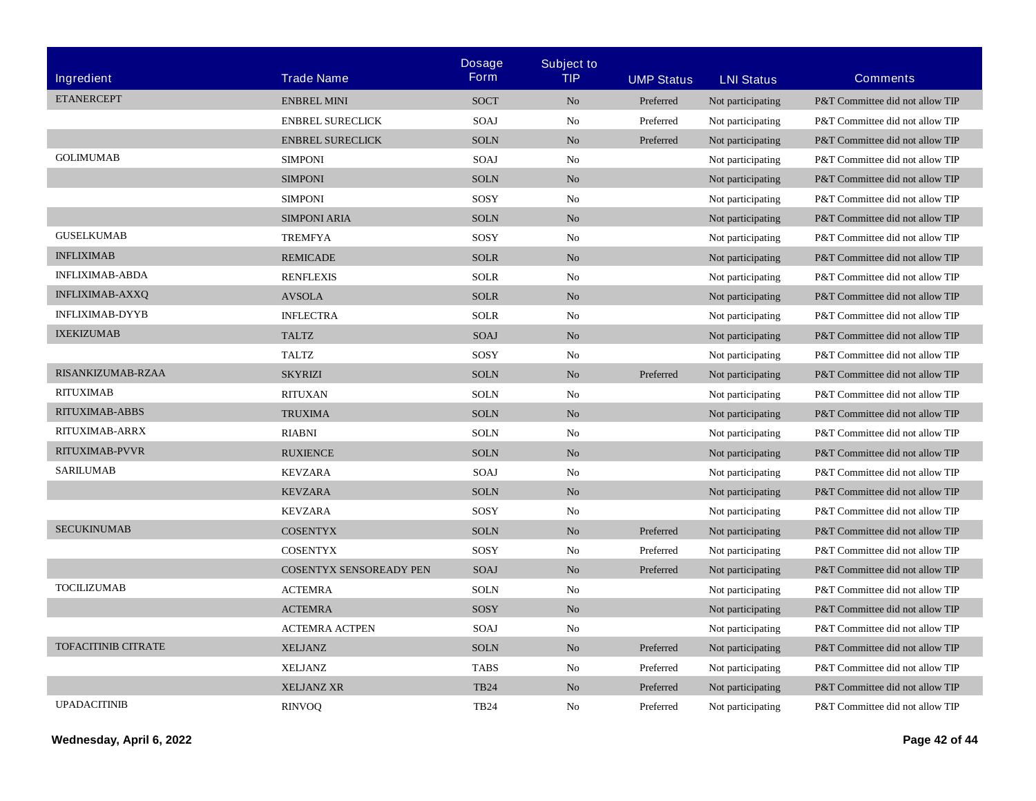| Ingredient | Trade Name | Dosage Form | Subject to TIP | UMP Status | LNI Status | Comments |
|---|---|---|---|---|---|---|
| ETANERCEPT | ENBREL MINI | SOCT | No | Preferred | Not participating | P&T Committee did not allow TIP |
| | ENBREL SURECLICK | SOAJ | No | Preferred | Not participating | P&T Committee did not allow TIP |
| | ENBREL SURECLICK | SOLN | No | Preferred | Not participating | P&T Committee did not allow TIP |
| GOLIMUMAB | SIMPONI | SOAJ | No | | Not participating | P&T Committee did not allow TIP |
| | SIMPONI | SOLN | No | | Not participating | P&T Committee did not allow TIP |
| | SIMPONI | SOSY | No | | Not participating | P&T Committee did not allow TIP |
| | SIMPONI ARIA | SOLN | No | | Not participating | P&T Committee did not allow TIP |
| GUSELKUMAB | TREMFYA | SOSY | No | | Not participating | P&T Committee did not allow TIP |
| INFLIXIMAB | REMICADE | SOLR | No | | Not participating | P&T Committee did not allow TIP |
| INFLIXIMAB-ABDA | RENFLEXIS | SOLR | No | | Not participating | P&T Committee did not allow TIP |
| INFLIXIMAB-AXXQ | AVSOLA | SOLR | No | | Not participating | P&T Committee did not allow TIP |
| INFLIXIMAB-DYYB | INFLECTRA | SOLR | No | | Not participating | P&T Committee did not allow TIP |
| IXEKIZUMAB | TALTZ | SOAJ | No | | Not participating | P&T Committee did not allow TIP |
| | TALTZ | SOSY | No | | Not participating | P&T Committee did not allow TIP |
| RISANKIZUMAB-RZAA | SKYRIZI | SOLN | No | Preferred | Not participating | P&T Committee did not allow TIP |
| RITUXIMAB | RITUXAN | SOLN | No | | Not participating | P&T Committee did not allow TIP |
| RITUXIMAB-ABBS | TRUXIMA | SOLN | No | | Not participating | P&T Committee did not allow TIP |
| RITUXIMAB-ARRX | RIABNI | SOLN | No | | Not participating | P&T Committee did not allow TIP |
| RITUXIMAB-PVVR | RUXIENCE | SOLN | No | | Not participating | P&T Committee did not allow TIP |
| SARILUMAB | KEVZARA | SOAJ | No | | Not participating | P&T Committee did not allow TIP |
| | KEVZARA | SOLN | No | | Not participating | P&T Committee did not allow TIP |
| | KEVZARA | SOSY | No | | Not participating | P&T Committee did not allow TIP |
| SECUKINUMAB | COSENTYX | SOLN | No | Preferred | Not participating | P&T Committee did not allow TIP |
| | COSENTYX | SOSY | No | Preferred | Not participating | P&T Committee did not allow TIP |
| | COSENTYX SENSOREADY PEN | SOAJ | No | Preferred | Not participating | P&T Committee did not allow TIP |
| TOCILIZUMAB | ACTEMRA | SOLN | No | | Not participating | P&T Committee did not allow TIP |
| | ACTEMRA | SOSY | No | | Not participating | P&T Committee did not allow TIP |
| | ACTEMRA ACTPEN | SOAJ | No | | Not participating | P&T Committee did not allow TIP |
| TOFACITINIB CITRATE | XELJANZ | SOLN | No | Preferred | Not participating | P&T Committee did not allow TIP |
| | XELJANZ | TABS | No | Preferred | Not participating | P&T Committee did not allow TIP |
| | XELJANZ XR | TB24 | No | Preferred | Not participating | P&T Committee did not allow TIP |
| UPADACITINIB | RINVOQ | TB24 | No | Preferred | Not participating | P&T Committee did not allow TIP |

**Wednesday, April 6, 2022**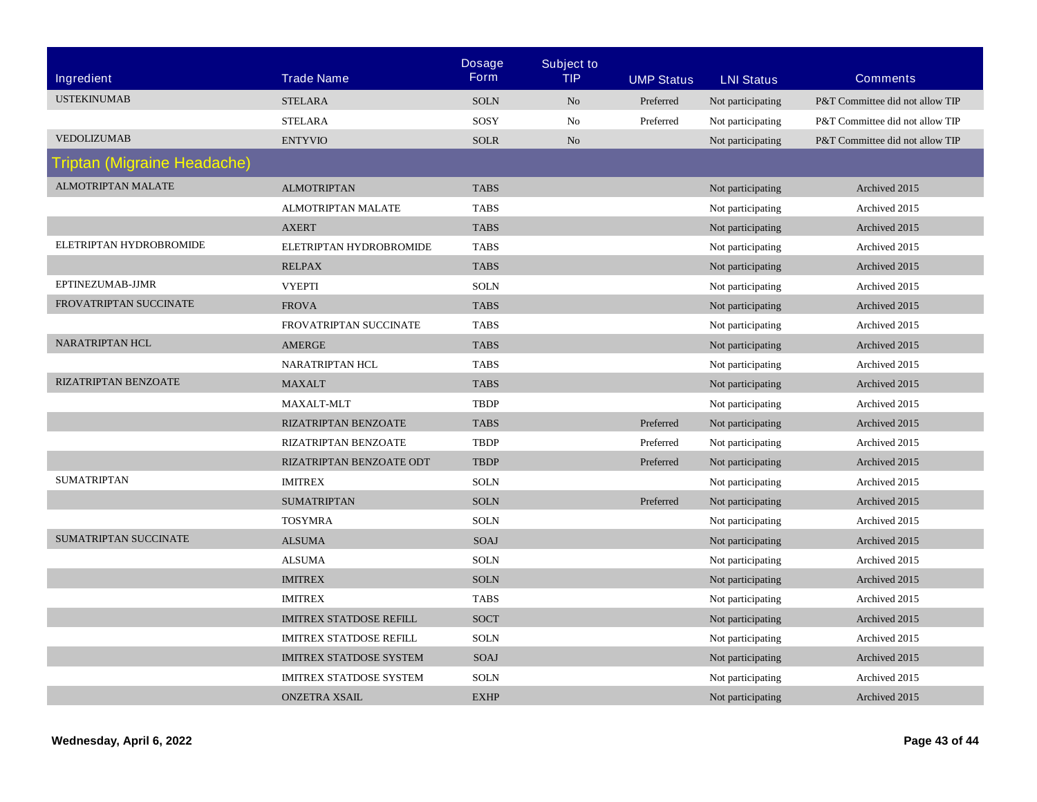| Ingredient | Trade Name | Dosage Form | Subject to TIP | UMP Status | LNI Status | Comments |
|---|---|---|---|---|---|---|
| USTEKINUMAB | STELARA | SOLN | No | Preferred | Not participating | P&T Committee did not allow TIP |
| | STELARA | SOSY | No | Preferred | Not participating | P&T Committee did not allow TIP |
| VEDOLIZUMAB | ENTYVIO | SOLR | No | | Not participating | P&T Committee did not allow TIP |
| **Triptan (Migraine Headache)** | | | | | | |
| ALMOTRIPTAN MALATE | ALMOTRIPTAN | TABS | | | Not participating | Archived 2015 |
| | ALMOTRIPTAN MALATE | TABS | | | Not participating | Archived 2015 |
| | AXERT | TABS | | | Not participating | Archived 2015 |
| ELETRIPTAN HYDROBROMIDE | ELETRIPTAN HYDROBROMIDE | TABS | | | Not participating | Archived 2015 |
| | RELPAX | TABS | | | Not participating | Archived 2015 |
| EPTINEZUMAB-JJMR | VYEPTI | SOLN | | | Not participating | Archived 2015 |
| FROVATRIPTAN SUCCINATE | FROVA | TABS | | | Not participating | Archived 2015 |
| | FROVATRIPTAN SUCCINATE | TABS | | | Not participating | Archived 2015 |
| NARATRIPTAN HCL | AMERGE | TABS | | | Not participating | Archived 2015 |
| | NARATRIPTAN HCL | TABS | | | Not participating | Archived 2015 |
| RIZATRIPTAN BENZOATE | MAXALT | TABS | | | Not participating | Archived 2015 |
| | MAXALT-MLT | TBDP | | | Not participating | Archived 2015 |
| | RIZATRIPTAN BENZOATE | TABS | | Preferred | Not participating | Archived 2015 |
| | RIZATRIPTAN BENZOATE | TBDP | | Preferred | Not participating | Archived 2015 |
| | RIZATRIPTAN BENZOATE ODT | TBDP | | Preferred | Not participating | Archived 2015 |
| SUMATRIPTAN | IMITREX | SOLN | | | Not participating | Archived 2015 |
| | SUMATRIPTAN | SOLN | | Preferred | Not participating | Archived 2015 |
| | TOSYMRA | SOLN | | | Not participating | Archived 2015 |
| SUMATRIPTAN SUCCINATE | ALSUMA | SOAJ | | | Not participating | Archived 2015 |
| | ALSUMA | SOLN | | | Not participating | Archived 2015 |
| | IMITREX | SOLN | | | Not participating | Archived 2015 |
| | IMITREX | TABS | | | Not participating | Archived 2015 |
| | IMITREX STATDOSE REFILL | SOCT | | | Not participating | Archived 2015 |
| | IMITREX STATDOSE REFILL | SOLN | | | Not participating | Archived 2015 |
| | IMITREX STATDOSE SYSTEM | SOAJ | | | Not participating | Archived 2015 |
| | IMITREX STATDOSE SYSTEM | SOLN | | | Not participating | Archived 2015 |
| | ONZETRA XSAIL | EXHP | | | Not participating | Archived 2015 |

Wednesday, April 6, 2022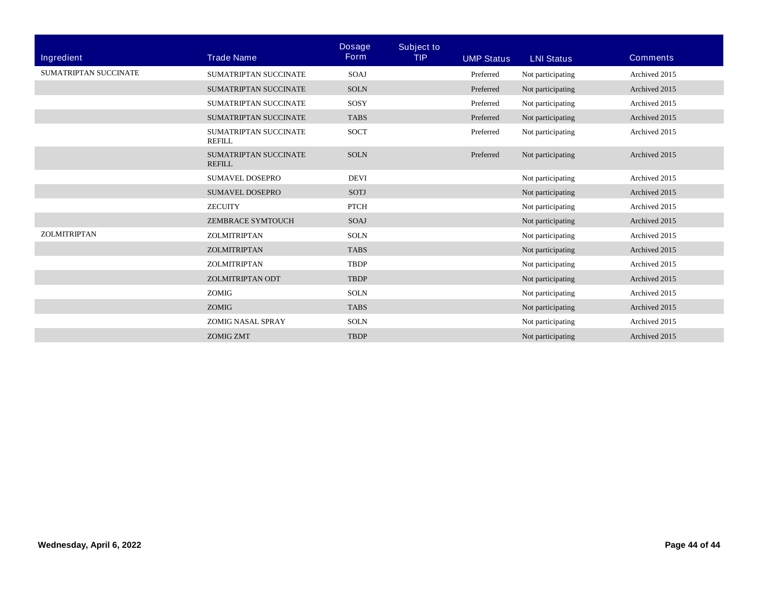| Ingredient | Trade Name | Dosage Form | Subject to TIP | UMP Status | LNI Status | Comments |
|---|---|---|---|---|---|---|
| SUMATRIPTAN SUCCINATE | SUMATRIPTAN SUCCINATE | SOAJ | | Preferred | Not participating | Archived 2015 |
| | SUMATRIPTAN SUCCINATE | SOLN | | Preferred | Not participating | Archived 2015 |
| | SUMATRIPTAN SUCCINATE | SOSY | | Preferred | Not participating | Archived 2015 |
| | SUMATRIPTAN SUCCINATE | TABS | | Preferred | Not participating | Archived 2015 |
| | SUMATRIPTAN SUCCINATE REFILL | SOCT | | Preferred | Not participating | Archived 2015 |
| | SUMATRIPTAN SUCCINATE REFILL | SOLN | | Preferred | Not participating | Archived 2015 |
| | SUMAVEL DOSEPRO | DEVI | | | Not participating | Archived 2015 |
| | SUMAVEL DOSEPRO | SOTJ | | | Not participating | Archived 2015 |
| | ZECUITY | PTCH | | | Not participating | Archived 2015 |
| | ZEMBRACE SYMTOUCH | SOAJ | | | Not participating | Archived 2015 |
| ZOLMITRIPTAN | ZOLMITRIPTAN | SOLN | | | Not participating | Archived 2015 |
| | ZOLMITRIPTAN | TABS | | | Not participating | Archived 2015 |
| | ZOLMITRIPTAN | TBDP | | | Not participating | Archived 2015 |
| | ZOLMITRIPTAN ODT | TBDP | | | Not participating | Archived 2015 |
| | ZOMIG | SOLN | | | Not participating | Archived 2015 |
| | ZOMIG | TABS | | | Not participating | Archived 2015 |
| | ZOMIG NASAL SPRAY | SOLN | | | Not participating | Archived 2015 |
| | ZOMIG ZMT | TBDP | | | Not participating | Archived 2015 |

**Wednesday, April 6, 2022**